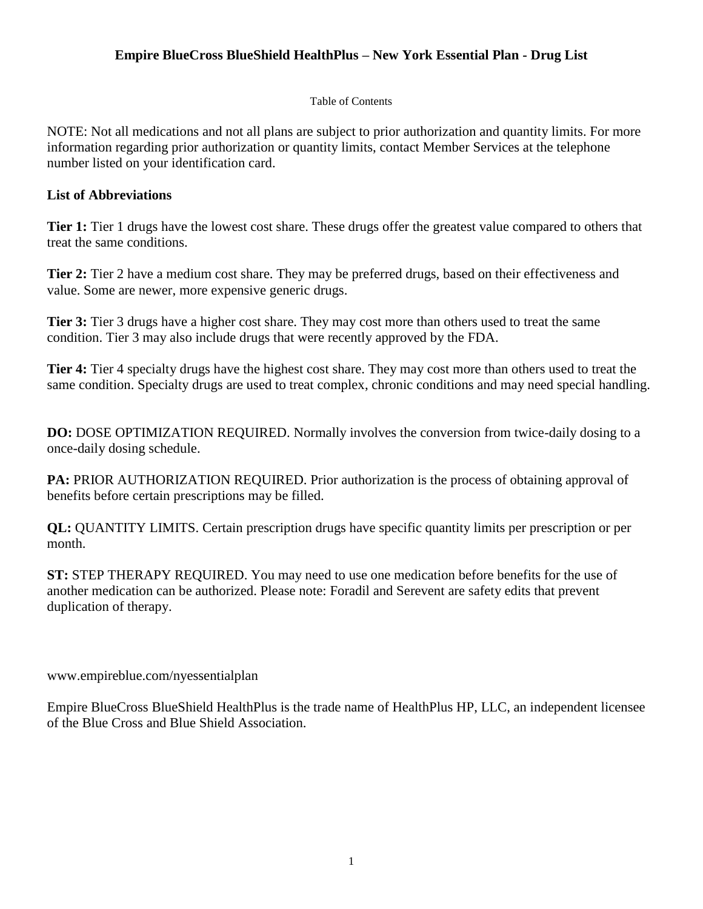# Empire BlueCross BlueShield HealthPlus – New York Essential Plan - Drug List

Table of Contents

NOTE: Not all medications and not all plans are subject to prior authorization and quantity limits. For more information regarding prior authorization or quantity limits, contact Member Services at the telephone number listed on your identification card.

## List of Abbreviations

**Tier 1:** Tier 1 drugs have the lowest cost share. These drugs offer the greatest value compared to others that treat the same conditions.

**Tier 2:** Tier 2 have a medium cost share. They may be preferred drugs, based on their effectiveness and value. Some are newer, more expensive generic drugs.

**Tier 3:** Tier 3 drugs have a higher cost share. They may cost more than others used to treat the same condition. Tier 3 may also include drugs that were recently approved by the FDA.

**Tier 4:** Tier 4 specialty drugs have the highest cost share. They may cost more than others used to treat the same condition. Specialty drugs are used to treat complex, chronic conditions and may need special handling.

**DO:** DOSE OPTIMIZATION REQUIRED. Normally involves the conversion from twice-daily dosing to a once-daily dosing schedule.

**PA:** PRIOR AUTHORIZATION REQUIRED. Prior authorization is the process of obtaining approval of benefits before certain prescriptions may be filled.

**QL:** QUANTITY LIMITS. Certain prescription drugs have specific quantity limits per prescription or per month.

**ST:** STEP THERAPY REQUIRED. You may need to use one medication before benefits for the use of another medication can be authorized. Please note: Foradil and Serevent are safety edits that prevent duplication of therapy.

www.empireblue.com/nyessentialplan

Empire BlueCross BlueShield HealthPlus is the trade name of HealthPlus HP, LLC, an independent licensee of the Blue Cross and Blue Shield Association.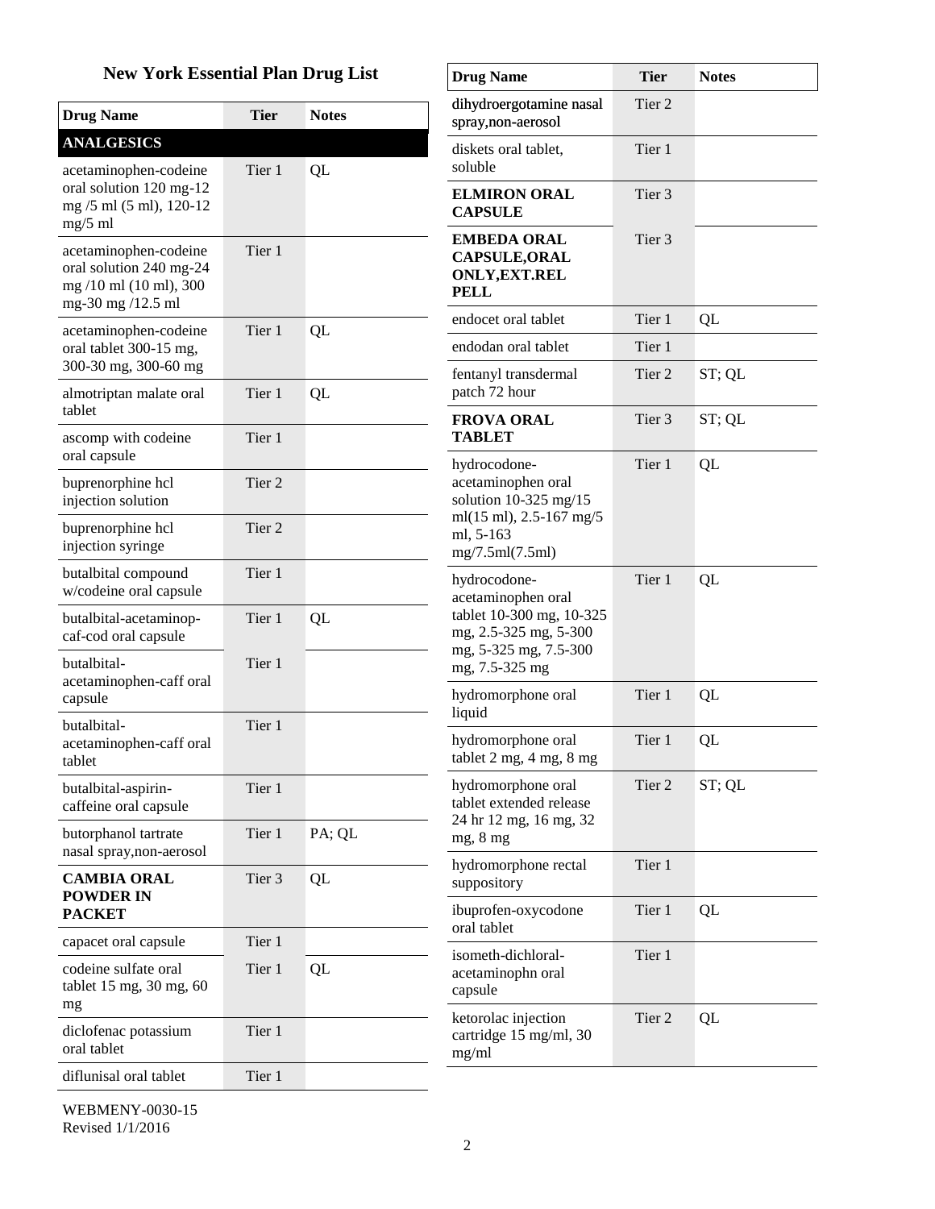# New York Essential Plan Drug List

| Drug Name | Tier | Notes |
|---|---|---|
| **ANALGESICS** | | |
| acetaminophen-codeine oral solution 120 mg-12 mg /5 ml (5 ml), 120-12 mg/5 ml | Tier 1 | QL |
| acetaminophen-codeine oral solution 240 mg-24 mg /10 ml (10 ml), 300 mg-30 mg /12.5 ml | Tier 1 | |
| acetaminophen-codeine oral tablet 300-15 mg, 300-30 mg, 300-60 mg | Tier 1 | QL |
| almotriptan malate oral tablet | Tier 1 | QL |
| ascomp with codeine oral capsule | Tier 1 | |
| buprenorphine hcl injection solution | Tier 2 | |
| buprenorphine hcl injection syringe | Tier 2 | |
| butalbital compound w/codeine oral capsule | Tier 1 | |
| butalbital-acetaminop-caf-cod oral capsule | Tier 1 | QL |
| butalbital-acetaminophen-caff oral capsule | Tier 1 | |
| butalbital-acetaminophen-caff oral tablet | Tier 1 | |
| butalbital-aspirin-caffeine oral capsule | Tier 1 | |
| butorphanol tartrate nasal spray,non-aerosol | Tier 1 | PA; QL |
| **CAMBIA ORAL POWDER IN PACKET** | Tier 3 | QL |
| capacet oral capsule | Tier 1 | |
| codeine sulfate oral tablet 15 mg, 30 mg, 60 mg | Tier 1 | QL |
| diclofenac potassium oral tablet | Tier 1 | |
| diflunisal oral tablet | Tier 1 | |
| dihydroergotamine nasal spray,non-aerosol | Tier 2 | |
| diskets oral tablet, soluble | Tier 1 | |
| **ELMIRON ORAL CAPSULE** | Tier 3 | |
| **EMBEDA ORAL CAPSULE,ORAL ONLY,EXT.REL PELL** | Tier 3 | |
| endocet oral tablet | Tier 1 | QL |
| endodan oral tablet | Tier 1 | |
| fentanyl transdermal patch 72 hour | Tier 2 | ST; QL |
| **FROVA ORAL TABLET** | Tier 3 | ST; QL |
| hydrocodone-acetaminophen oral solution 10-325 mg/15 ml(15 ml), 2.5-167 mg/5 ml, 5-163 mg/7.5ml(7.5ml) | Tier 1 | QL |
| hydrocodone-acetaminophen oral tablet 10-300 mg, 10-325 mg, 2.5-325 mg, 5-300 mg, 5-325 mg, 7.5-300 mg, 7.5-325 mg | Tier 1 | QL |
| hydromorphone oral liquid | Tier 1 | QL |
| hydromorphone oral tablet 2 mg, 4 mg, 8 mg | Tier 1 | QL |
| hydromorphone oral tablet extended release 24 hr 12 mg, 16 mg, 32 mg, 8 mg | Tier 2 | ST; QL |
| hydromorphone rectal suppository | Tier 1 | |
| ibuprofen-oxycodone oral tablet | Tier 1 | QL |
| isometh-dichloral-acetaminophn oral capsule | Tier 1 | |
| ketorolac injection cartridge 15 mg/ml, 30 mg/ml | Tier 2 | QL |

WEBMENY-0030-15
Revised 1/1/2016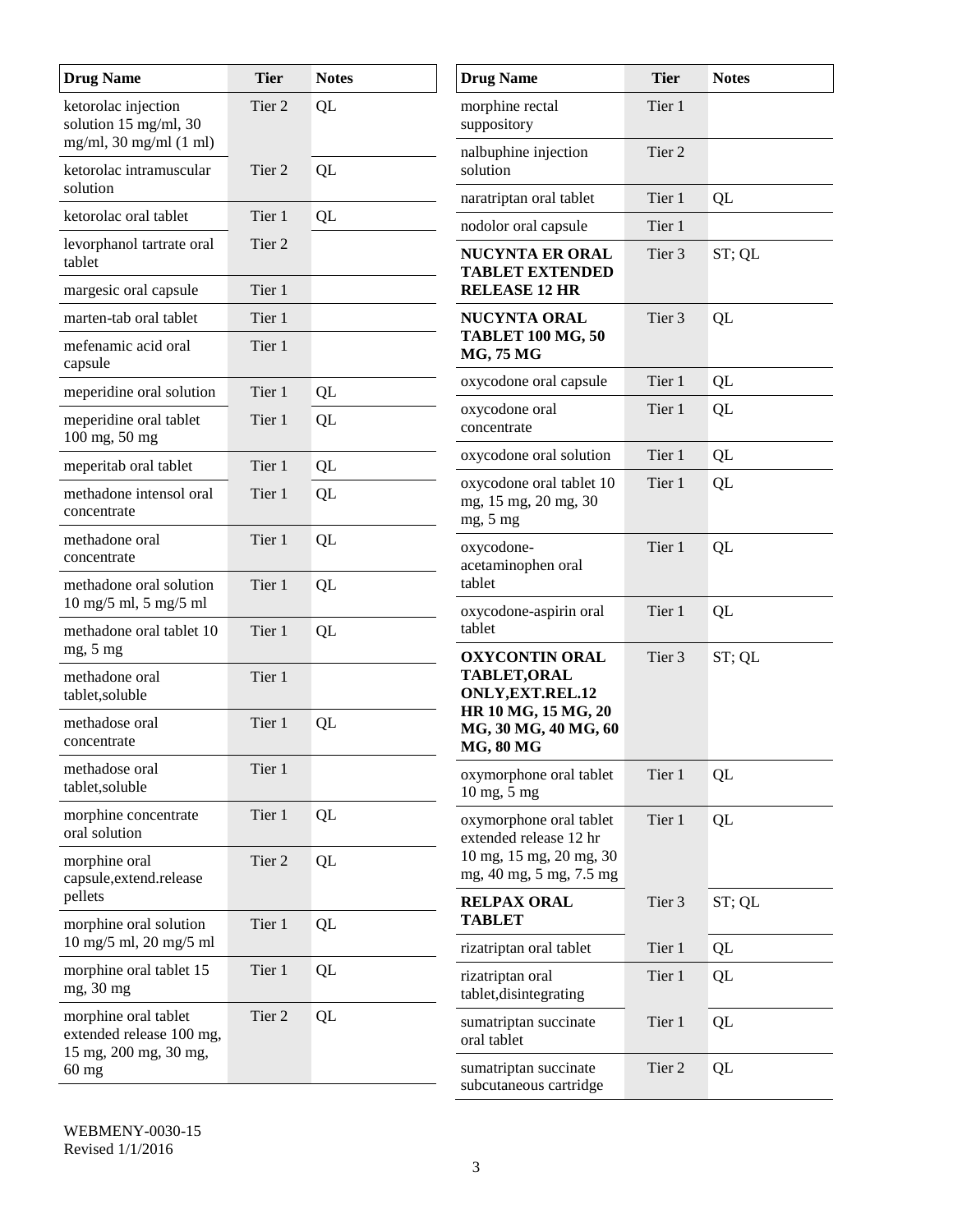| Drug Name | Tier | Notes |
|---|---|---|
| ketorolac injection solution 15 mg/ml, 30 mg/ml, 30 mg/ml (1 ml) | Tier 2 | QL |
| ketorolac intramuscular solution | Tier 2 | QL |
| ketorolac oral tablet | Tier 1 | QL |
| levorphanol tartrate oral tablet | Tier 2 | |
| margesic oral capsule | Tier 1 | |
| marten-tab oral tablet | Tier 1 | |
| mefenamic acid oral capsule | Tier 1 | |
| meperidine oral solution | Tier 1 | QL |
| meperidine oral tablet 100 mg, 50 mg | Tier 1 | QL |
| meperitab oral tablet | Tier 1 | QL |
| methadone intensol oral concentrate | Tier 1 | QL |
| methadone oral concentrate | Tier 1 | QL |
| methadone oral solution 10 mg/5 ml, 5 mg/5 ml | Tier 1 | QL |
| methadone oral tablet 10 mg, 5 mg | Tier 1 | QL |
| methadone oral tablet,soluble | Tier 1 | |
| methadose oral concentrate | Tier 1 | QL |
| methadose oral tablet,soluble | Tier 1 | |
| morphine concentrate oral solution | Tier 1 | QL |
| morphine oral capsule,extend.release pellets | Tier 2 | QL |
| morphine oral solution 10 mg/5 ml, 20 mg/5 ml | Tier 1 | QL |
| morphine oral tablet 15 mg, 30 mg | Tier 1 | QL |
| morphine oral tablet extended release 100 mg, 15 mg, 200 mg, 30 mg, 60 mg | Tier 2 | QL |
| morphine rectal suppository | Tier 1 | |
| nalbuphine injection solution | Tier 2 | |
| naratriptan oral tablet | Tier 1 | QL |
| nodolor oral capsule | Tier 1 | |
| **NUCYNTA ER ORAL TABLET EXTENDED RELEASE 12 HR** | Tier 3 | ST; QL |
| **NUCYNTA ORAL TABLET 100 MG, 50 MG, 75 MG** | Tier 3 | QL |
| oxycodone oral capsule | Tier 1 | QL |
| oxycodone oral concentrate | Tier 1 | QL |
| oxycodone oral solution | Tier 1 | QL |
| oxycodone oral tablet 10 mg, 15 mg, 20 mg, 30 mg, 5 mg | Tier 1 | QL |
| oxycodone-acetaminophen oral tablet | Tier 1 | QL |
| oxycodone-aspirin oral tablet | Tier 1 | QL |
| **OXYCONTIN ORAL TABLET,ORAL ONLY,EXT.REL.12 HR 10 MG, 15 MG, 20 MG, 30 MG, 40 MG, 60 MG, 80 MG** | Tier 3 | ST; QL |
| oxymorphone oral tablet 10 mg, 5 mg | Tier 1 | QL |
| oxymorphone oral tablet extended release 12 hr 10 mg, 15 mg, 20 mg, 30 mg, 40 mg, 5 mg, 7.5 mg | Tier 1 | QL |
| **RELPAX ORAL TABLET** | Tier 3 | ST; QL |
| rizatriptan oral tablet | Tier 1 | QL |
| rizatriptan oral tablet,disintegrating | Tier 1 | QL |
| sumatriptan succinate oral tablet | Tier 1 | QL |
| sumatriptan succinate subcutaneous cartridge | Tier 2 | QL |

WEBMENY-0030-15
Revised 1/1/2016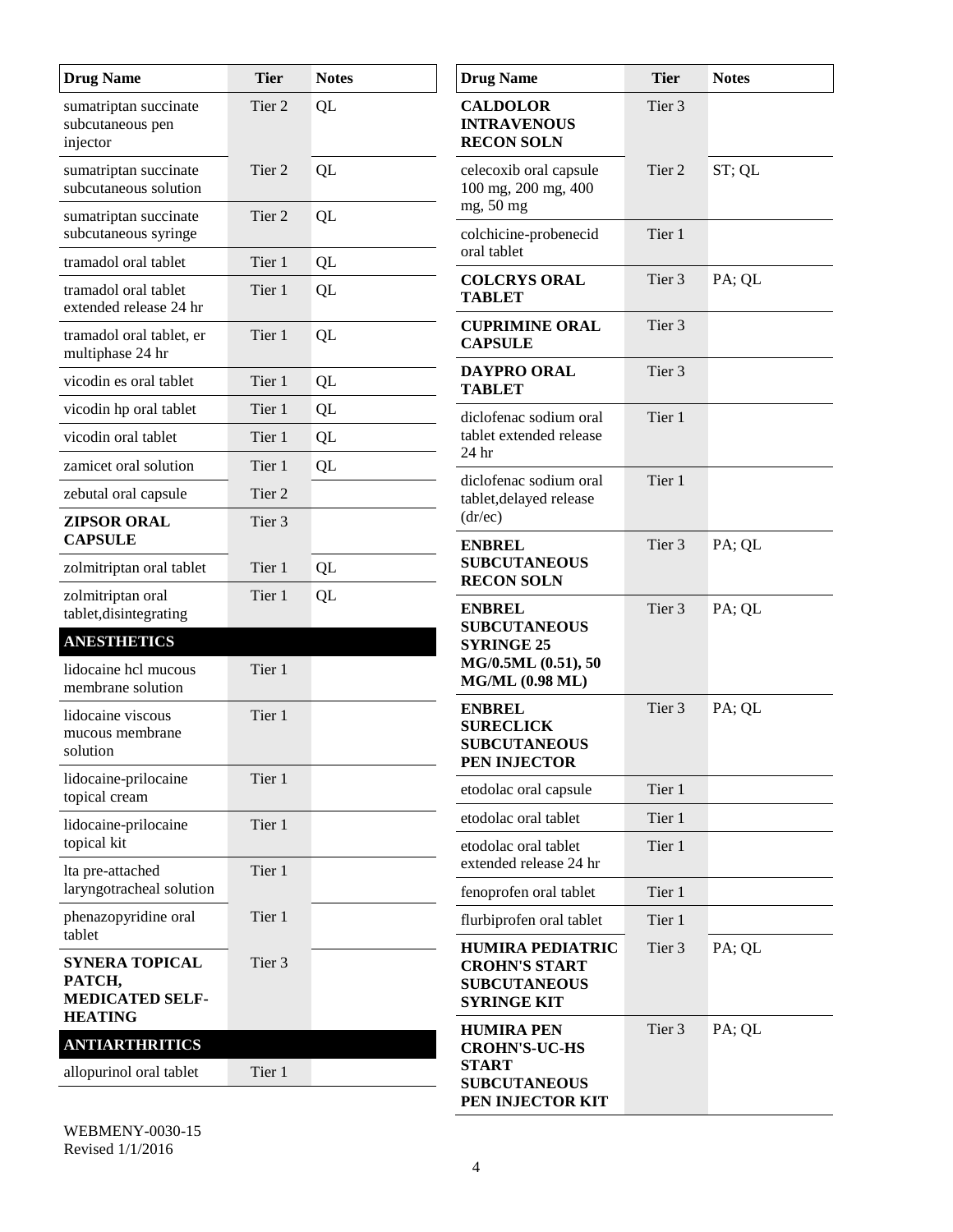| Drug Name | Tier | Notes |
|---|---|---|
| sumatriptan succinate subcutaneous pen injector | Tier 2 | QL |
| sumatriptan succinate subcutaneous solution | Tier 2 | QL |
| sumatriptan succinate subcutaneous syringe | Tier 2 | QL |
| tramadol oral tablet | Tier 1 | QL |
| tramadol oral tablet extended release 24 hr | Tier 1 | QL |
| tramadol oral tablet, er multiphase 24 hr | Tier 1 | QL |
| vicodin es oral tablet | Tier 1 | QL |
| vicodin hp oral tablet | Tier 1 | QL |
| vicodin oral tablet | Tier 1 | QL |
| zamicet oral solution | Tier 1 | QL |
| zebutal oral capsule | Tier 2 | |
| **ZIPSOR ORAL CAPSULE** | Tier 3 | |
| zolmitriptan oral tablet | Tier 1 | QL |
| zolmitriptan oral tablet,disintegrating | Tier 1 | QL |
| **ANESTHETICS** | | |
| lidocaine hcl mucous membrane solution | Tier 1 | |
| lidocaine viscous mucous membrane solution | Tier 1 | |
| lidocaine-prilocaine topical cream | Tier 1 | |
| lidocaine-prilocaine topical kit | Tier 1 | |
| lta pre-attached laryngotracheal solution | Tier 1 | |
| phenazopyridine oral tablet | Tier 1 | |
| **SYNERA TOPICAL PATCH, MEDICATED SELF-HEATING** | Tier 3 | |
| **ANTIARTHRITICS** | | |
| allopurinol oral tablet | Tier 1 | |
| **CALDOLOR INTRAVENOUS RECON SOLN** | Tier 3 | |
| celecoxib oral capsule 100 mg, 200 mg, 400 mg, 50 mg | Tier 2 | ST; QL |
| colchicine-probenecid oral tablet | Tier 1 | |
| **COLCRYS ORAL TABLET** | Tier 3 | PA; QL |
| **CUPRIMINE ORAL CAPSULE** | Tier 3 | |
| **DAYPRO ORAL TABLET** | Tier 3 | |
| diclofenac sodium oral tablet extended release 24 hr | Tier 1 | |
| diclofenac sodium oral tablet,delayed release (dr/ec) | Tier 1 | |
| **ENBREL SUBCUTANEOUS RECON SOLN** | Tier 3 | PA; QL |
| **ENBREL SUBCUTANEOUS SYRINGE 25 MG/0.5ML (0.51), 50 MG/ML (0.98 ML)** | Tier 3 | PA; QL |
| **ENBREL SURECLICK SUBCUTANEOUS PEN INJECTOR** | Tier 3 | PA; QL |
| etodolac oral capsule | Tier 1 | |
| etodolac oral tablet | Tier 1 | |
| etodolac oral tablet extended release 24 hr | Tier 1 | |
| fenoprofen oral tablet | Tier 1 | |
| flurbiprofen oral tablet | Tier 1 | |
| **HUMIRA PEDIATRIC CROHN'S START SUBCUTANEOUS SYRINGE KIT** | Tier 3 | PA; QL |
| **HUMIRA PEN CROHN'S-UC-HS START SUBCUTANEOUS PEN INJECTOR KIT** | Tier 3 | PA; QL |

WEBMENY-0030-15
Revised 1/1/2016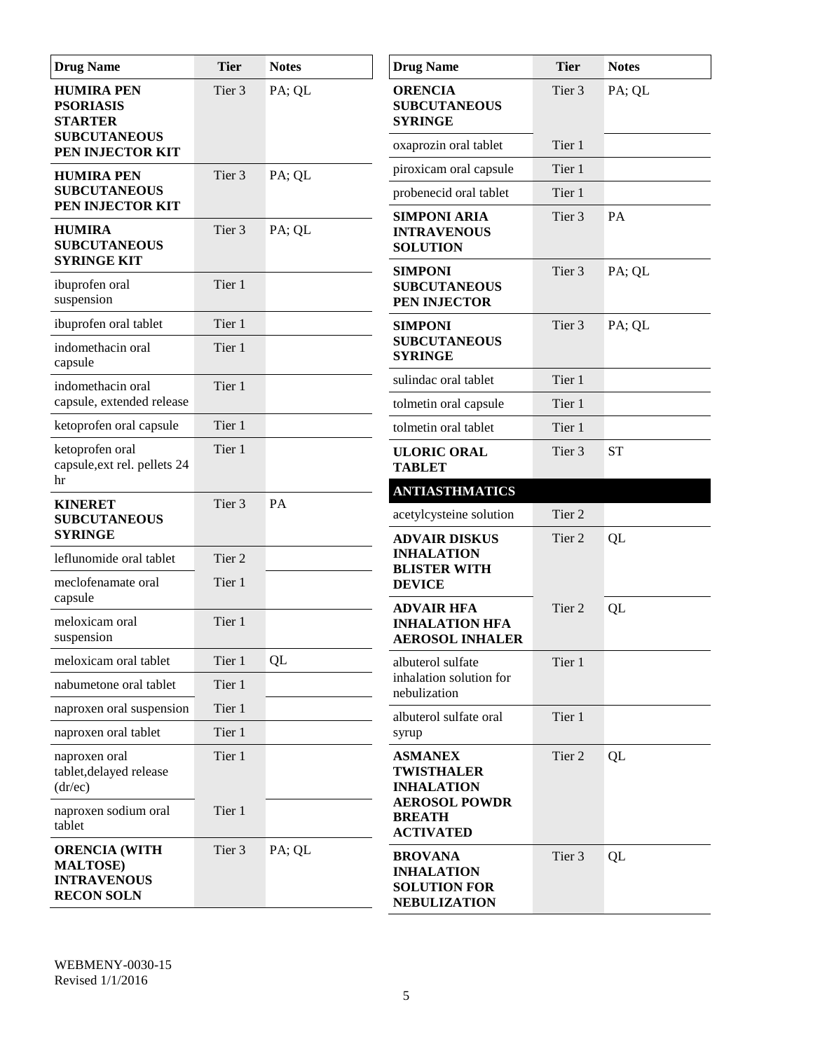| Drug Name | Tier | Notes |
|---|---|---|
| **HUMIRA PEN PSORIASIS STARTER SUBCUTANEOUS PEN INJECTOR KIT** | Tier 3 | PA; QL |
| **HUMIRA PEN SUBCUTANEOUS PEN INJECTOR KIT** | Tier 3 | PA; QL |
| **HUMIRA SUBCUTANEOUS SYRINGE KIT** | Tier 3 | PA; QL |
| ibuprofen oral suspension | Tier 1 | |
| ibuprofen oral tablet | Tier 1 | |
| indomethacin oral capsule | Tier 1 | |
| indomethacin oral capsule, extended release | Tier 1 | |
| ketoprofen oral capsule | Tier 1 | |
| ketoprofen oral capsule,ext rel. pellets 24 hr | Tier 1 | |
| **KINERET SUBCUTANEOUS SYRINGE** | Tier 3 | PA |
| leflunomide oral tablet | Tier 2 | |
| meclofenamate oral capsule | Tier 1 | |
| meloxicam oral suspension | Tier 1 | |
| meloxicam oral tablet | Tier 1 | QL |
| nabumetone oral tablet | Tier 1 | |
| naproxen oral suspension | Tier 1 | |
| naproxen oral tablet | Tier 1 | |
| naproxen oral tablet,delayed release (dr/ec) | Tier 1 | |
| naproxen sodium oral tablet | Tier 1 | |
| **ORENCIA (WITH MALTOSE) INTRAVENOUS RECON SOLN** | Tier 3 | PA; QL |
| **ORENCIA SUBCUTANEOUS SYRINGE** | Tier 3 | PA; QL |
| oxaprozin oral tablet | Tier 1 | |
| piroxicam oral capsule | Tier 1 | |
| probenecid oral tablet | Tier 1 | |
| **SIMPONI ARIA INTRAVENOUS SOLUTION** | Tier 3 | PA |
| **SIMPONI SUBCUTANEOUS PEN INJECTOR** | Tier 3 | PA; QL |
| **SIMPONI SUBCUTANEOUS SYRINGE** | Tier 3 | PA; QL |
| sulindac oral tablet | Tier 1 | |
| tolmetin oral capsule | Tier 1 | |
| tolmetin oral tablet | Tier 1 | |
| **ULORIC ORAL TABLET** | Tier 3 | ST |
| **ANTIASTHMATICS** | | |
| acetylcysteine solution | Tier 2 | |
| **ADVAIR DISKUS INHALATION BLISTER WITH DEVICE** | Tier 2 | QL |
| **ADVAIR HFA INHALATION HFA AEROSOL INHALER** | Tier 2 | QL |
| albuterol sulfate inhalation solution for nebulization | Tier 1 | |
| albuterol sulfate oral syrup | Tier 1 | |
| **ASMANEX TWISTHALER INHALATION AEROSOL POWDR BREATH ACTIVATED** | Tier 2 | QL |
| **BROVANA INHALATION SOLUTION FOR NEBULIZATION** | Tier 3 | QL |

WEBMENY-0030-15
Revised 1/1/2016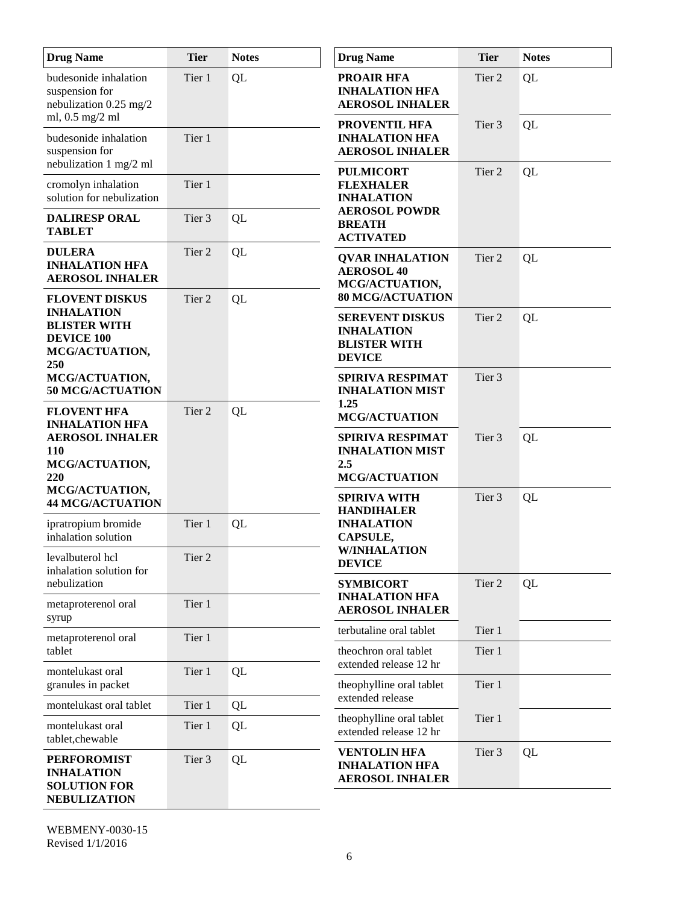| Drug Name | Tier | Notes |
|---|---|---|
| budesonide inhalation suspension for nebulization 0.25 mg/2 ml, 0.5 mg/2 ml | Tier 1 | QL |
| budesonide inhalation suspension for nebulization 1 mg/2 ml | Tier 1 | |
| cromolyn inhalation solution for nebulization | Tier 1 | |
| **DALIRESP ORAL TABLET** | Tier 3 | QL |
| **DULERA INHALATION HFA AEROSOL INHALER** | Tier 2 | QL |
| **FLOVENT DISKUS INHALATION BLISTER WITH DEVICE 100 MCG/ACTUATION, 250 MCG/ACTUATION, 50 MCG/ACTUATION** | Tier 2 | QL |
| **FLOVENT HFA INHALATION HFA AEROSOL INHALER 110 MCG/ACTUATION, 220 MCG/ACTUATION, 44 MCG/ACTUATION** | Tier 2 | QL |
| ipratropium bromide inhalation solution | Tier 1 | QL |
| levalbuterol hcl inhalation solution for nebulization | Tier 2 | |
| metaproterenol oral syrup | Tier 1 | |
| metaproterenol oral tablet | Tier 1 | |
| montelukast oral granules in packet | Tier 1 | QL |
| montelukast oral tablet | Tier 1 | QL |
| montelukast oral tablet,chewable | Tier 1 | QL |
| **PERFOROMIST INHALATION SOLUTION FOR NEBULIZATION** | Tier 3 | QL |
| **PROAIR HFA INHALATION HFA AEROSOL INHALER** | Tier 2 | QL |
| **PROVENTIL HFA INHALATION HFA AEROSOL INHALER** | Tier 3 | QL |
| **PULMICORT FLEXHALER INHALATION AEROSOL POWDR BREATH ACTIVATED** | Tier 2 | QL |
| **QVAR INHALATION AEROSOL 40 MCG/ACTUATION, 80 MCG/ACTUATION** | Tier 2 | QL |
| **SEREVENT DISKUS INHALATION BLISTER WITH DEVICE** | Tier 2 | QL |
| **SPIRIVA RESPIMAT INHALATION MIST 1.25 MCG/ACTUATION** | Tier 3 | |
| **SPIRIVA RESPIMAT INHALATION MIST 2.5 MCG/ACTUATION** | Tier 3 | QL |
| **SPIRIVA WITH HANDIHALER INHALATION CAPSULE, W/INHALATION DEVICE** | Tier 3 | QL |
| **SYMBICORT INHALATION HFA AEROSOL INHALER** | Tier 2 | QL |
| terbutaline oral tablet | Tier 1 | |
| theochron oral tablet extended release 12 hr | Tier 1 | |
| theophylline oral tablet extended release | Tier 1 | |
| theophylline oral tablet extended release 12 hr | Tier 1 | |
| **VENTOLIN HFA INHALATION HFA AEROSOL INHALER** | Tier 3 | QL |

WEBMENY-0030-15
Revised 1/1/2016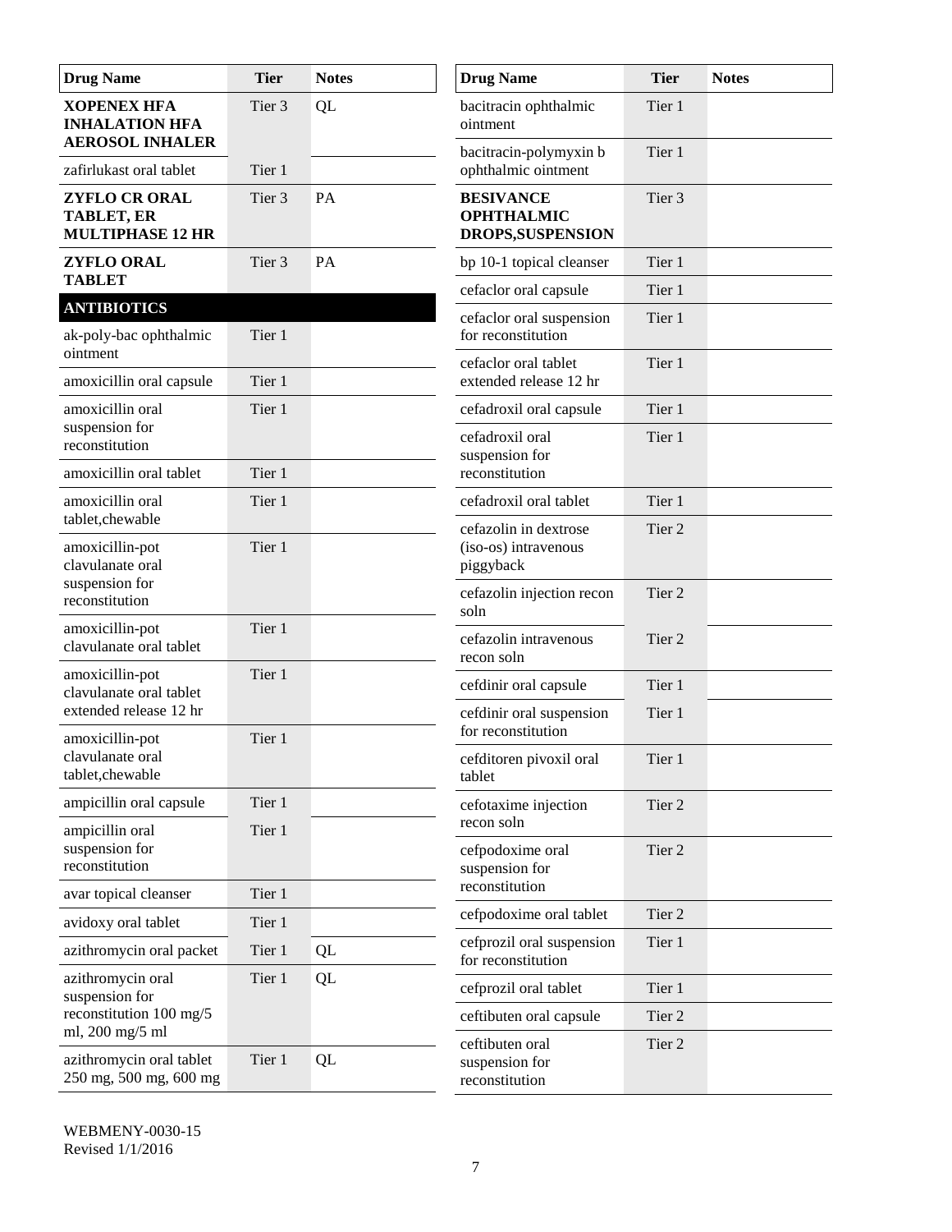| Drug Name | Tier | Notes |
|---|---|---|
| **XOPENEX HFA INHALATION HFA AEROSOL INHALER** | Tier 3 | QL |
| zafirlukast oral tablet | Tier 1 | |
| **ZYFLO CR ORAL TABLET, ER MULTIPHASE 12 HR** | Tier 3 | PA |
| **ZYFLO ORAL TABLET** | Tier 3 | PA |
| **ANTIBIOTICS** | | |
| ak-poly-bac ophthalmic ointment | Tier 1 | |
| amoxicillin oral capsule | Tier 1 | |
| amoxicillin oral suspension for reconstitution | Tier 1 | |
| amoxicillin oral tablet | Tier 1 | |
| amoxicillin oral tablet,chewable | Tier 1 | |
| amoxicillin-pot clavulanate oral suspension for reconstitution | Tier 1 | |
| amoxicillin-pot clavulanate oral tablet | Tier 1 | |
| amoxicillin-pot clavulanate oral tablet extended release 12 hr | Tier 1 | |
| amoxicillin-pot clavulanate oral tablet,chewable | Tier 1 | |
| ampicillin oral capsule | Tier 1 | |
| ampicillin oral suspension for reconstitution | Tier 1 | |
| avar topical cleanser | Tier 1 | |
| avidoxy oral tablet | Tier 1 | |
| azithromycin oral packet | Tier 1 | QL |
| azithromycin oral suspension for reconstitution 100 mg/5 ml, 200 mg/5 ml | Tier 1 | QL |
| azithromycin oral tablet 250 mg, 500 mg, 600 mg | Tier 1 | QL |
| bacitracin ophthalmic ointment | Tier 1 | |
| bacitracin-polymyxin b ophthalmic ointment | Tier 1 | |
| **BESIVANCE OPHTHALMIC DROPS,SUSPENSION** | Tier 3 | |
| bp 10-1 topical cleanser | Tier 1 | |
| cefaclor oral capsule | Tier 1 | |
| cefaclor oral suspension for reconstitution | Tier 1 | |
| cefaclor oral tablet extended release 12 hr | Tier 1 | |
| cefadroxil oral capsule | Tier 1 | |
| cefadroxil oral suspension for reconstitution | Tier 1 | |
| cefadroxil oral tablet | Tier 1 | |
| cefazolin in dextrose (iso-os) intravenous piggyback | Tier 2 | |
| cefazolin injection recon soln | Tier 2 | |
| cefazolin intravenous recon soln | Tier 2 | |
| cefdinir oral capsule | Tier 1 | |
| cefdinir oral suspension for reconstitution | Tier 1 | |
| cefditoren pivoxil oral tablet | Tier 1 | |
| cefotaxime injection recon soln | Tier 2 | |
| cefpodoxime oral suspension for reconstitution | Tier 2 | |
| cefpodoxime oral tablet | Tier 2 | |
| cefprozil oral suspension for reconstitution | Tier 1 | |
| cefprozil oral tablet | Tier 1 | |
| ceftibuten oral capsule | Tier 2 | |
| ceftibuten oral suspension for reconstitution | Tier 2 | |

WEBMENY-0030-15
Revised 1/1/2016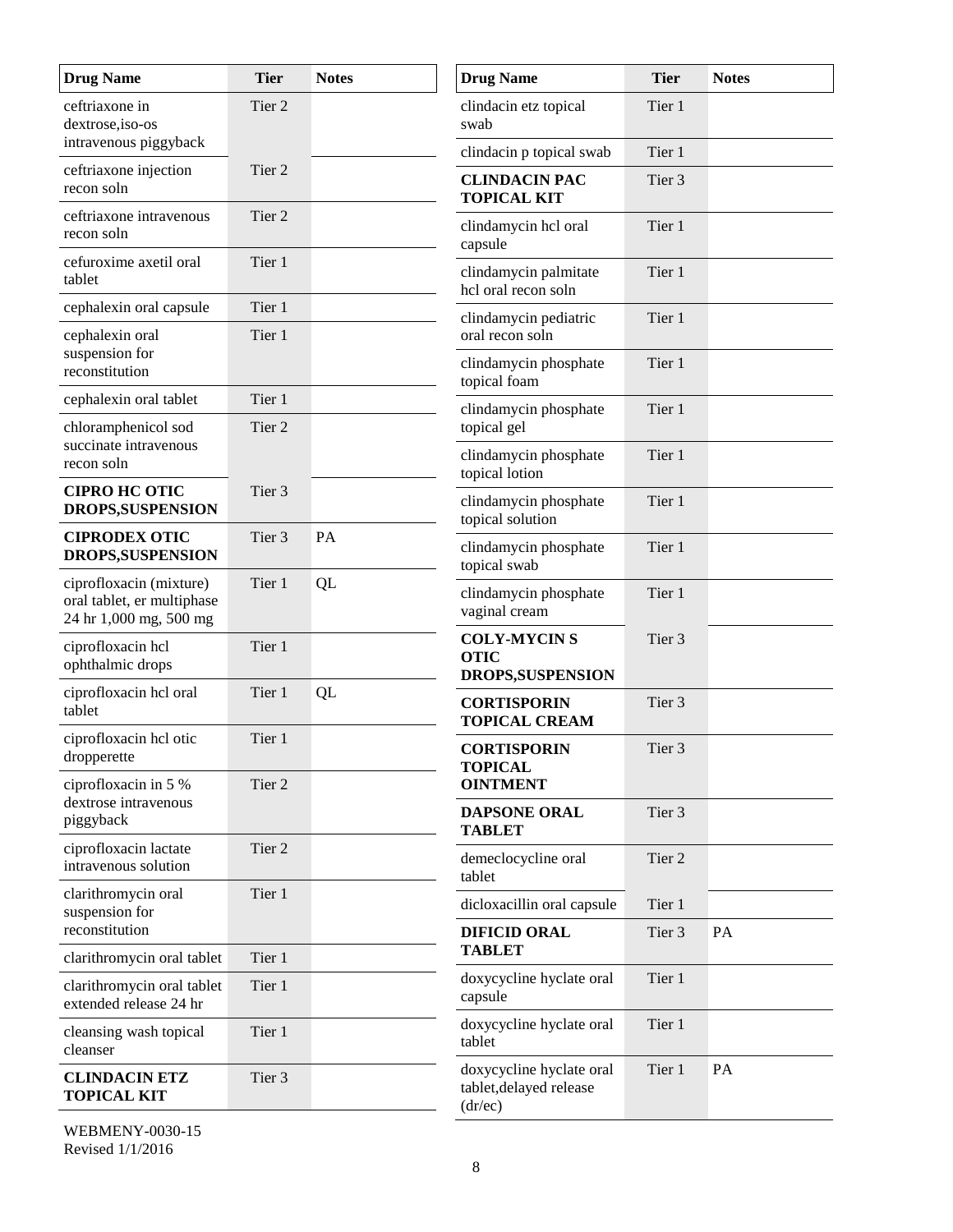| Drug Name | Tier | Notes |
|---|---|---|
| ceftriaxone in dextrose,iso-os intravenous piggyback | Tier 2 | |
| ceftriaxone injection recon soln | Tier 2 | |
| ceftriaxone intravenous recon soln | Tier 2 | |
| cefuroxime axetil oral tablet | Tier 1 | |
| cephalexin oral capsule | Tier 1 | |
| cephalexin oral suspension for reconstitution | Tier 1 | |
| cephalexin oral tablet | Tier 1 | |
| chloramphenicol sod succinate intravenous recon soln | Tier 2 | |
| **CIPRO HC OTIC DROPS,SUSPENSION** | Tier 3 | |
| **CIPRODEX OTIC DROPS,SUSPENSION** | Tier 3 | PA |
| ciprofloxacin (mixture) oral tablet, er multiphase 24 hr 1,000 mg, 500 mg | Tier 1 | QL |
| ciprofloxacin hcl ophthalmic drops | Tier 1 | |
| ciprofloxacin hcl oral tablet | Tier 1 | QL |
| ciprofloxacin hcl otic dropperette | Tier 1 | |
| ciprofloxacin in 5 % dextrose intravenous piggyback | Tier 2 | |
| ciprofloxacin lactate intravenous solution | Tier 2 | |
| clarithromycin oral suspension for reconstitution | Tier 1 | |
| clarithromycin oral tablet | Tier 1 | |
| clarithromycin oral tablet extended release 24 hr | Tier 1 | |
| cleansing wash topical cleanser | Tier 1 | |
| **CLINDACIN ETZ TOPICAL KIT** | Tier 3 | |
| clindacin etz topical swab | Tier 1 | |
| clindacin p topical swab | Tier 1 | |
| **CLINDACIN PAC TOPICAL KIT** | Tier 3 | |
| clindamycin hcl oral capsule | Tier 1 | |
| clindamycin palmitate hcl oral recon soln | Tier 1 | |
| clindamycin pediatric oral recon soln | Tier 1 | |
| clindamycin phosphate topical foam | Tier 1 | |
| clindamycin phosphate topical gel | Tier 1 | |
| clindamycin phosphate topical lotion | Tier 1 | |
| clindamycin phosphate topical solution | Tier 1 | |
| clindamycin phosphate topical swab | Tier 1 | |
| clindamycin phosphate vaginal cream | Tier 1 | |
| **COLY-MYCIN S OTIC DROPS,SUSPENSION** | Tier 3 | |
| **CORTISPORIN TOPICAL CREAM** | Tier 3 | |
| **CORTISPORIN TOPICAL OINTMENT** | Tier 3 | |
| **DAPSONE ORAL TABLET** | Tier 3 | |
| demeclocycline oral tablet | Tier 2 | |
| dicloxacillin oral capsule | Tier 1 | |
| **DIFICID ORAL TABLET** | Tier 3 | PA |
| doxycycline hyclate oral capsule | Tier 1 | |
| doxycycline hyclate oral tablet | Tier 1 | |
| doxycycline hyclate oral tablet,delayed release (dr/ec) | Tier 1 | PA |

WEBMENY-0030-15
Revised 1/1/2016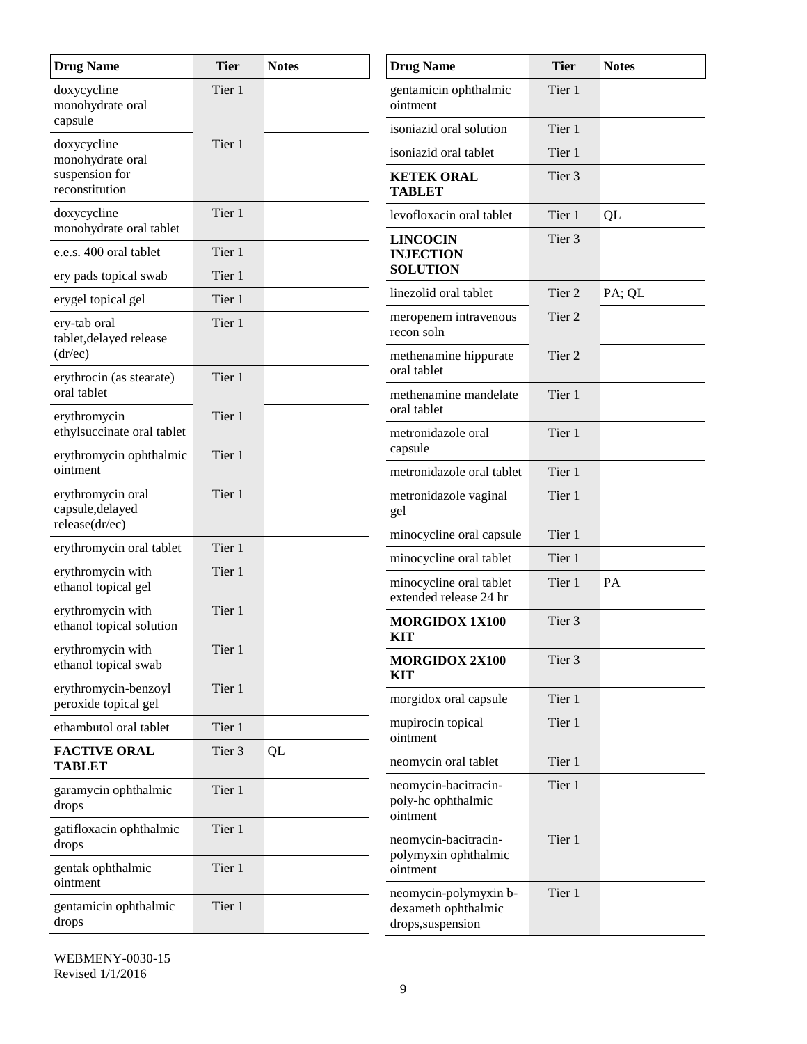| Drug Name | Tier | Notes |
| --- | --- | --- |
| doxycycline monohydrate oral capsule | Tier 1 | |
| doxycycline monohydrate oral suspension for reconstitution | Tier 1 | |
| doxycycline monohydrate oral tablet | Tier 1 | |
| e.e.s. 400 oral tablet | Tier 1 | |
| ery pads topical swab | Tier 1 | |
| erygel topical gel | Tier 1 | |
| ery-tab oral tablet,delayed release (dr/ec) | Tier 1 | |
| erythrocin (as stearate) oral tablet | Tier 1 | |
| erythromycin ethylsuccinate oral tablet | Tier 1 | |
| erythromycin ophthalmic ointment | Tier 1 | |
| erythromycin oral capsule,delayed release(dr/ec) | Tier 1 | |
| erythromycin oral tablet | Tier 1 | |
| erythromycin with ethanol topical gel | Tier 1 | |
| erythromycin with ethanol topical solution | Tier 1 | |
| erythromycin with ethanol topical swab | Tier 1 | |
| erythromycin-benzoyl peroxide topical gel | Tier 1 | |
| ethambutol oral tablet | Tier 1 | |
| **FACTIVE ORAL TABLET** | Tier 3 | QL |
| garamycin ophthalmic drops | Tier 1 | |
| gatifloxacin ophthalmic drops | Tier 1 | |
| gentak ophthalmic ointment | Tier 1 | |
| gentamicin ophthalmic drops | Tier 1 | |
| gentamicin ophthalmic ointment | Tier 1 | |
| isoniazid oral solution | Tier 1 | |
| isoniazid oral tablet | Tier 1 | |
| **KETEK ORAL TABLET** | Tier 3 | |
| levofloxacin oral tablet | Tier 1 | QL |
| **LINCOCIN INJECTION SOLUTION** | Tier 3 | |
| linezolid oral tablet | Tier 2 | PA; QL |
| meropenem intravenous recon soln | Tier 2 | |
| methenamine hippurate oral tablet | Tier 2 | |
| methenamine mandelate oral tablet | Tier 1 | |
| metronidazole oral capsule | Tier 1 | |
| metronidazole oral tablet | Tier 1 | |
| metronidazole vaginal gel | Tier 1 | |
| minocycline oral capsule | Tier 1 | |
| minocycline oral tablet | Tier 1 | |
| minocycline oral tablet extended release 24 hr | Tier 1 | PA |
| **MORGIDOX 1X100 KIT** | Tier 3 | |
| **MORGIDOX 2X100 KIT** | Tier 3 | |
| morgidox oral capsule | Tier 1 | |
| mupirocin topical ointment | Tier 1 | |
| neomycin oral tablet | Tier 1 | |
| neomycin-bacitracin-poly-hc ophthalmic ointment | Tier 1 | |
| neomycin-bacitracin-polymyxin ophthalmic ointment | Tier 1 | |
| neomycin-polymyxin b-dexameth ophthalmic drops,suspension | Tier 1 | |

WEBMENY-0030-15
Revised 1/1/2016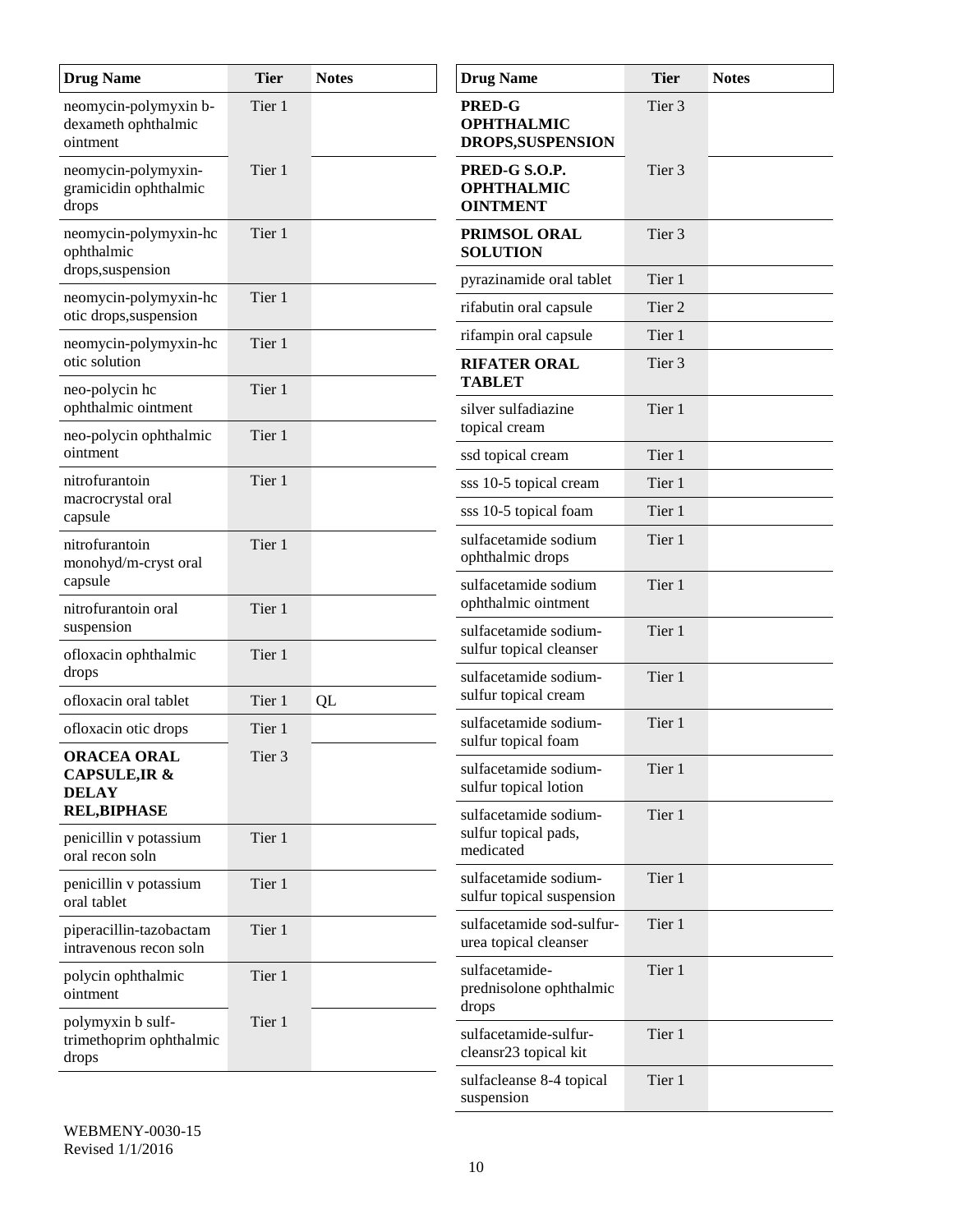| Drug Name | Tier | Notes |
|---|---|---|
| neomycin-polymyxin b-dexameth ophthalmic ointment | Tier 1 | |
| neomycin-polymyxin-gramicidin ophthalmic drops | Tier 1 | |
| neomycin-polymyxin-hc ophthalmic drops,suspension | Tier 1 | |
| neomycin-polymyxin-hc otic drops,suspension | Tier 1 | |
| neomycin-polymyxin-hc otic solution | Tier 1 | |
| neo-polycin hc ophthalmic ointment | Tier 1 | |
| neo-polycin ophthalmic ointment | Tier 1 | |
| nitrofurantoin macrocrystal oral capsule | Tier 1 | |
| nitrofurantoin monohyd/m-cryst oral capsule | Tier 1 | |
| nitrofurantoin oral suspension | Tier 1 | |
| ofloxacin ophthalmic drops | Tier 1 | |
| ofloxacin oral tablet | Tier 1 | QL |
| ofloxacin otic drops | Tier 1 | |
| **ORACEA ORAL CAPSULE,IR & DELAY REL,BIPHASE** | Tier 3 | |
| penicillin v potassium oral recon soln | Tier 1 | |
| penicillin v potassium oral tablet | Tier 1 | |
| piperacillin-tazobactam intravenous recon soln | Tier 1 | |
| polycin ophthalmic ointment | Tier 1 | |
| polymyxin b sulf-trimethoprim ophthalmic drops | Tier 1 | |
| **PRED-G OPHTHALMIC DROPS,SUSPENSION** | Tier 3 | |
| **PRED-G S.O.P. OPHTHALMIC OINTMENT** | Tier 3 | |
| **PRIMSOL ORAL SOLUTION** | Tier 3 | |
| pyrazinamide oral tablet | Tier 1 | |
| rifabutin oral capsule | Tier 2 | |
| rifampin oral capsule | Tier 1 | |
| **RIFATER ORAL TABLET** | Tier 3 | |
| silver sulfadiazine topical cream | Tier 1 | |
| ssd topical cream | Tier 1 | |
| sss 10-5 topical cream | Tier 1 | |
| sss 10-5 topical foam | Tier 1 | |
| sulfacetamide sodium ophthalmic drops | Tier 1 | |
| sulfacetamide sodium ophthalmic ointment | Tier 1 | |
| sulfacetamide sodium-sulfur topical cleanser | Tier 1 | |
| sulfacetamide sodium-sulfur topical cream | Tier 1 | |
| sulfacetamide sodium-sulfur topical foam | Tier 1 | |
| sulfacetamide sodium-sulfur topical lotion | Tier 1 | |
| sulfacetamide sodium-sulfur topical pads, medicated | Tier 1 | |
| sulfacetamide sodium-sulfur topical suspension | Tier 1 | |
| sulfacetamide sod-sulfur-urea topical cleanser | Tier 1 | |
| sulfacetamide-prednisolone ophthalmic drops | Tier 1 | |
| sulfacetamide-sulfur-cleansr23 topical kit | Tier 1 | |
| sulfacleanse 8-4 topical suspension | Tier 1 | |

WEBMENY-0030-15
Revised 1/1/2016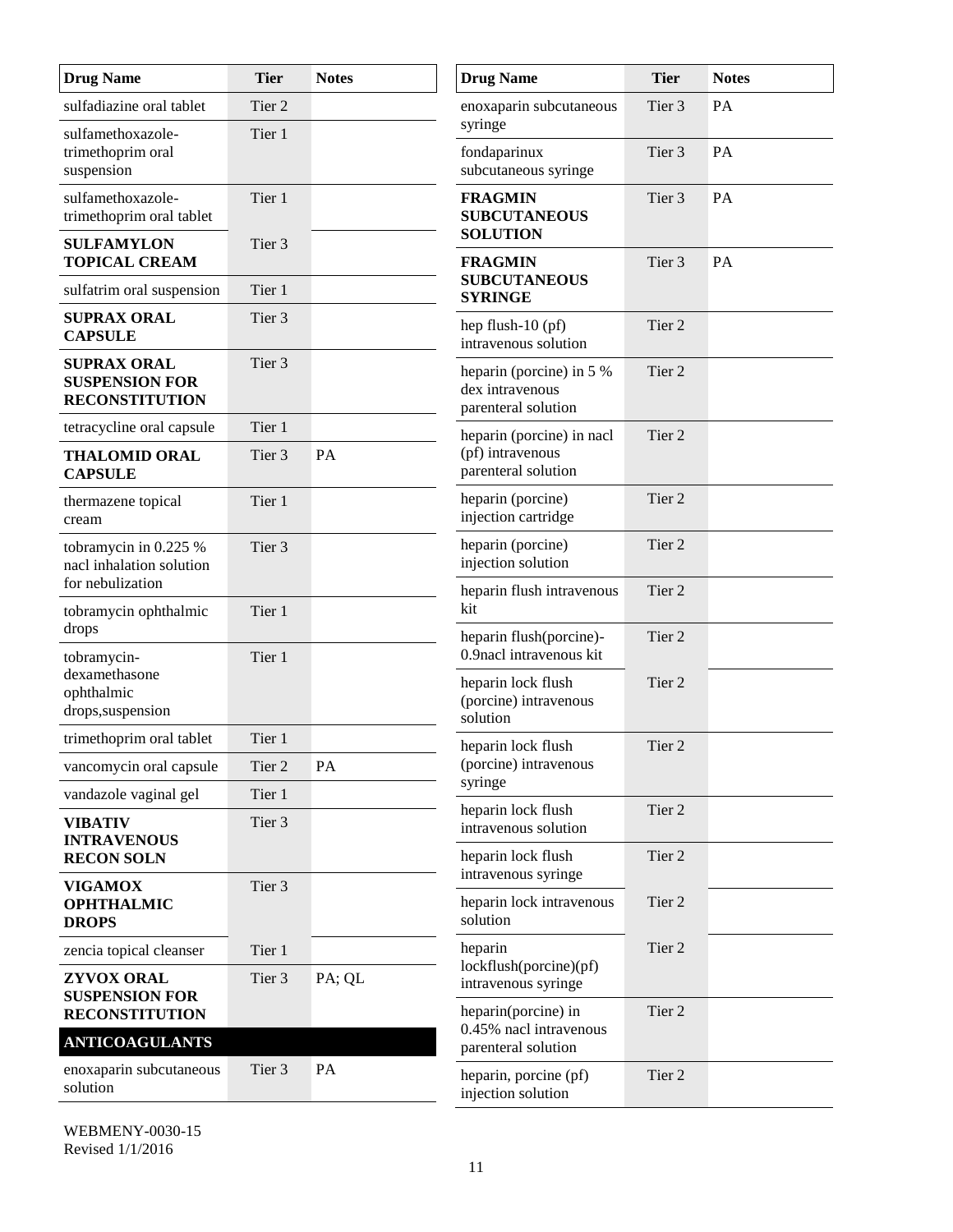| Drug Name | Tier | Notes |
|---|---|---|
| sulfadiazine oral tablet | Tier 2 | |
| sulfamethoxazole-trimethoprim oral suspension | Tier 1 | |
| sulfamethoxazole-trimethoprim oral tablet | Tier 1 | |
| **SULFAMYLON TOPICAL CREAM** | Tier 3 | |
| sulfatrim oral suspension | Tier 1 | |
| **SUPRAX ORAL CAPSULE** | Tier 3 | |
| **SUPRAX ORAL SUSPENSION FOR RECONSTITUTION** | Tier 3 | |
| tetracycline oral capsule | Tier 1 | |
| **THALOMID ORAL CAPSULE** | Tier 3 | PA |
| thermazene topical cream | Tier 1 | |
| tobramycin in 0.225 % nacl inhalation solution for nebulization | Tier 3 | |
| tobramycin ophthalmic drops | Tier 1 | |
| tobramycin-dexamethasone ophthalmic drops,suspension | Tier 1 | |
| trimethoprim oral tablet | Tier 1 | |
| vancomycin oral capsule | Tier 2 | PA |
| vandazole vaginal gel | Tier 1 | |
| **VIBATIV INTRAVENOUS RECON SOLN** | Tier 3 | |
| **VIGAMOX OPHTHALMIC DROPS** | Tier 3 | |
| zencia topical cleanser | Tier 1 | |
| **ZYVOX ORAL SUSPENSION FOR RECONSTITUTION** | Tier 3 | PA; QL |
| **ANTICOAGULANTS** | | |
| enoxaparin subcutaneous solution | Tier 3 | PA |
| enoxaparin subcutaneous syringe | Tier 3 | PA |
| fondaparinux subcutaneous syringe | Tier 3 | PA |
| **FRAGMIN SUBCUTANEOUS SOLUTION** | Tier 3 | PA |
| **FRAGMIN SUBCUTANEOUS SYRINGE** | Tier 3 | PA |
| hep flush-10 (pf) intravenous solution | Tier 2 | |
| heparin (porcine) in 5 % dex intravenous parenteral solution | Tier 2 | |
| heparin (porcine) in nacl (pf) intravenous parenteral solution | Tier 2 | |
| heparin (porcine) injection cartridge | Tier 2 | |
| heparin (porcine) injection solution | Tier 2 | |
| heparin flush intravenous kit | Tier 2 | |
| heparin flush(porcine)-0.9nacl intravenous kit | Tier 2 | |
| heparin lock flush (porcine) intravenous solution | Tier 2 | |
| heparin lock flush (porcine) intravenous syringe | Tier 2 | |
| heparin lock flush intravenous solution | Tier 2 | |
| heparin lock flush intravenous syringe | Tier 2 | |
| heparin lock intravenous solution | Tier 2 | |
| heparin lockflush(porcine)(pf) intravenous syringe | Tier 2 | |
| heparin(porcine) in 0.45% nacl intravenous parenteral solution | Tier 2 | |
| heparin, porcine (pf) injection solution | Tier 2 | |

WEBMENY-0030-15
Revised 1/1/2016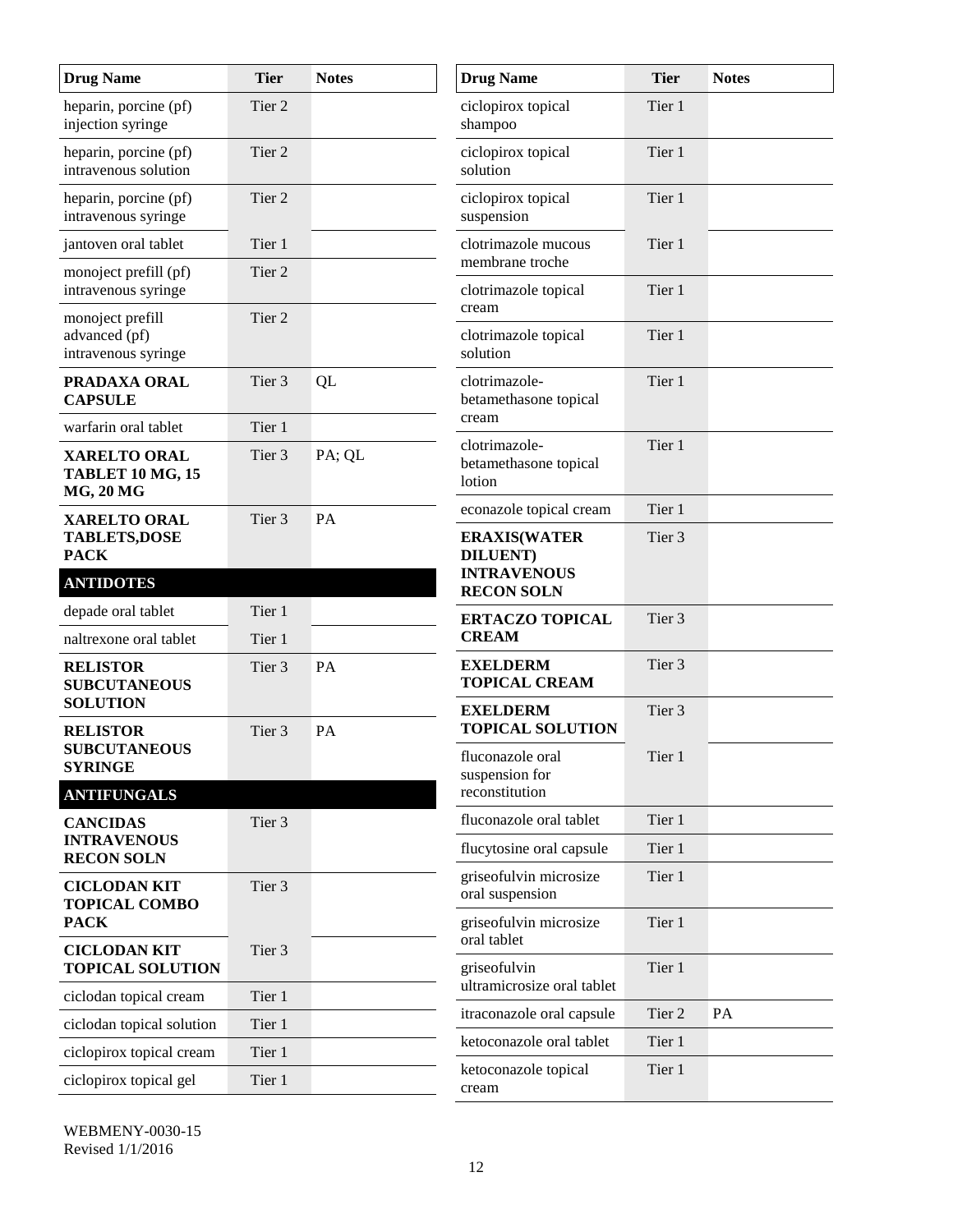| Drug Name | Tier | Notes |
|---|---|---|
| heparin, porcine (pf) injection syringe | Tier 2 | |
| heparin, porcine (pf) intravenous solution | Tier 2 | |
| heparin, porcine (pf) intravenous syringe | Tier 2 | |
| jantoven oral tablet | Tier 1 | |
| monoject prefill (pf) intravenous syringe | Tier 2 | |
| monoject prefill advanced (pf) intravenous syringe | Tier 2 | |
| **PRADAXA ORAL CAPSULE** | Tier 3 | QL |
| warfarin oral tablet | Tier 1 | |
| **XARELTO ORAL TABLET 10 MG, 15 MG, 20 MG** | Tier 3 | PA; QL |
| **XARELTO ORAL TABLETS,DOSE PACK** | Tier 3 | PA |
| **ANTIDOTES** | | |
| depade oral tablet | Tier 1 | |
| naltrexone oral tablet | Tier 1 | |
| **RELISTOR SUBCUTANEOUS SOLUTION** | Tier 3 | PA |
| **RELISTOR SUBCUTANEOUS SYRINGE** | Tier 3 | PA |
| **ANTIFUNGALS** | | |
| **CANCIDAS INTRAVENOUS RECON SOLN** | Tier 3 | |
| **CICLODAN KIT TOPICAL COMBO PACK** | Tier 3 | |
| **CICLODAN KIT TOPICAL SOLUTION** | Tier 3 | |
| ciclodan topical cream | Tier 1 | |
| ciclodan topical solution | Tier 1 | |
| ciclopirox topical cream | Tier 1 | |
| ciclopirox topical gel | Tier 1 | |
| ciclopirox topical shampoo | Tier 1 | |
| ciclopirox topical solution | Tier 1 | |
| ciclopirox topical suspension | Tier 1 | |
| clotrimazole mucous membrane troche | Tier 1 | |
| clotrimazole topical cream | Tier 1 | |
| clotrimazole topical solution | Tier 1 | |
| clotrimazole-betamethasone topical cream | Tier 1 | |
| clotrimazole-betamethasone topical lotion | Tier 1 | |
| econazole topical cream | Tier 1 | |
| **ERAXIS(WATER DILUENT) INTRAVENOUS RECON SOLN** | Tier 3 | |
| **ERTACZO TOPICAL CREAM** | Tier 3 | |
| **EXELDERM TOPICAL CREAM** | Tier 3 | |
| **EXELDERM TOPICAL SOLUTION** | Tier 3 | |
| fluconazole oral suspension for reconstitution | Tier 1 | |
| fluconazole oral tablet | Tier 1 | |
| flucytosine oral capsule | Tier 1 | |
| griseofulvin microsize oral suspension | Tier 1 | |
| griseofulvin microsize oral tablet | Tier 1 | |
| griseofulvin ultramicrosize oral tablet | Tier 1 | |
| itraconazole oral capsule | Tier 2 | PA |
| ketoconazole oral tablet | Tier 1 | |
| ketoconazole topical cream | Tier 1 | |

WEBMENY-0030-15
Revised 1/1/2016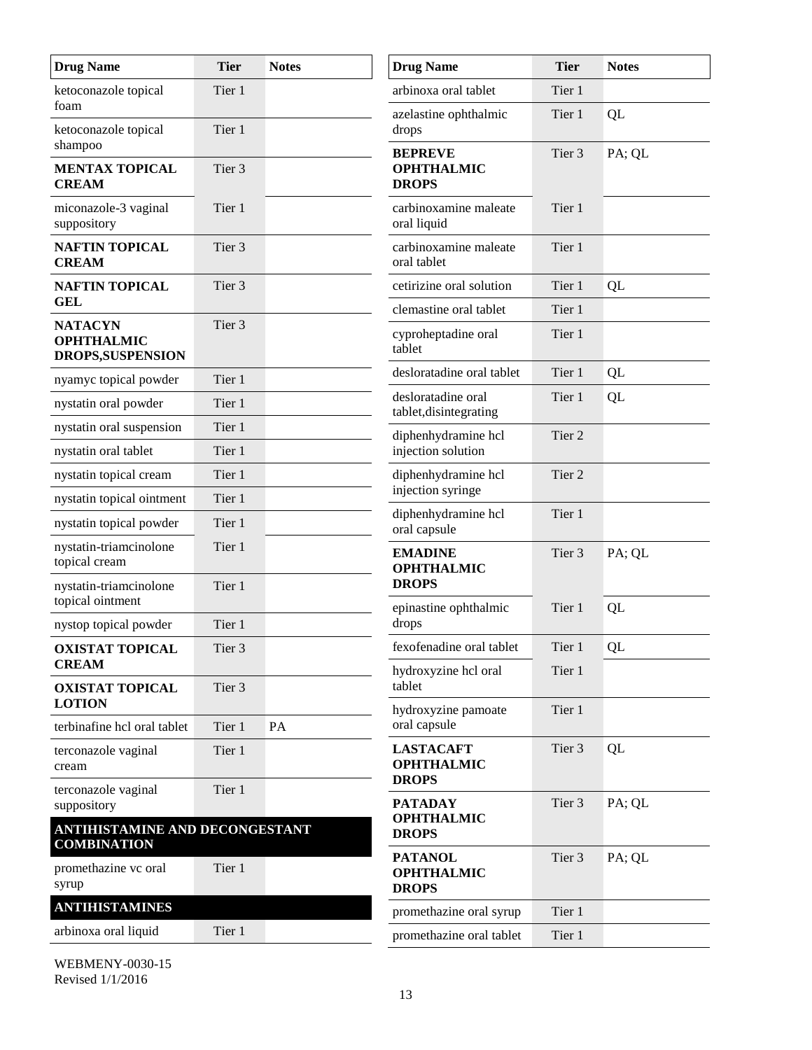| Drug Name | Tier | Notes |
|---|---|---|
| ketoconazole topical foam | Tier 1 | |
| ketoconazole topical shampoo | Tier 1 | |
| **MENTAX TOPICAL CREAM** | Tier 3 | |
| miconazole-3 vaginal suppository | Tier 1 | |
| **NAFTIN TOPICAL CREAM** | Tier 3 | |
| **NAFTIN TOPICAL GEL** | Tier 3 | |
| **NATACYN OPHTHALMIC DROPS,SUSPENSION** | Tier 3 | |
| nyamyc topical powder | Tier 1 | |
| nystatin oral powder | Tier 1 | |
| nystatin oral suspension | Tier 1 | |
| nystatin oral tablet | Tier 1 | |
| nystatin topical cream | Tier 1 | |
| nystatin topical ointment | Tier 1 | |
| nystatin topical powder | Tier 1 | |
| nystatin-triamcinolone topical cream | Tier 1 | |
| nystatin-triamcinolone topical ointment | Tier 1 | |
| nystop topical powder | Tier 1 | |
| **OXISTAT TOPICAL CREAM** | Tier 3 | |
| **OXISTAT TOPICAL LOTION** | Tier 3 | |
| terbinafine hcl oral tablet | Tier 1 | PA |
| terconazole vaginal cream | Tier 1 | |
| terconazole vaginal suppository | Tier 1 | |
| **ANTIHISTAMINE AND DECONGESTANT COMBINATION** | | |
| promethazine vc oral syrup | Tier 1 | |
| **ANTIHISTAMINES** | | |
| arbinoxa oral liquid | Tier 1 | |
| arbinoxa oral tablet | Tier 1 | |
| azelastine ophthalmic drops | Tier 1 | QL |
| **BEPREVE OPHTHALMIC DROPS** | Tier 3 | PA; QL |
| carbinoxamine maleate oral liquid | Tier 1 | |
| carbinoxamine maleate oral tablet | Tier 1 | |
| cetirizine oral solution | Tier 1 | QL |
| clemastine oral tablet | Tier 1 | |
| cyproheptadine oral tablet | Tier 1 | |
| desloratadine oral tablet | Tier 1 | QL |
| desloratadine oral tablet,disintegrating | Tier 1 | QL |
| diphenhydramine hcl injection solution | Tier 2 | |
| diphenhydramine hcl injection syringe | Tier 2 | |
| diphenhydramine hcl oral capsule | Tier 1 | |
| **EMADINE OPHTHALMIC DROPS** | Tier 3 | PA; QL |
| epinastine ophthalmic drops | Tier 1 | QL |
| fexofenadine oral tablet | Tier 1 | QL |
| hydroxyzine hcl oral tablet | Tier 1 | |
| hydroxyzine pamoate oral capsule | Tier 1 | |
| **LASTACAFT OPHTHALMIC DROPS** | Tier 3 | QL |
| **PATADAY OPHTHALMIC DROPS** | Tier 3 | PA; QL |
| **PATANOL OPHTHALMIC DROPS** | Tier 3 | PA; QL |
| promethazine oral syrup | Tier 1 | |
| promethazine oral tablet | Tier 1 | |

WEBMENY-0030-15
Revised 1/1/2016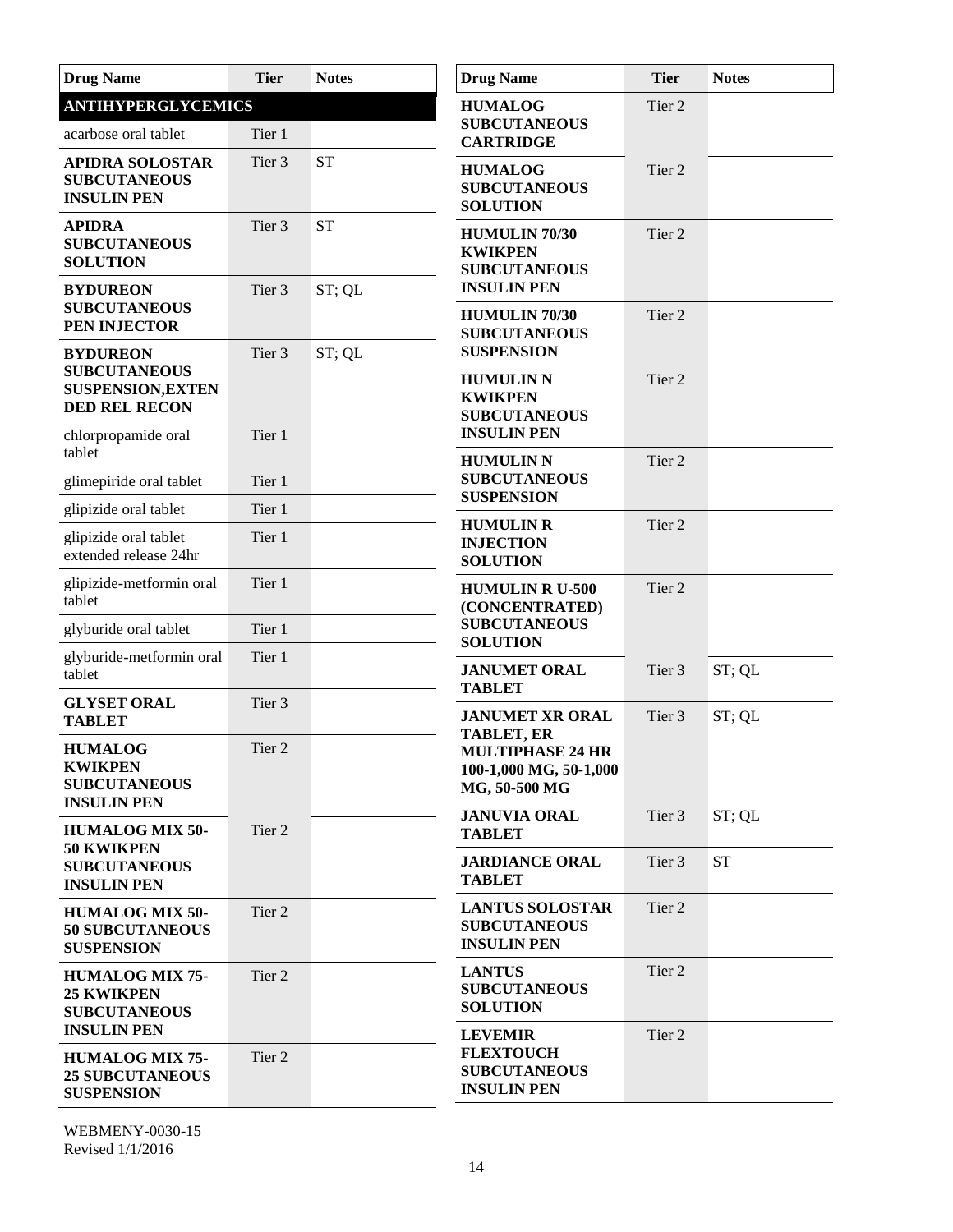| Drug Name | Tier | Notes |
|---|---|---|
| **ANTIHYPERGLYCEMICS** | | |
| acarbose oral tablet | Tier 1 | |
| **APIDRA SOLOSTAR SUBCUTANEOUS INSULIN PEN** | Tier 3 | ST |
| **APIDRA SUBCUTANEOUS SOLUTION** | Tier 3 | ST |
| **BYDUREON SUBCUTANEOUS PEN INJECTOR** | Tier 3 | ST; QL |
| **BYDUREON SUBCUTANEOUS SUSPENSION,EXTENDED REL RECON** | Tier 3 | ST; QL |
| chlorpropamide oral tablet | Tier 1 | |
| glimepiride oral tablet | Tier 1 | |
| glipizide oral tablet | Tier 1 | |
| glipizide oral tablet extended release 24hr | Tier 1 | |
| glipizide-metformin oral tablet | Tier 1 | |
| glyburide oral tablet | Tier 1 | |
| glyburide-metformin oral tablet | Tier 1 | |
| **GLYSET ORAL TABLET** | Tier 3 | |
| **HUMALOG KWIKPEN SUBCUTANEOUS INSULIN PEN** | Tier 2 | |
| **HUMALOG MIX 50-50 KWIKPEN SUBCUTANEOUS INSULIN PEN** | Tier 2 | |
| **HUMALOG MIX 50-50 SUBCUTANEOUS SUSPENSION** | Tier 2 | |
| **HUMALOG MIX 75-25 KWIKPEN SUBCUTANEOUS INSULIN PEN** | Tier 2 | |
| **HUMALOG MIX 75-25 SUBCUTANEOUS SUSPENSION** | Tier 2 | |
| **HUMALOG SUBCUTANEOUS CARTRIDGE** | Tier 2 | |
| **HUMALOG SUBCUTANEOUS SOLUTION** | Tier 2 | |
| **HUMULIN 70/30 KWIKPEN SUBCUTANEOUS INSULIN PEN** | Tier 2 | |
| **HUMULIN 70/30 SUBCUTANEOUS SUSPENSION** | Tier 2 | |
| **HUMULIN N KWIKPEN SUBCUTANEOUS INSULIN PEN** | Tier 2 | |
| **HUMULIN N SUBCUTANEOUS SUSPENSION** | Tier 2 | |
| **HUMULIN R INJECTION SOLUTION** | Tier 2 | |
| **HUMULIN R U-500 (CONCENTRATED) SUBCUTANEOUS SOLUTION** | Tier 2 | |
| **JANUMET ORAL TABLET** | Tier 3 | ST; QL |
| **JANUMET XR ORAL TABLET, ER MULTIPHASE 24 HR 100-1,000 MG, 50-1,000 MG, 50-500 MG** | Tier 3 | ST; QL |
| **JANUVIA ORAL TABLET** | Tier 3 | ST; QL |
| **JARDIANCE ORAL TABLET** | Tier 3 | ST |
| **LANTUS SOLOSTAR SUBCUTANEOUS INSULIN PEN** | Tier 2 | |
| **LANTUS SUBCUTANEOUS SOLUTION** | Tier 2 | |
| **LEVEMIR FLEXTOUCH SUBCUTANEOUS INSULIN PEN** | Tier 2 | |

WEBMENY-0030-15
Revised 1/1/2016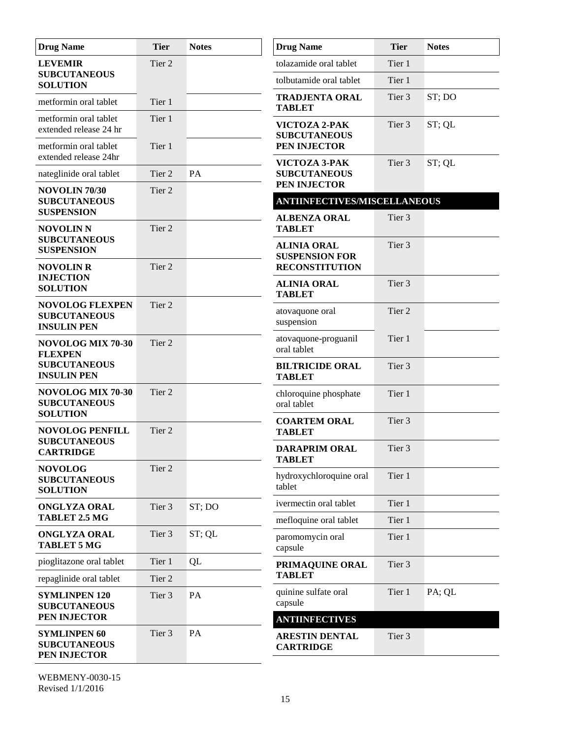| Drug Name | Tier | Notes |
|---|---|---|
| **LEVEMIR SUBCUTANEOUS SOLUTION** | Tier 2 | |
| metformin oral tablet | Tier 1 | |
| metformin oral tablet extended release 24 hr | Tier 1 | |
| metformin oral tablet extended release 24hr | Tier 1 | |
| nateglinide oral tablet | Tier 2 | PA |
| **NOVOLIN 70/30 SUBCUTANEOUS SUSPENSION** | Tier 2 | |
| **NOVOLIN N SUBCUTANEOUS SUSPENSION** | Tier 2 | |
| **NOVOLIN R INJECTION SOLUTION** | Tier 2 | |
| **NOVOLOG FLEXPEN SUBCUTANEOUS INSULIN PEN** | Tier 2 | |
| **NOVOLOG MIX 70-30 FLEXPEN SUBCUTANEOUS INSULIN PEN** | Tier 2 | |
| **NOVOLOG MIX 70-30 SUBCUTANEOUS SOLUTION** | Tier 2 | |
| **NOVOLOG PENFILL SUBCUTANEOUS CARTRIDGE** | Tier 2 | |
| **NOVOLOG SUBCUTANEOUS SOLUTION** | Tier 2 | |
| **ONGLYZA ORAL TABLET 2.5 MG** | Tier 3 | ST; DO |
| **ONGLYZA ORAL TABLET 5 MG** | Tier 3 | ST; QL |
| pioglitazone oral tablet | Tier 1 | QL |
| repaglinide oral tablet | Tier 2 | |
| **SYMLINPEN 120 SUBCUTANEOUS PEN INJECTOR** | Tier 3 | PA |
| **SYMLINPEN 60 SUBCUTANEOUS PEN INJECTOR** | Tier 3 | PA |
| tolazamide oral tablet | Tier 1 | |
| tolbutamide oral tablet | Tier 1 | |
| **TRADJENTA ORAL TABLET** | Tier 3 | ST; DO |
| **VICTOZA 2-PAK SUBCUTANEOUS PEN INJECTOR** | Tier 3 | ST; QL |
| **VICTOZA 3-PAK SUBCUTANEOUS PEN INJECTOR** | Tier 3 | ST; QL |
| **ANTIINFECTIVES/MISCELLANEOUS** | | |
| **ALBENZA ORAL TABLET** | Tier 3 | |
| **ALINIA ORAL SUSPENSION FOR RECONSTITUTION** | Tier 3 | |
| **ALINIA ORAL TABLET** | Tier 3 | |
| atovaquone oral suspension | Tier 2 | |
| atovaquone-proguanil oral tablet | Tier 1 | |
| **BILTRICIDE ORAL TABLET** | Tier 3 | |
| chloroquine phosphate oral tablet | Tier 1 | |
| **COARTEM ORAL TABLET** | Tier 3 | |
| **DARAPRIM ORAL TABLET** | Tier 3 | |
| hydroxychloroquine oral tablet | Tier 1 | |
| ivermectin oral tablet | Tier 1 | |
| mefloquine oral tablet | Tier 1 | |
| paromomycin oral capsule | Tier 1 | |
| **PRIMAQUINE ORAL TABLET** | Tier 3 | |
| quinine sulfate oral capsule | Tier 1 | PA; QL |
| **ANTIINFECTIVES** | | |
| **ARESTIN DENTAL CARTRIDGE** | Tier 3 | |

WEBMENY-0030-15
Revised 1/1/2016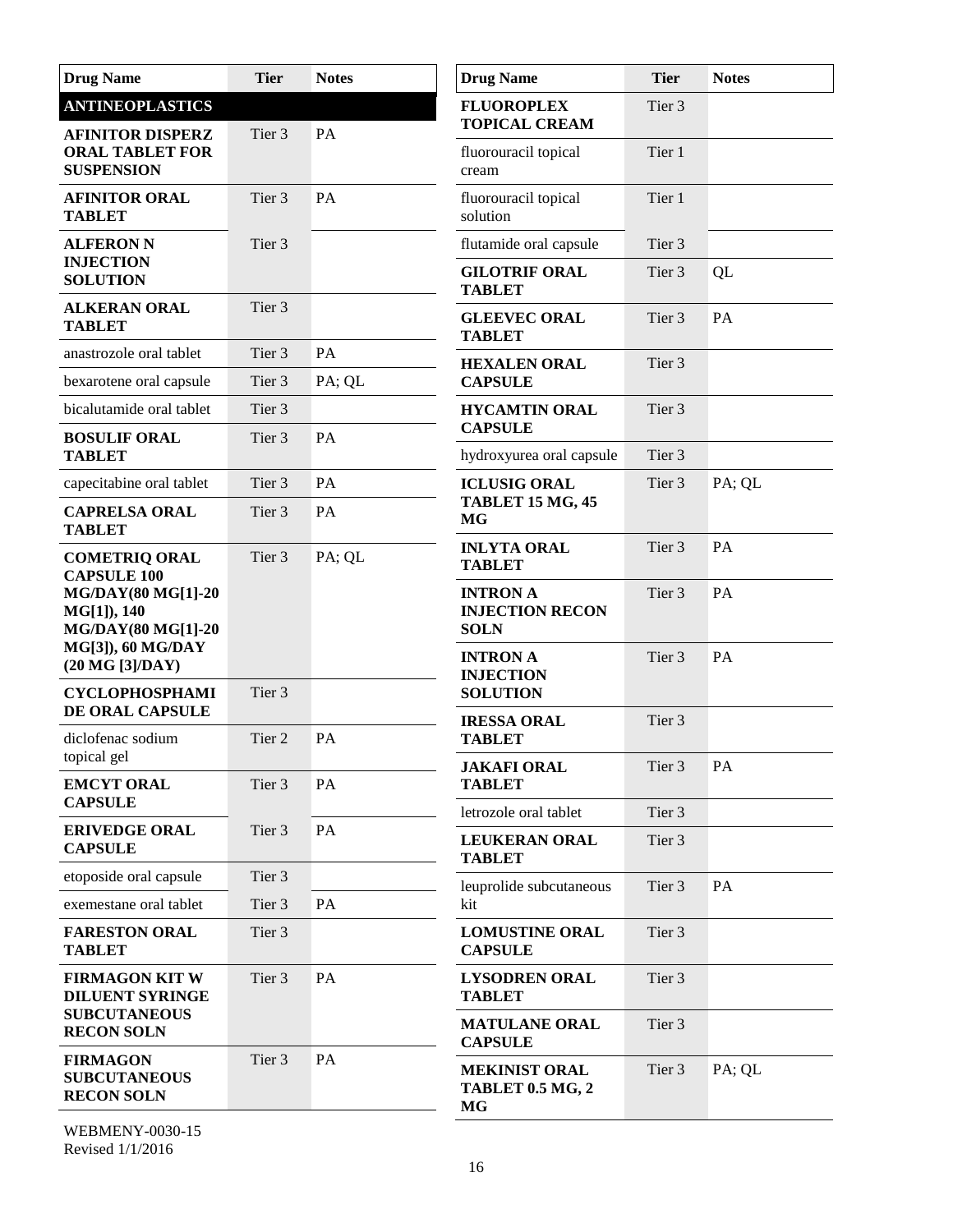| Drug Name | Tier | Notes |
|---|---|---|
| **ANTINEOPLASTICS** | | |
| **AFINITOR DISPERZ ORAL TABLET FOR SUSPENSION** | Tier 3 | PA |
| **AFINITOR ORAL TABLET** | Tier 3 | PA |
| **ALFERON N INJECTION SOLUTION** | Tier 3 | |
| **ALKERAN ORAL TABLET** | Tier 3 | |
| anastrozole oral tablet | Tier 3 | PA |
| bexarotene oral capsule | Tier 3 | PA; QL |
| bicalutamide oral tablet | Tier 3 | |
| **BOSULIF ORAL TABLET** | Tier 3 | PA |
| capecitabine oral tablet | Tier 3 | PA |
| **CAPRELSA ORAL TABLET** | Tier 3 | PA |
| **COMETRIQ ORAL CAPSULE 100 MG/DAY(80 MG[1]-20 MG[1]), 140 MG/DAY(80 MG[1]-20 MG[3]), 60 MG/DAY (20 MG [3]/DAY)** | Tier 3 | PA; QL |
| **CYCLOPHOSPHAMIDE ORAL CAPSULE** | Tier 3 | |
| diclofenac sodium topical gel | Tier 2 | PA |
| **EMCYT ORAL CAPSULE** | Tier 3 | PA |
| **ERIVEDGE ORAL CAPSULE** | Tier 3 | PA |
| etoposide oral capsule | Tier 3 | |
| exemestane oral tablet | Tier 3 | PA |
| **FARESTON ORAL TABLET** | Tier 3 | |
| **FIRMAGON KIT W DILUENT SYRINGE SUBCUTANEOUS RECON SOLN** | Tier 3 | PA |
| **FIRMAGON SUBCUTANEOUS RECON SOLN** | Tier 3 | PA |
| **FLUOROPLEX TOPICAL CREAM** | Tier 3 | |
| fluorouracil topical cream | Tier 1 | |
| fluorouracil topical solution | Tier 1 | |
| flutamide oral capsule | Tier 3 | |
| **GILOTRIF ORAL TABLET** | Tier 3 | QL |
| **GLEEVEC ORAL TABLET** | Tier 3 | PA |
| **HEXALEN ORAL CAPSULE** | Tier 3 | |
| **HYCAMTIN ORAL CAPSULE** | Tier 3 | |
| hydroxyurea oral capsule | Tier 3 | |
| **ICLUSIG ORAL TABLET 15 MG, 45 MG** | Tier 3 | PA; QL |
| **INLYTA ORAL TABLET** | Tier 3 | PA |
| **INTRON A INJECTION RECON SOLN** | Tier 3 | PA |
| **INTRON A INJECTION SOLUTION** | Tier 3 | PA |
| **IRESSA ORAL TABLET** | Tier 3 | |
| **JAKAFI ORAL TABLET** | Tier 3 | PA |
| letrozole oral tablet | Tier 3 | |
| **LEUKERAN ORAL TABLET** | Tier 3 | |
| leuprolide subcutaneous kit | Tier 3 | PA |
| **LOMUSTINE ORAL CAPSULE** | Tier 3 | |
| **LYSODREN ORAL TABLET** | Tier 3 | |
| **MATULANE ORAL CAPSULE** | Tier 3 | |
| **MEKINIST ORAL TABLET 0.5 MG, 2 MG** | Tier 3 | PA; QL |

WEBMENY-0030-15
Revised 1/1/2016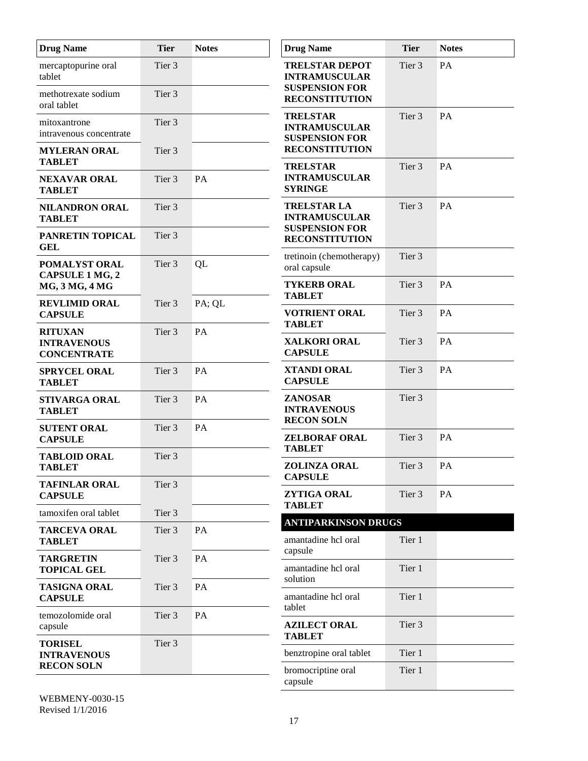| Drug Name | Tier | Notes |
|---|---|---|
| mercaptopurine oral tablet | Tier 3 | |
| methotrexate sodium oral tablet | Tier 3 | |
| mitoxantrone intravenous concentrate | Tier 3 | |
| **MYLERAN ORAL TABLET** | Tier 3 | |
| **NEXAVAR ORAL TABLET** | Tier 3 | PA |
| **NILANDRON ORAL TABLET** | Tier 3 | |
| **PANRETIN TOPICAL GEL** | Tier 3 | |
| **POMALYST ORAL CAPSULE 1 MG, 2 MG, 3 MG, 4 MG** | Tier 3 | QL |
| **REVLIMID ORAL CAPSULE** | Tier 3 | PA; QL |
| **RITUXAN INTRAVENOUS CONCENTRATE** | Tier 3 | PA |
| **SPRYCEL ORAL TABLET** | Tier 3 | PA |
| **STIVARGA ORAL TABLET** | Tier 3 | PA |
| **SUTENT ORAL CAPSULE** | Tier 3 | PA |
| **TABLOID ORAL TABLET** | Tier 3 | |
| **TAFINLAR ORAL CAPSULE** | Tier 3 | |
| tamoxifen oral tablet | Tier 3 | |
| **TARCEVA ORAL TABLET** | Tier 3 | PA |
| **TARGRETIN TOPICAL GEL** | Tier 3 | PA |
| **TASIGNA ORAL CAPSULE** | Tier 3 | PA |
| temozolomide oral capsule | Tier 3 | PA |
| **TORISEL INTRAVENOUS RECON SOLN** | Tier 3 | |
| **TRELSTAR DEPOT INTRAMUSCULAR SUSPENSION FOR RECONSTITUTION** | Tier 3 | PA |
| **TRELSTAR INTRAMUSCULAR SUSPENSION FOR RECONSTITUTION** | Tier 3 | PA |
| **TRELSTAR INTRAMUSCULAR SYRINGE** | Tier 3 | PA |
| **TRELSTAR LA INTRAMUSCULAR SUSPENSION FOR RECONSTITUTION** | Tier 3 | PA |
| tretinoin (chemotherapy) oral capsule | Tier 3 | |
| **TYKERB ORAL TABLET** | Tier 3 | PA |
| **VOTRIENT ORAL TABLET** | Tier 3 | PA |
| **XALKORI ORAL CAPSULE** | Tier 3 | PA |
| **XTANDI ORAL CAPSULE** | Tier 3 | PA |
| **ZANOSAR INTRAVENOUS RECON SOLN** | Tier 3 | |
| **ZELBORAF ORAL TABLET** | Tier 3 | PA |
| **ZOLINZA ORAL CAPSULE** | Tier 3 | PA |
| **ZYTIGA ORAL TABLET** | Tier 3 | PA |
| **ANTIPARKINSON DRUGS** | | |
| amantadine hcl oral capsule | Tier 1 | |
| amantadine hcl oral solution | Tier 1 | |
| amantadine hcl oral tablet | Tier 1 | |
| **AZILECT ORAL TABLET** | Tier 3 | |
| benztropine oral tablet | Tier 1 | |
| bromocriptine oral capsule | Tier 1 | |

WEBMENY-0030-15
Revised 1/1/2016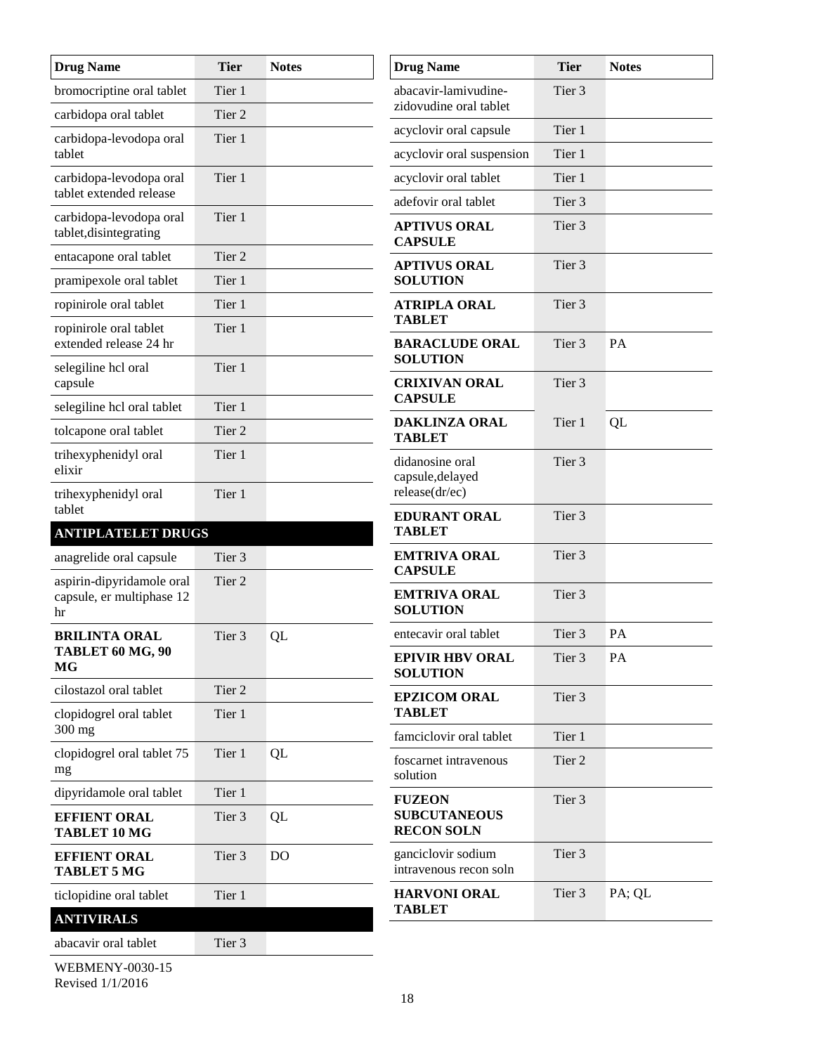| Drug Name | Tier | Notes |
|---|---|---|
| bromocriptine oral tablet | Tier 1 | |
| carbidopa oral tablet | Tier 2 | |
| carbidopa-levodopa oral tablet | Tier 1 | |
| carbidopa-levodopa oral tablet extended release | Tier 1 | |
| carbidopa-levodopa oral tablet,disintegrating | Tier 1 | |
| entacapone oral tablet | Tier 2 | |
| pramipexole oral tablet | Tier 1 | |
| ropinirole oral tablet | Tier 1 | |
| ropinirole oral tablet extended release 24 hr | Tier 1 | |
| selegiline hcl oral capsule | Tier 1 | |
| selegiline hcl oral tablet | Tier 1 | |
| tolcapone oral tablet | Tier 2 | |
| trihexyphenidyl oral elixir | Tier 1 | |
| trihexyphenidyl oral tablet | Tier 1 | |
| **ANTIPLATELET DRUGS** | | |
| anagrelide oral capsule | Tier 3 | |
| aspirin-dipyridamole oral capsule, er multiphase 12 hr | Tier 2 | |
| **BRILINTA ORAL TABLET 60 MG, 90 MG** | Tier 3 | QL |
| cilostazol oral tablet | Tier 2 | |
| clopidogrel oral tablet 300 mg | Tier 1 | |
| clopidogrel oral tablet 75 mg | Tier 1 | QL |
| dipyridamole oral tablet | Tier 1 | |
| **EFFIENT ORAL TABLET 10 MG** | Tier 3 | QL |
| **EFFIENT ORAL TABLET 5 MG** | Tier 3 | DO |
| ticlopidine oral tablet | Tier 1 | |
| **ANTIVIRALS** | | |
| abacavir oral tablet | Tier 3 | |
| abacavir-lamivudine-zidovudine oral tablet | Tier 3 | |
| acyclovir oral capsule | Tier 1 | |
| acyclovir oral suspension | Tier 1 | |
| acyclovir oral tablet | Tier 1 | |
| adefovir oral tablet | Tier 3 | |
| **APTIVUS ORAL CAPSULE** | Tier 3 | |
| **APTIVUS ORAL SOLUTION** | Tier 3 | |
| **ATRIPLA ORAL TABLET** | Tier 3 | |
| **BARACLUDE ORAL SOLUTION** | Tier 3 | PA |
| **CRIXIVAN ORAL CAPSULE** | Tier 3 | |
| **DAKLINZA ORAL TABLET** | Tier 1 | QL |
| didanosine oral capsule,delayed release(dr/ec) | Tier 3 | |
| **EDURANT ORAL TABLET** | Tier 3 | |
| **EMTRIVA ORAL CAPSULE** | Tier 3 | |
| **EMTRIVA ORAL SOLUTION** | Tier 3 | |
| entecavir oral tablet | Tier 3 | PA |
| **EPIVIR HBV ORAL SOLUTION** | Tier 3 | PA |
| **EPZICOM ORAL TABLET** | Tier 3 | |
| famciclovir oral tablet | Tier 1 | |
| foscarnet intravenous solution | Tier 2 | |
| **FUZEON SUBCUTANEOUS RECON SOLN** | Tier 3 | |
| ganciclovir sodium intravenous recon soln | Tier 3 | |
| **HARVONI ORAL TABLET** | Tier 3 | PA; QL |

WEBMENY-0030-15
Revised 1/1/2016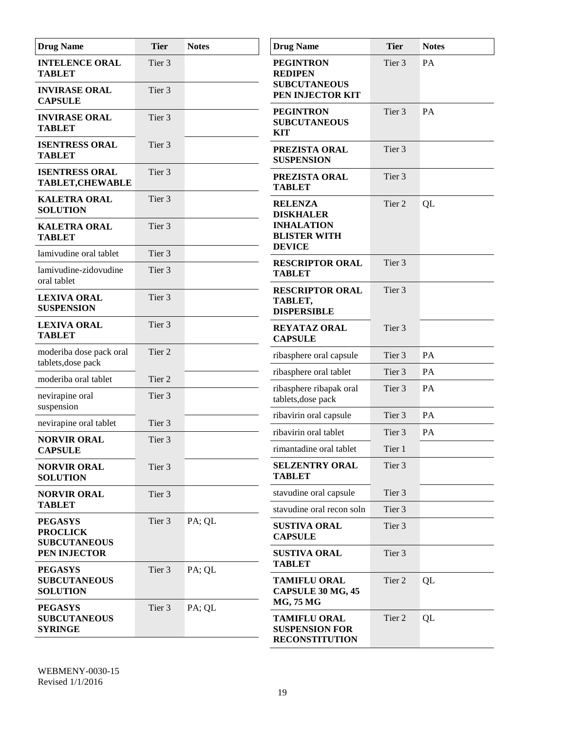| Drug Name | Tier | Notes |
|---|---|---|
| **INTELENCE ORAL TABLET** | Tier 3 | |
| **INVIRASE ORAL CAPSULE** | Tier 3 | |
| **INVIRASE ORAL TABLET** | Tier 3 | |
| **ISENTRESS ORAL TABLET** | Tier 3 | |
| **ISENTRESS ORAL TABLET,CHEWABLE** | Tier 3 | |
| **KALETRA ORAL SOLUTION** | Tier 3 | |
| **KALETRA ORAL TABLET** | Tier 3 | |
| lamivudine oral tablet | Tier 3 | |
| lamivudine-zidovudine oral tablet | Tier 3 | |
| **LEXIVA ORAL SUSPENSION** | Tier 3 | |
| **LEXIVA ORAL TABLET** | Tier 3 | |
| moderiba dose pack oral tablets,dose pack | Tier 2 | |
| moderiba oral tablet | Tier 2 | |
| nevirapine oral suspension | Tier 3 | |
| nevirapine oral tablet | Tier 3 | |
| **NORVIR ORAL CAPSULE** | Tier 3 | |
| **NORVIR ORAL SOLUTION** | Tier 3 | |
| **NORVIR ORAL TABLET** | Tier 3 | |
| **PEGASYS PROCLICK SUBCUTANEOUS PEN INJECTOR** | Tier 3 | PA; QL |
| **PEGASYS SUBCUTANEOUS SOLUTION** | Tier 3 | PA; QL |
| **PEGASYS SUBCUTANEOUS SYRINGE** | Tier 3 | PA; QL |
| **PEGINTRON REDIPEN SUBCUTANEOUS PEN INJECTOR KIT** | Tier 3 | PA |
| **PEGINTRON SUBCUTANEOUS KIT** | Tier 3 | PA |
| **PREZISTA ORAL SUSPENSION** | Tier 3 | |
| **PREZISTA ORAL TABLET** | Tier 3 | |
| **RELENZA DISKHALER INHALATION BLISTER WITH DEVICE** | Tier 2 | QL |
| **RESCRIPTOR ORAL TABLET** | Tier 3 | |
| **RESCRIPTOR ORAL TABLET, DISPERSIBLE** | Tier 3 | |
| **REYATAZ ORAL CAPSULE** | Tier 3 | |
| ribasphere oral capsule | Tier 3 | PA |
| ribasphere oral tablet | Tier 3 | PA |
| ribasphere ribapak oral tablets,dose pack | Tier 3 | PA |
| ribavirin oral capsule | Tier 3 | PA |
| ribavirin oral tablet | Tier 3 | PA |
| rimantadine oral tablet | Tier 1 | |
| **SELZENTRY ORAL TABLET** | Tier 3 | |
| stavudine oral capsule | Tier 3 | |
| stavudine oral recon soln | Tier 3 | |
| **SUSTIVA ORAL CAPSULE** | Tier 3 | |
| **SUSTIVA ORAL TABLET** | Tier 3 | |
| **TAMIFLU ORAL CAPSULE 30 MG, 45 MG, 75 MG** | Tier 2 | QL |
| **TAMIFLU ORAL SUSPENSION FOR RECONSTITUTION** | Tier 2 | QL |

WEBMENY-0030-15
Revised 1/1/2016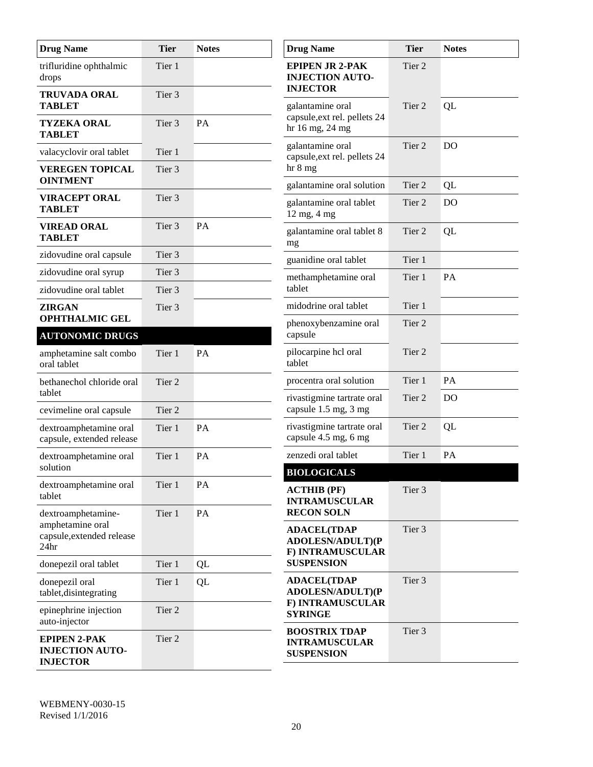| Drug Name | Tier | Notes |
|---|---|---|
| trifluridine ophthalmic drops | Tier 1 | |
| **TRUVADA ORAL TABLET** | Tier 3 | |
| **TYZEKA ORAL TABLET** | Tier 3 | PA |
| valacyclovir oral tablet | Tier 1 | |
| **VEREGEN TOPICAL OINTMENT** | Tier 3 | |
| **VIRACEPT ORAL TABLET** | Tier 3 | |
| **VIREAD ORAL TABLET** | Tier 3 | PA |
| zidovudine oral capsule | Tier 3 | |
| zidovudine oral syrup | Tier 3 | |
| zidovudine oral tablet | Tier 3 | |
| **ZIRGAN OPHTHALMIC GEL** | Tier 3 | |
| **AUTONOMIC DRUGS** | | |
| amphetamine salt combo oral tablet | Tier 1 | PA |
| bethanechol chloride oral tablet | Tier 2 | |
| cevimeline oral capsule | Tier 2 | |
| dextroamphetamine oral capsule, extended release | Tier 1 | PA |
| dextroamphetamine oral solution | Tier 1 | PA |
| dextroamphetamine oral tablet | Tier 1 | PA |
| dextroamphetamine-amphetamine oral capsule,extended release 24hr | Tier 1 | PA |
| donepezil oral tablet | Tier 1 | QL |
| donepezil oral tablet,disintegrating | Tier 1 | QL |
| epinephrine injection auto-injector | Tier 2 | |
| **EPIPEN 2-PAK INJECTION AUTO-INJECTOR** | Tier 2 | |
| **EPIPEN JR 2-PAK INJECTION AUTO-INJECTOR** | Tier 2 | |
| galantamine oral capsule,ext rel. pellets 24 hr 16 mg, 24 mg | Tier 2 | QL |
| galantamine oral capsule,ext rel. pellets 24 hr 8 mg | Tier 2 | DO |
| galantamine oral solution | Tier 2 | QL |
| galantamine oral tablet 12 mg, 4 mg | Tier 2 | DO |
| galantamine oral tablet 8 mg | Tier 2 | QL |
| guanidine oral tablet | Tier 1 | |
| methamphetamine oral tablet | Tier 1 | PA |
| midodrine oral tablet | Tier 1 | |
| phenoxybenzamine oral capsule | Tier 2 | |
| pilocarpine hcl oral tablet | Tier 2 | |
| procentra oral solution | Tier 1 | PA |
| rivastigmine tartrate oral capsule 1.5 mg, 3 mg | Tier 2 | DO |
| rivastigmine tartrate oral capsule 4.5 mg, 6 mg | Tier 2 | QL |
| zenzedi oral tablet | Tier 1 | PA |
| **BIOLOGICALS** | | |
| **ACTHIB (PF) INTRAMUSCULAR RECON SOLN** | Tier 3 | |
| **ADACEL(TDAP ADOLESN/ADULT)(PF) INTRAMUSCULAR SUSPENSION** | Tier 3 | |
| **ADACEL(TDAP ADOLESN/ADULT)(PF) INTRAMUSCULAR SYRINGE** | Tier 3 | |
| **BOOSTRIX TDAP INTRAMUSCULAR SUSPENSION** | Tier 3 | |

WEBMENY-0030-15
Revised 1/1/2016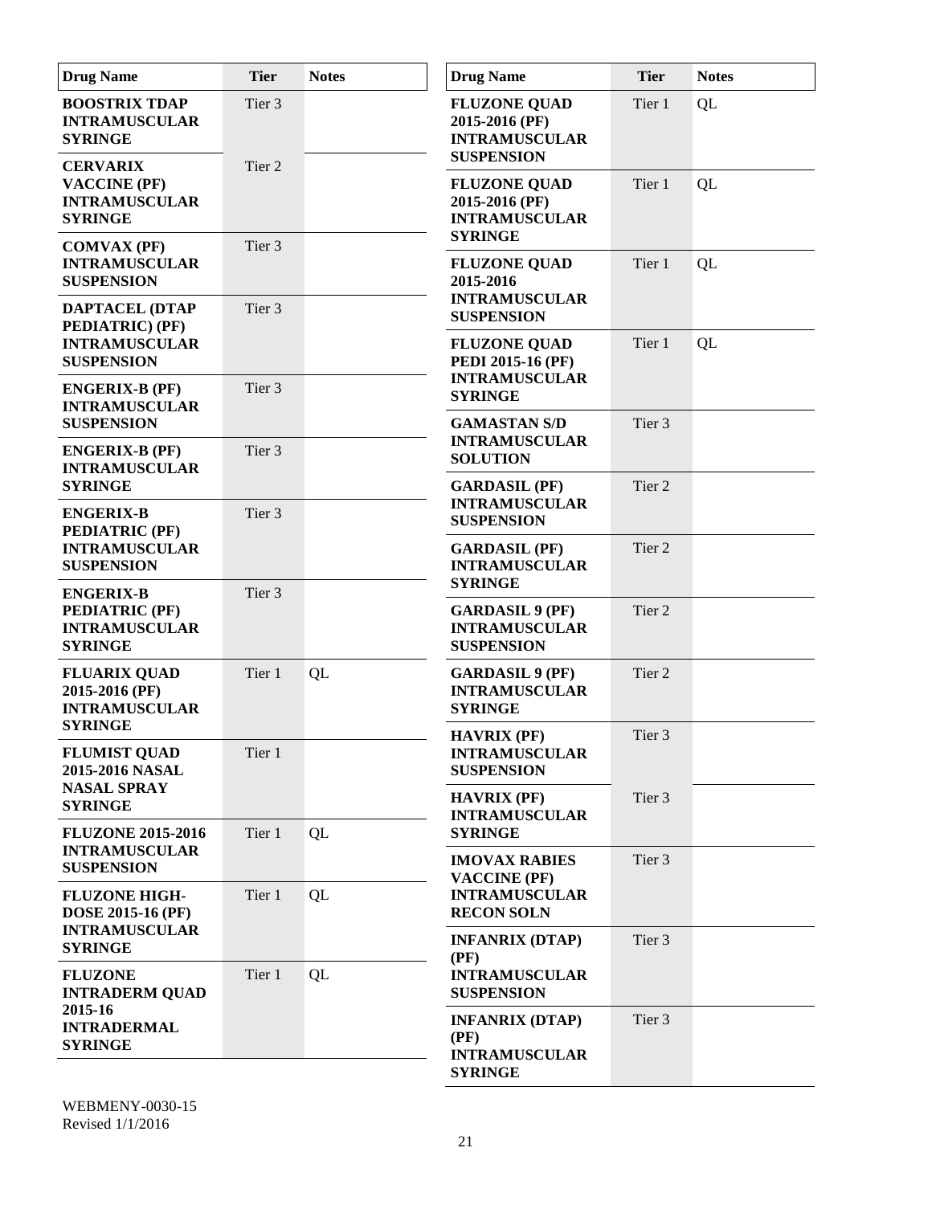| Drug Name | Tier | Notes |
|---|---|---|
| **BOOSTRIX TDAP INTRAMUSCULAR SYRINGE** | Tier 3 | |
| **CERVARIX VACCINE (PF) INTRAMUSCULAR SYRINGE** | Tier 2 | |
| **COMVAX (PF) INTRAMUSCULAR SUSPENSION** | Tier 3 | |
| **DAPTACEL (DTAP PEDIATRIC) (PF) INTRAMUSCULAR SUSPENSION** | Tier 3 | |
| **ENGERIX-B (PF) INTRAMUSCULAR SUSPENSION** | Tier 3 | |
| **ENGERIX-B (PF) INTRAMUSCULAR SYRINGE** | Tier 3 | |
| **ENGERIX-B PEDIATRIC (PF) INTRAMUSCULAR SUSPENSION** | Tier 3 | |
| **ENGERIX-B PEDIATRIC (PF) INTRAMUSCULAR SYRINGE** | Tier 3 | |
| **FLUARIX QUAD 2015-2016 (PF) INTRAMUSCULAR SYRINGE** | Tier 1 | QL |
| **FLUMIST QUAD 2015-2016 NASAL NASAL SPRAY SYRINGE** | Tier 1 | |
| **FLUZONE 2015-2016 INTRAMUSCULAR SUSPENSION** | Tier 1 | QL |
| **FLUZONE HIGH-DOSE 2015-16 (PF) INTRAMUSCULAR SYRINGE** | Tier 1 | QL |
| **FLUZONE INTRADERM QUAD 2015-16 INTRADERMAL SYRINGE** | Tier 1 | QL |
| **FLUZONE QUAD 2015-2016 (PF) INTRAMUSCULAR SUSPENSION** | Tier 1 | QL |
| **FLUZONE QUAD 2015-2016 (PF) INTRAMUSCULAR SYRINGE** | Tier 1 | QL |
| **FLUZONE QUAD 2015-2016 INTRAMUSCULAR SUSPENSION** | Tier 1 | QL |
| **FLUZONE QUAD PEDI 2015-16 (PF) INTRAMUSCULAR SYRINGE** | Tier 1 | QL |
| **GAMASTAN S/D INTRAMUSCULAR SOLUTION** | Tier 3 | |
| **GARDASIL (PF) INTRAMUSCULAR SUSPENSION** | Tier 2 | |
| **GARDASIL (PF) INTRAMUSCULAR SYRINGE** | Tier 2 | |
| **GARDASIL 9 (PF) INTRAMUSCULAR SUSPENSION** | Tier 2 | |
| **GARDASIL 9 (PF) INTRAMUSCULAR SYRINGE** | Tier 2 | |
| **HAVRIX (PF) INTRAMUSCULAR SUSPENSION** | Tier 3 | |
| **HAVRIX (PF) INTRAMUSCULAR SYRINGE** | Tier 3 | |
| **IMOVAX RABIES VACCINE (PF) INTRAMUSCULAR RECON SOLN** | Tier 3 | |
| **INFANRIX (DTAP) (PF) INTRAMUSCULAR SUSPENSION** | Tier 3 | |
| **INFANRIX (DTAP) (PF) INTRAMUSCULAR SYRINGE** | Tier 3 | |

WEBMENY-0030-15
Revised 1/1/2016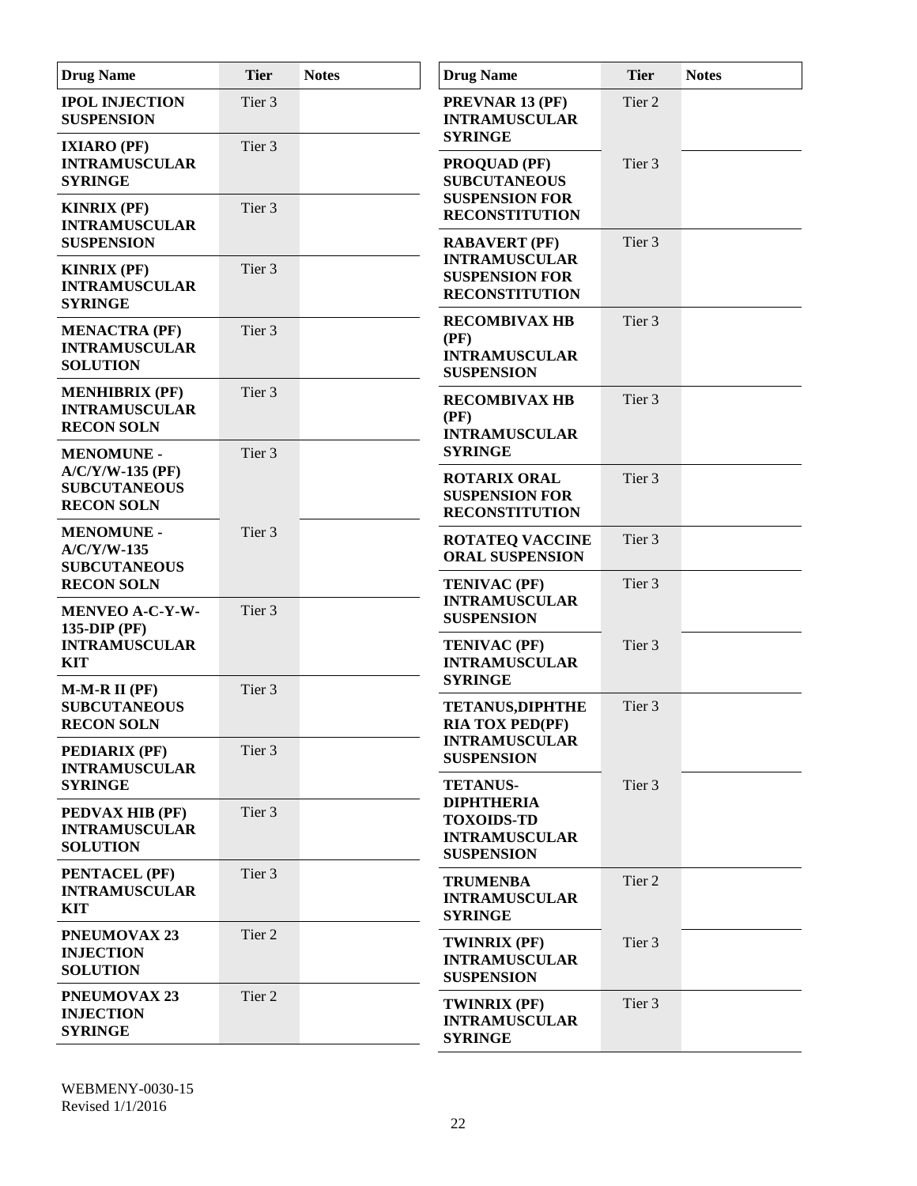| Drug Name | Tier | Notes |
| --- | --- | --- |
| **IPOL INJECTION SUSPENSION** | Tier 3 | |
| **IXIARO (PF) INTRAMUSCULAR SYRINGE** | Tier 3 | |
| **KINRIX (PF) INTRAMUSCULAR SUSPENSION** | Tier 3 | |
| **KINRIX (PF) INTRAMUSCULAR SYRINGE** | Tier 3 | |
| **MENACTRA (PF) INTRAMUSCULAR SOLUTION** | Tier 3 | |
| **MENHIBRIX (PF) INTRAMUSCULAR RECON SOLN** | Tier 3 | |
| **MENOMUNE - A/C/Y/W-135 (PF) SUBCUTANEOUS RECON SOLN** | Tier 3 | |
| **MENOMUNE - A/C/Y/W-135 SUBCUTANEOUS RECON SOLN** | Tier 3 | |
| **MENVEO A-C-Y-W-135-DIP (PF) INTRAMUSCULAR KIT** | Tier 3 | |
| **M-M-R II (PF) SUBCUTANEOUS RECON SOLN** | Tier 3 | |
| **PEDIARIX (PF) INTRAMUSCULAR SYRINGE** | Tier 3 | |
| **PEDVAX HIB (PF) INTRAMUSCULAR SOLUTION** | Tier 3 | |
| **PENTACEL (PF) INTRAMUSCULAR KIT** | Tier 3 | |
| **PNEUMOVAX 23 INJECTION SOLUTION** | Tier 2 | |
| **PNEUMOVAX 23 INJECTION SYRINGE** | Tier 2 | |
| **PREVNAR 13 (PF) INTRAMUSCULAR SYRINGE** | Tier 2 | |
| **PROQUAD (PF) SUBCUTANEOUS SUSPENSION FOR RECONSTITUTION** | Tier 3 | |
| **RABAVERT (PF) INTRAMUSCULAR SUSPENSION FOR RECONSTITUTION** | Tier 3 | |
| **RECOMBIVAX HB (PF) INTRAMUSCULAR SUSPENSION** | Tier 3 | |
| **RECOMBIVAX HB (PF) INTRAMUSCULAR SYRINGE** | Tier 3 | |
| **ROTARIX ORAL SUSPENSION FOR RECONSTITUTION** | Tier 3 | |
| **ROTATEQ VACCINE ORAL SUSPENSION** | Tier 3 | |
| **TENIVAC (PF) INTRAMUSCULAR SUSPENSION** | Tier 3 | |
| **TENIVAC (PF) INTRAMUSCULAR SYRINGE** | Tier 3 | |
| **TETANUS,DIPHTHERIA TOX PED(PF) INTRAMUSCULAR SUSPENSION** | Tier 3 | |
| **TETANUS-DIPHTHERIA TOXOIDS-TD INTRAMUSCULAR SUSPENSION** | Tier 3 | |
| **TRUMENBA INTRAMUSCULAR SYRINGE** | Tier 2 | |
| **TWINRIX (PF) INTRAMUSCULAR SUSPENSION** | Tier 3 | |
| **TWINRIX (PF) INTRAMUSCULAR SYRINGE** | Tier 3 | |

WEBMENY-0030-15
Revised 1/1/2016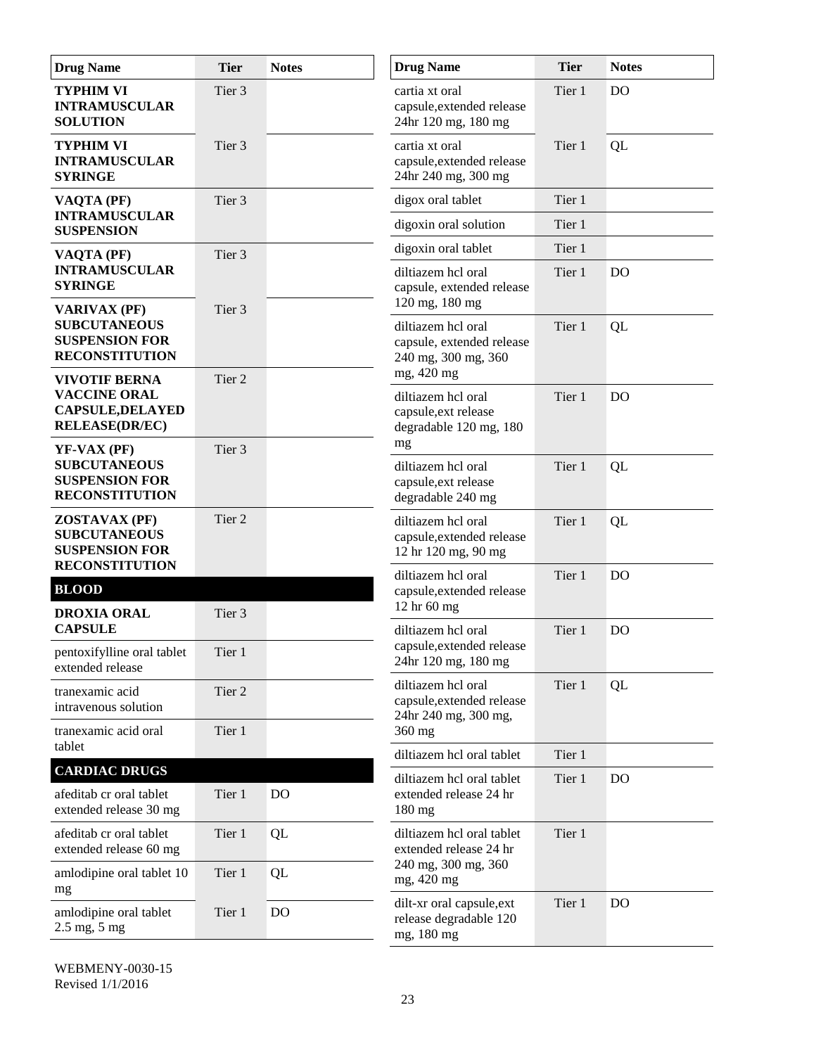| Drug Name | Tier | Notes |
|---|---|---|
| **TYPHIM VI INTRAMUSCULAR SOLUTION** | Tier 3 | |
| **TYPHIM VI INTRAMUSCULAR SYRINGE** | Tier 3 | |
| **VAQTA (PF) INTRAMUSCULAR SUSPENSION** | Tier 3 | |
| **VAQTA (PF) INTRAMUSCULAR SYRINGE** | Tier 3 | |
| **VARIVAX (PF) SUBCUTANEOUS SUSPENSION FOR RECONSTITUTION** | Tier 3 | |
| **VIVOTIF BERNA VACCINE ORAL CAPSULE,DELAYED RELEASE(DR/EC)** | Tier 2 | |
| **YF-VAX (PF) SUBCUTANEOUS SUSPENSION FOR RECONSTITUTION** | Tier 3 | |
| **ZOSTAVAX (PF) SUBCUTANEOUS SUSPENSION FOR RECONSTITUTION** | Tier 2 | |
| **BLOOD** | | |
| **DROXIA ORAL CAPSULE** | Tier 3 | |
| pentoxifylline oral tablet extended release | Tier 1 | |
| tranexamic acid intravenous solution | Tier 2 | |
| tranexamic acid oral tablet | Tier 1 | |
| **CARDIAC DRUGS** | | |
| afeditab cr oral tablet extended release 30 mg | Tier 1 | DO |
| afeditab cr oral tablet extended release 60 mg | Tier 1 | QL |
| amlodipine oral tablet 10 mg | Tier 1 | QL |
| amlodipine oral tablet 2.5 mg, 5 mg | Tier 1 | DO |
| cartia xt oral capsule,extended release 24hr 120 mg, 180 mg | Tier 1 | DO |
| cartia xt oral capsule,extended release 24hr 240 mg, 300 mg | Tier 1 | QL |
| digox oral tablet | Tier 1 | |
| digoxin oral solution | Tier 1 | |
| digoxin oral tablet | Tier 1 | |
| diltiazem hcl oral capsule, extended release 120 mg, 180 mg | Tier 1 | DO |
| diltiazem hcl oral capsule, extended release 240 mg, 300 mg, 360 mg, 420 mg | Tier 1 | QL |
| diltiazem hcl oral capsule,ext release degradable 120 mg, 180 mg | Tier 1 | DO |
| diltiazem hcl oral capsule,ext release degradable 240 mg | Tier 1 | QL |
| diltiazem hcl oral capsule,extended release 12 hr 120 mg, 90 mg | Tier 1 | QL |
| diltiazem hcl oral capsule,extended release 12 hr 60 mg | Tier 1 | DO |
| diltiazem hcl oral capsule,extended release 24hr 120 mg, 180 mg | Tier 1 | DO |
| diltiazem hcl oral capsule,extended release 24hr 240 mg, 300 mg, 360 mg | Tier 1 | QL |
| diltiazem hcl oral tablet | Tier 1 | |
| diltiazem hcl oral tablet extended release 24 hr 180 mg | Tier 1 | DO |
| diltiazem hcl oral tablet extended release 24 hr 240 mg, 300 mg, 360 mg, 420 mg | Tier 1 | |
| dilt-xr oral capsule,ext release degradable 120 mg, 180 mg | Tier 1 | DO |

WEBMENY-0030-15
Revised 1/1/2016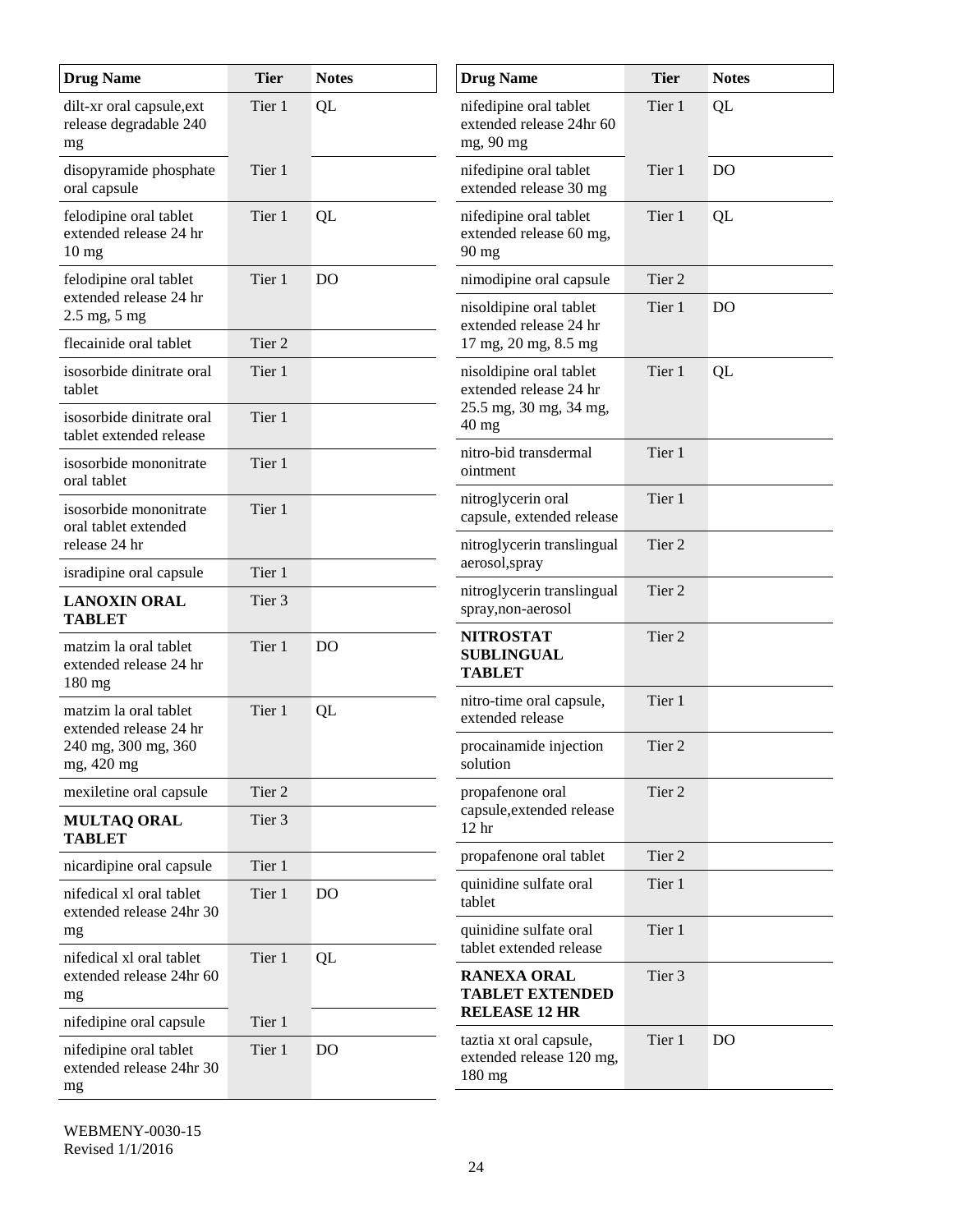| Drug Name | Tier | Notes |
|---|---|---|
| dilt-xr oral capsule,ext release degradable 240 mg | Tier 1 | QL |
| disopyramide phosphate oral capsule | Tier 1 | |
| felodipine oral tablet extended release 24 hr 10 mg | Tier 1 | QL |
| felodipine oral tablet extended release 24 hr 2.5 mg, 5 mg | Tier 1 | DO |
| flecainide oral tablet | Tier 2 | |
| isosorbide dinitrate oral tablet | Tier 1 | |
| isosorbide dinitrate oral tablet extended release | Tier 1 | |
| isosorbide mononitrate oral tablet | Tier 1 | |
| isosorbide mononitrate oral tablet extended release 24 hr | Tier 1 | |
| isradipine oral capsule | Tier 1 | |
| **LANOXIN ORAL TABLET** | Tier 3 | |
| matzim la oral tablet extended release 24 hr 180 mg | Tier 1 | DO |
| matzim la oral tablet extended release 24 hr 240 mg, 300 mg, 360 mg, 420 mg | Tier 1 | QL |
| mexiletine oral capsule | Tier 2 | |
| **MULTAQ ORAL TABLET** | Tier 3 | |
| nicardipine oral capsule | Tier 1 | |
| nifedical xl oral tablet extended release 24hr 30 mg | Tier 1 | DO |
| nifedical xl oral tablet extended release 24hr 60 mg | Tier 1 | QL |
| nifedipine oral capsule | Tier 1 | |
| nifedipine oral tablet extended release 24hr 30 mg | Tier 1 | DO |
| nifedipine oral tablet extended release 24hr 60 mg, 90 mg | Tier 1 | QL |
| nifedipine oral tablet extended release 30 mg | Tier 1 | DO |
| nifedipine oral tablet extended release 60 mg, 90 mg | Tier 1 | QL |
| nimodipine oral capsule | Tier 2 | |
| nisoldipine oral tablet extended release 24 hr 17 mg, 20 mg, 8.5 mg | Tier 1 | DO |
| nisoldipine oral tablet extended release 24 hr 25.5 mg, 30 mg, 34 mg, 40 mg | Tier 1 | QL |
| nitro-bid transdermal ointment | Tier 1 | |
| nitroglycerin oral capsule, extended release | Tier 1 | |
| nitroglycerin translingual aerosol,spray | Tier 2 | |
| nitroglycerin translingual spray,non-aerosol | Tier 2 | |
| **NITROSTAT SUBLINGUAL TABLET** | Tier 2 | |
| nitro-time oral capsule, extended release | Tier 1 | |
| procainamide injection solution | Tier 2 | |
| propafenone oral capsule,extended release 12 hr | Tier 2 | |
| propafenone oral tablet | Tier 2 | |
| quinidine sulfate oral tablet | Tier 1 | |
| quinidine sulfate oral tablet extended release | Tier 1 | |
| **RANEXA ORAL TABLET EXTENDED RELEASE 12 HR** | Tier 3 | |
| taztia xt oral capsule, extended release 120 mg, 180 mg | Tier 1 | DO |

WEBMENY-0030-15
Revised 1/1/2016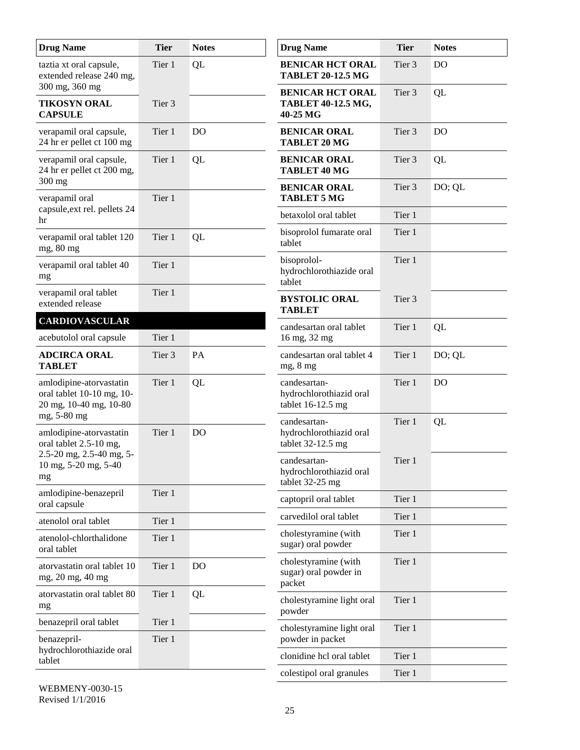| Drug Name | Tier | Notes |
| --- | --- | --- |
| taztia xt oral capsule, extended release 240 mg, 300 mg, 360 mg | Tier 1 | QL |
| **TIKOSYN ORAL CAPSULE** | Tier 3 | |
| verapamil oral capsule, 24 hr er pellet ct 100 mg | Tier 1 | DO |
| verapamil oral capsule, 24 hr er pellet ct 200 mg, 300 mg | Tier 1 | QL |
| verapamil oral capsule,ext rel. pellets 24 hr | Tier 1 | |
| verapamil oral tablet 120 mg, 80 mg | Tier 1 | QL |
| verapamil oral tablet 40 mg | Tier 1 | |
| verapamil oral tablet extended release | Tier 1 | |
| **CARDIOVASCULAR** | | |
| acebutolol oral capsule | Tier 1 | |
| **ADCIRCA ORAL TABLET** | Tier 3 | PA |
| amlodipine-atorvastatin oral tablet 10-10 mg, 10-20 mg, 10-40 mg, 10-80 mg, 5-80 mg | Tier 1 | QL |
| amlodipine-atorvastatin oral tablet 2.5-10 mg, 2.5-20 mg, 2.5-40 mg, 5-10 mg, 5-20 mg, 5-40 mg | Tier 1 | DO |
| amlodipine-benazepril oral capsule | Tier 1 | |
| atenolol oral tablet | Tier 1 | |
| atenolol-chlorthalidone oral tablet | Tier 1 | |
| atorvastatin oral tablet 10 mg, 20 mg, 40 mg | Tier 1 | DO |
| atorvastatin oral tablet 80 mg | Tier 1 | QL |
| benazepril oral tablet | Tier 1 | |
| benazepril-hydrochlorothiazide oral tablet | Tier 1 | |
| **BENICAR HCT ORAL TABLET 20-12.5 MG** | Tier 3 | DO |
| **BENICAR HCT ORAL TABLET 40-12.5 MG, 40-25 MG** | Tier 3 | QL |
| **BENICAR ORAL TABLET 20 MG** | Tier 3 | DO |
| **BENICAR ORAL TABLET 40 MG** | Tier 3 | QL |
| **BENICAR ORAL TABLET 5 MG** | Tier 3 | DO; QL |
| betaxolol oral tablet | Tier 1 | |
| bisoprolol fumarate oral tablet | Tier 1 | |
| bisoprolol-hydrochlorothiazide oral tablet | Tier 1 | |
| **BYSTOLIC ORAL TABLET** | Tier 3 | |
| candesartan oral tablet 16 mg, 32 mg | Tier 1 | QL |
| candesartan oral tablet 4 mg, 8 mg | Tier 1 | DO; QL |
| candesartan-hydrochlorothiazid oral tablet 16-12.5 mg | Tier 1 | DO |
| candesartan-hydrochlorothiazid oral tablet 32-12.5 mg | Tier 1 | QL |
| candesartan-hydrochlorothiazid oral tablet 32-25 mg | Tier 1 | |
| captopril oral tablet | Tier 1 | |
| carvedilol oral tablet | Tier 1 | |
| cholestyramine (with sugar) oral powder | Tier 1 | |
| cholestyramine (with sugar) oral powder in packet | Tier 1 | |
| cholestyramine light oral powder | Tier 1 | |
| cholestyramine light oral powder in packet | Tier 1 | |
| clonidine hcl oral tablet | Tier 1 | |
| colestipol oral granules | Tier 1 | |

WEBMENY-0030-15
Revised 1/1/2016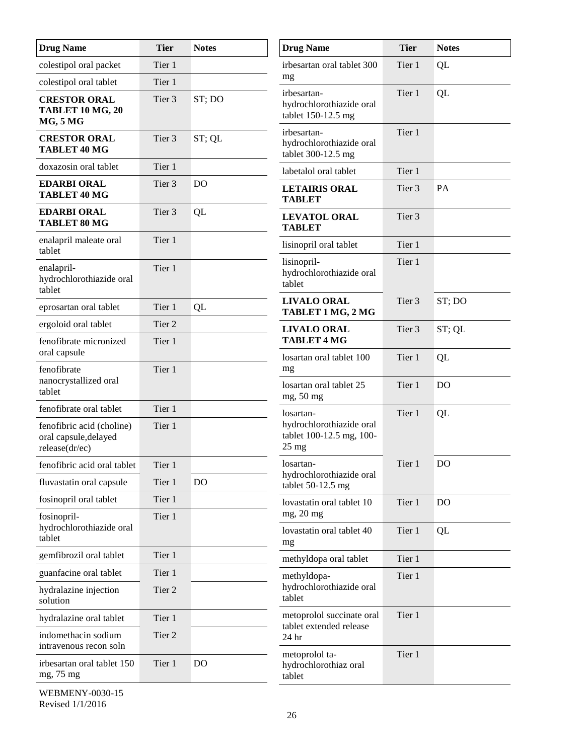| Drug Name | Tier | Notes |
|---|---|---|
| colestipol oral packet | Tier 1 | |
| colestipol oral tablet | Tier 1 | |
| **CRESTOR ORAL TABLET 10 MG, 20 MG, 5 MG** | Tier 3 | ST; DO |
| **CRESTOR ORAL TABLET 40 MG** | Tier 3 | ST; QL |
| doxazosin oral tablet | Tier 1 | |
| **EDARBI ORAL TABLET 40 MG** | Tier 3 | DO |
| **EDARBI ORAL TABLET 80 MG** | Tier 3 | QL |
| enalapril maleate oral tablet | Tier 1 | |
| enalapril-hydrochlorothiazide oral tablet | Tier 1 | |
| eprosartan oral tablet | Tier 1 | QL |
| ergoloid oral tablet | Tier 2 | |
| fenofibrate micronized oral capsule | Tier 1 | |
| fenofibrate nanocrystallized oral tablet | Tier 1 | |
| fenofibrate oral tablet | Tier 1 | |
| fenofibric acid (choline) oral capsule,delayed release(dr/ec) | Tier 1 | |
| fenofibric acid oral tablet | Tier 1 | |
| fluvastatin oral capsule | Tier 1 | DO |
| fosinopril oral tablet | Tier 1 | |
| fosinopril-hydrochlorothiazide oral tablet | Tier 1 | |
| gemfibrozil oral tablet | Tier 1 | |
| guanfacine oral tablet | Tier 1 | |
| hydralazine injection solution | Tier 2 | |
| hydralazine oral tablet | Tier 1 | |
| indomethacin sodium intravenous recon soln | Tier 2 | |
| irbesartan oral tablet 150 mg, 75 mg | Tier 1 | DO |
| irbesartan oral tablet 300 mg | Tier 1 | QL |
| irbesartan-hydrochlorothiazide oral tablet 150-12.5 mg | Tier 1 | QL |
| irbesartan-hydrochlorothiazide oral tablet 300-12.5 mg | Tier 1 | |
| labetalol oral tablet | Tier 1 | |
| **LETAIRIS ORAL TABLET** | Tier 3 | PA |
| **LEVATOL ORAL TABLET** | Tier 3 | |
| lisinopril oral tablet | Tier 1 | |
| lisinopril-hydrochlorothiazide oral tablet | Tier 1 | |
| **LIVALO ORAL TABLET 1 MG, 2 MG** | Tier 3 | ST; DO |
| **LIVALO ORAL TABLET 4 MG** | Tier 3 | ST; QL |
| losartan oral tablet 100 mg | Tier 1 | QL |
| losartan oral tablet 25 mg, 50 mg | Tier 1 | DO |
| losartan-hydrochlorothiazide oral tablet 100-12.5 mg, 100-25 mg | Tier 1 | QL |
| losartan-hydrochlorothiazide oral tablet 50-12.5 mg | Tier 1 | DO |
| lovastatin oral tablet 10 mg, 20 mg | Tier 1 | DO |
| lovastatin oral tablet 40 mg | Tier 1 | QL |
| methyldopa oral tablet | Tier 1 | |
| methyldopa-hydrochlorothiazide oral tablet | Tier 1 | |
| metoprolol succinate oral tablet extended release 24 hr | Tier 1 | |
| metoprolol ta-hydrochlorothiaz oral tablet | Tier 1 | |

WEBMENY-0030-15
Revised 1/1/2016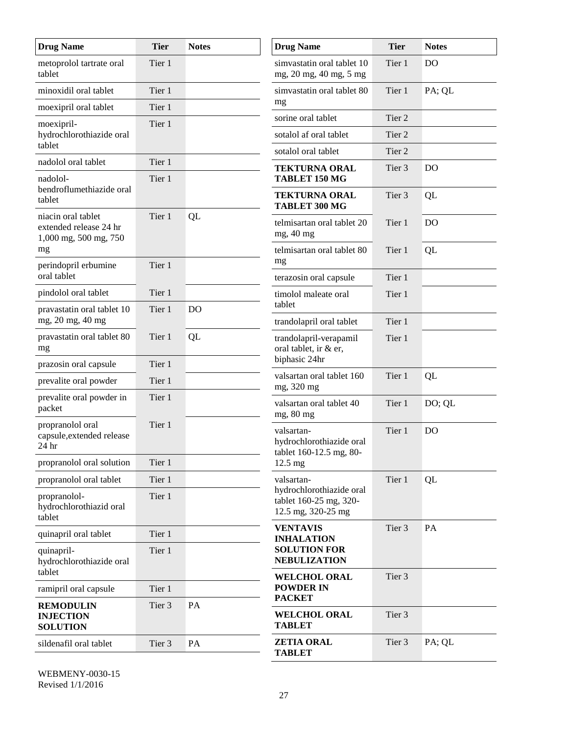| Drug Name | Tier | Notes |
|---|---|---|
| metoprolol tartrate oral tablet | Tier 1 | |
| minoxidil oral tablet | Tier 1 | |
| moexipril oral tablet | Tier 1 | |
| moexipril-hydrochlorothiazide oral tablet | Tier 1 | |
| nadolol oral tablet | Tier 1 | |
| nadolol-bendroflumethiazide oral tablet | Tier 1 | |
| niacin oral tablet extended release 24 hr 1,000 mg, 500 mg, 750 mg | Tier 1 | QL |
| perindopril erbumine oral tablet | Tier 1 | |
| pindolol oral tablet | Tier 1 | |
| pravastatin oral tablet 10 mg, 20 mg, 40 mg | Tier 1 | DO |
| pravastatin oral tablet 80 mg | Tier 1 | QL |
| prazosin oral capsule | Tier 1 | |
| prevalite oral powder | Tier 1 | |
| prevalite oral powder in packet | Tier 1 | |
| propranolol oral capsule,extended release 24 hr | Tier 1 | |
| propranolol oral solution | Tier 1 | |
| propranolol oral tablet | Tier 1 | |
| propranolol-hydrochlorothiazid oral tablet | Tier 1 | |
| quinapril oral tablet | Tier 1 | |
| quinapril-hydrochlorothiazide oral tablet | Tier 1 | |
| ramipril oral capsule | Tier 1 | |
| **REMODULIN INJECTION SOLUTION** | Tier 3 | PA |
| sildenafil oral tablet | Tier 3 | PA |
| simvastatin oral tablet 10 mg, 20 mg, 40 mg, 5 mg | Tier 1 | DO |
| simvastatin oral tablet 80 mg | Tier 1 | PA; QL |
| sorine oral tablet | Tier 2 | |
| sotalol af oral tablet | Tier 2 | |
| sotalol oral tablet | Tier 2 | |
| **TEKTURNA ORAL TABLET 150 MG** | Tier 3 | DO |
| **TEKTURNA ORAL TABLET 300 MG** | Tier 3 | QL |
| telmisartan oral tablet 20 mg, 40 mg | Tier 1 | DO |
| telmisartan oral tablet 80 mg | Tier 1 | QL |
| terazosin oral capsule | Tier 1 | |
| timolol maleate oral tablet | Tier 1 | |
| trandolapril oral tablet | Tier 1 | |
| trandolapril-verapamil oral tablet, ir & er, biphasic 24hr | Tier 1 | |
| valsartan oral tablet 160 mg, 320 mg | Tier 1 | QL |
| valsartan oral tablet 40 mg, 80 mg | Tier 1 | DO; QL |
| valsartan-hydrochlorothiazide oral tablet 160-12.5 mg, 80-12.5 mg | Tier 1 | DO |
| valsartan-hydrochlorothiazide oral tablet 160-25 mg, 320-12.5 mg, 320-25 mg | Tier 1 | QL |
| **VENTAVIS INHALATION SOLUTION FOR NEBULIZATION** | Tier 3 | PA |
| **WELCHOL ORAL POWDER IN PACKET** | Tier 3 | |
| **WELCHOL ORAL TABLET** | Tier 3 | |
| **ZETIA ORAL TABLET** | Tier 3 | PA; QL |

WEBMENY-0030-15
Revised 1/1/2016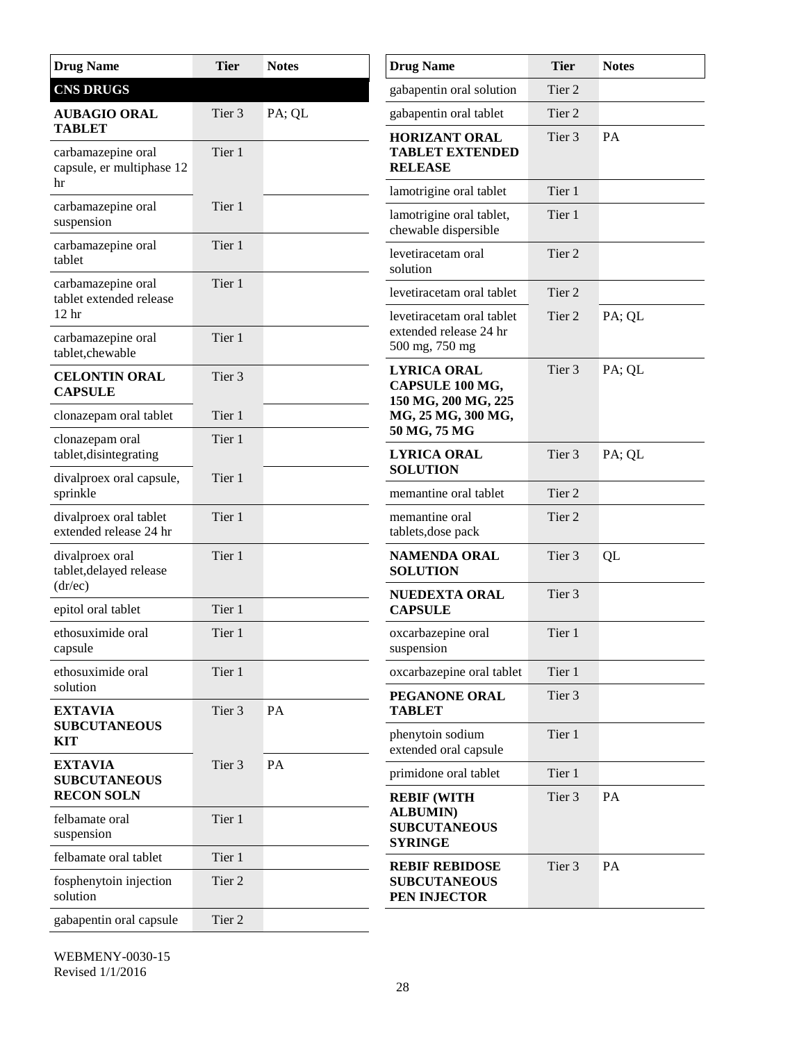| Drug Name | Tier | Notes |
|---|---|---|
| **CNS DRUGS** | | |
| **AUBAGIO ORAL TABLET** | Tier 3 | PA; QL |
| carbamazepine oral capsule, er multiphase 12 hr | Tier 1 | |
| carbamazepine oral suspension | Tier 1 | |
| carbamazepine oral tablet | Tier 1 | |
| carbamazepine oral tablet extended release 12 hr | Tier 1 | |
| carbamazepine oral tablet,chewable | Tier 1 | |
| **CELONTIN ORAL CAPSULE** | Tier 3 | |
| clonazepam oral tablet | Tier 1 | |
| clonazepam oral tablet,disintegrating | Tier 1 | |
| divalproex oral capsule, sprinkle | Tier 1 | |
| divalproex oral tablet extended release 24 hr | Tier 1 | |
| divalproex oral tablet,delayed release (dr/ec) | Tier 1 | |
| epitol oral tablet | Tier 1 | |
| ethosuximide oral capsule | Tier 1 | |
| ethosuximide oral solution | Tier 1 | |
| **EXTAVIA SUBCUTANEOUS KIT** | Tier 3 | PA |
| **EXTAVIA SUBCUTANEOUS RECON SOLN** | Tier 3 | PA |
| felbamate oral suspension | Tier 1 | |
| felbamate oral tablet | Tier 1 | |
| fosphenytoin injection solution | Tier 2 | |
| gabapentin oral capsule | Tier 2 | |
| gabapentin oral solution | Tier 2 | |
| gabapentin oral tablet | Tier 2 | |
| **HORIZANT ORAL TABLET EXTENDED RELEASE** | Tier 3 | PA |
| lamotrigine oral tablet | Tier 1 | |
| lamotrigine oral tablet, chewable dispersible | Tier 1 | |
| levetiracetam oral solution | Tier 2 | |
| levetiracetam oral tablet | Tier 2 | |
| levetiracetam oral tablet extended release 24 hr 500 mg, 750 mg | Tier 2 | PA; QL |
| **LYRICA ORAL CAPSULE 100 MG, 150 MG, 200 MG, 225 MG, 25 MG, 300 MG, 50 MG, 75 MG** | Tier 3 | PA; QL |
| **LYRICA ORAL SOLUTION** | Tier 3 | PA; QL |
| memantine oral tablet | Tier 2 | |
| memantine oral tablets,dose pack | Tier 2 | |
| **NAMENDA ORAL SOLUTION** | Tier 3 | QL |
| **NUEDEXTA ORAL CAPSULE** | Tier 3 | |
| oxcarbazepine oral suspension | Tier 1 | |
| oxcarbazepine oral tablet | Tier 1 | |
| **PEGANONE ORAL TABLET** | Tier 3 | |
| phenytoin sodium extended oral capsule | Tier 1 | |
| primidone oral tablet | Tier 1 | |
| **REBIF (WITH ALBUMIN) SUBCUTANEOUS SYRINGE** | Tier 3 | PA |
| **REBIF REBIDOSE SUBCUTANEOUS PEN INJECTOR** | Tier 3 | PA |

WEBMENY-0030-15
Revised 1/1/2016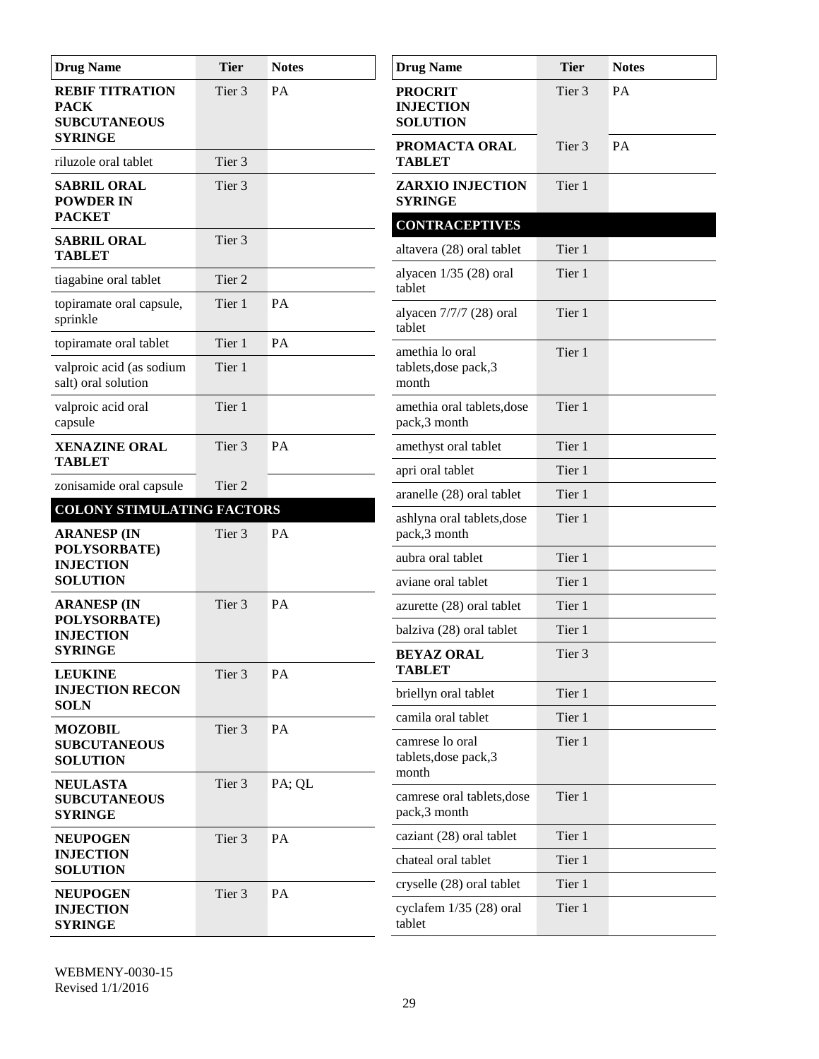| Drug Name | Tier | Notes |
|---|---|---|
| **REBIF TITRATION PACK SUBCUTANEOUS SYRINGE** | Tier 3 | PA |
| riluzole oral tablet | Tier 3 | |
| **SABRIL ORAL POWDER IN PACKET** | Tier 3 | |
| **SABRIL ORAL TABLET** | Tier 3 | |
| tiagabine oral tablet | Tier 2 | |
| topiramate oral capsule, sprinkle | Tier 1 | PA |
| topiramate oral tablet | Tier 1 | PA |
| valproic acid (as sodium salt) oral solution | Tier 1 | |
| valproic acid oral capsule | Tier 1 | |
| **XENAZINE ORAL TABLET** | Tier 3 | PA |
| zonisamide oral capsule | Tier 2 | |
| **COLONY STIMULATING FACTORS** | | |
| **ARANESP (IN POLYSORBATE) INJECTION SOLUTION** | Tier 3 | PA |
| **ARANESP (IN POLYSORBATE) INJECTION SYRINGE** | Tier 3 | PA |
| **LEUKINE INJECTION RECON SOLN** | Tier 3 | PA |
| **MOZOBIL SUBCUTANEOUS SOLUTION** | Tier 3 | PA |
| **NEULASTA SUBCUTANEOUS SYRINGE** | Tier 3 | PA; QL |
| **NEUPOGEN INJECTION SOLUTION** | Tier 3 | PA |
| **NEUPOGEN INJECTION SYRINGE** | Tier 3 | PA |
| **PROCRIT INJECTION SOLUTION** | Tier 3 | PA |
| **PROMACTA ORAL TABLET** | Tier 3 | PA |
| **ZARXIO INJECTION SYRINGE** | Tier 1 | |
| **CONTRACEPTIVES** | | |
| altavera (28) oral tablet | Tier 1 | |
| alyacen 1/35 (28) oral tablet | Tier 1 | |
| alyacen 7/7/7 (28) oral tablet | Tier 1 | |
| amethia lo oral tablets,dose pack,3 month | Tier 1 | |
| amethia oral tablets,dose pack,3 month | Tier 1 | |
| amethyst oral tablet | Tier 1 | |
| apri oral tablet | Tier 1 | |
| aranelle (28) oral tablet | Tier 1 | |
| ashlyna oral tablets,dose pack,3 month | Tier 1 | |
| aubra oral tablet | Tier 1 | |
| aviane oral tablet | Tier 1 | |
| azurette (28) oral tablet | Tier 1 | |
| balziva (28) oral tablet | Tier 1 | |
| **BEYAZ ORAL TABLET** | Tier 3 | |
| briellyn oral tablet | Tier 1 | |
| camila oral tablet | Tier 1 | |
| camrese lo oral tablets,dose pack,3 month | Tier 1 | |
| camrese oral tablets,dose pack,3 month | Tier 1 | |
| caziant (28) oral tablet | Tier 1 | |
| chateal oral tablet | Tier 1 | |
| cryselle (28) oral tablet | Tier 1 | |
| cyclafem 1/35 (28) oral tablet | Tier 1 | |

WEBMENY-0030-15
Revised 1/1/2016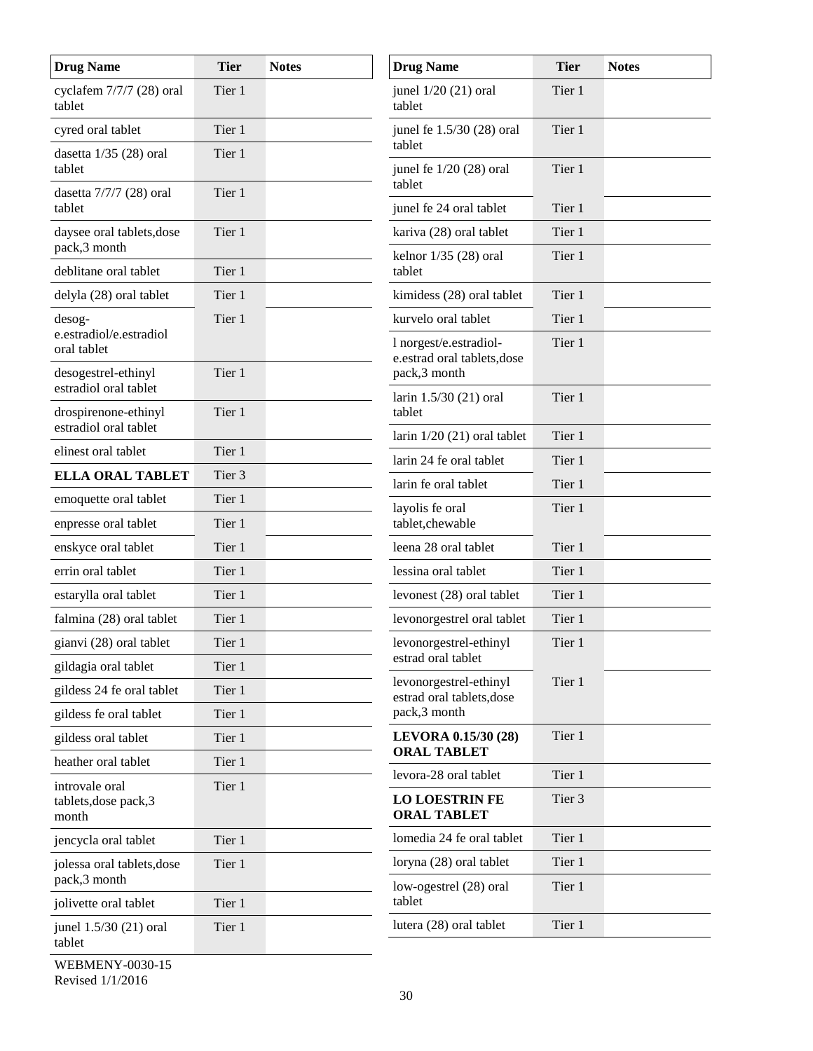| Drug Name | Tier | Notes |
|---|---|---|
| cyclafem 7/7/7 (28) oral tablet | Tier 1 | |
| cyred oral tablet | Tier 1 | |
| dasetta 1/35 (28) oral tablet | Tier 1 | |
| dasetta 7/7/7 (28) oral tablet | Tier 1 | |
| daysee oral tablets,dose pack,3 month | Tier 1 | |
| deblitane oral tablet | Tier 1 | |
| delyla (28) oral tablet | Tier 1 | |
| desog-e.estradiol/e.estradiol oral tablet | Tier 1 | |
| desogestrel-ethinyl estradiol oral tablet | Tier 1 | |
| drospirenone-ethinyl estradiol oral tablet | Tier 1 | |
| elinest oral tablet | Tier 1 | |
| **ELLA ORAL TABLET** | Tier 3 | |
| emoquette oral tablet | Tier 1 | |
| enpresse oral tablet | Tier 1 | |
| enskyce oral tablet | Tier 1 | |
| errin oral tablet | Tier 1 | |
| estarylla oral tablet | Tier 1 | |
| falmina (28) oral tablet | Tier 1 | |
| gianvi (28) oral tablet | Tier 1 | |
| gildagia oral tablet | Tier 1 | |
| gildess 24 fe oral tablet | Tier 1 | |
| gildess fe oral tablet | Tier 1 | |
| gildess oral tablet | Tier 1 | |
| heather oral tablet | Tier 1 | |
| introvale oral tablets,dose pack,3 month | Tier 1 | |
| jencycla oral tablet | Tier 1 | |
| jolessa oral tablets,dose pack,3 month | Tier 1 | |
| jolivette oral tablet | Tier 1 | |
| junel 1.5/30 (21) oral tablet | Tier 1 | |
| junel 1/20 (21) oral tablet | Tier 1 | |
| junel fe 1.5/30 (28) oral tablet | Tier 1 | |
| junel fe 1/20 (28) oral tablet | Tier 1 | |
| junel fe 24 oral tablet | Tier 1 | |
| kariva (28) oral tablet | Tier 1 | |
| kelnor 1/35 (28) oral tablet | Tier 1 | |
| kimidess (28) oral tablet | Tier 1 | |
| kurvelo oral tablet | Tier 1 | |
| l norgest/e.estradiol-e.estrad oral tablets,dose pack,3 month | Tier 1 | |
| larin 1.5/30 (21) oral tablet | Tier 1 | |
| larin 1/20 (21) oral tablet | Tier 1 | |
| larin 24 fe oral tablet | Tier 1 | |
| larin fe oral tablet | Tier 1 | |
| layolis fe oral tablet,chewable | Tier 1 | |
| leena 28 oral tablet | Tier 1 | |
| lessina oral tablet | Tier 1 | |
| levonest (28) oral tablet | Tier 1 | |
| levonorgestrel oral tablet | Tier 1 | |
| levonorgestrel-ethinyl estrad oral tablet | Tier 1 | |
| levonorgestrel-ethinyl estrad oral tablets,dose pack,3 month | Tier 1 | |
| **LEVORA 0.15/30 (28) ORAL TABLET** | Tier 1 | |
| levora-28 oral tablet | Tier 1 | |
| **LO LOESTRIN FE ORAL TABLET** | Tier 3 | |
| lomedia 24 fe oral tablet | Tier 1 | |
| loryna (28) oral tablet | Tier 1 | |
| low-ogestrel (28) oral tablet | Tier 1 | |
| lutera (28) oral tablet | Tier 1 | |

WEBMENY-0030-15
Revised 1/1/2016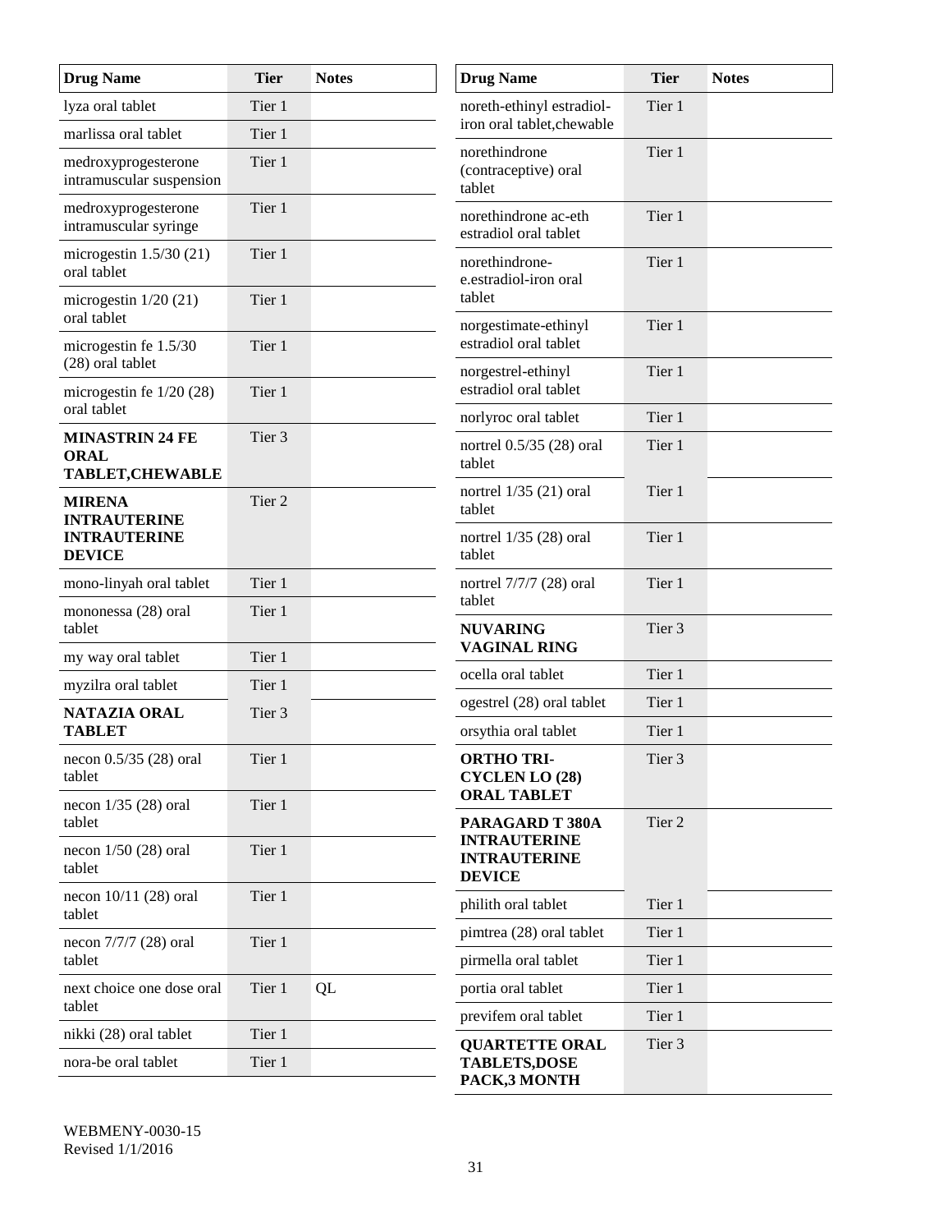| Drug Name | Tier | Notes |
|---|---|---|
| lyza oral tablet | Tier 1 | |
| marlissa oral tablet | Tier 1 | |
| medroxyprogesterone intramuscular suspension | Tier 1 | |
| medroxyprogesterone intramuscular syringe | Tier 1 | |
| microgestin 1.5/30 (21) oral tablet | Tier 1 | |
| microgestin 1/20 (21) oral tablet | Tier 1 | |
| microgestin fe 1.5/30 (28) oral tablet | Tier 1 | |
| microgestin fe 1/20 (28) oral tablet | Tier 1 | |
| **MINASTRIN 24 FE ORAL TABLET,CHEWABLE** | Tier 3 | |
| **MIRENA INTRAUTERINE INTRAUTERINE DEVICE** | Tier 2 | |
| mono-linyah oral tablet | Tier 1 | |
| mononessa (28) oral tablet | Tier 1 | |
| my way oral tablet | Tier 1 | |
| myzilra oral tablet | Tier 1 | |
| **NATAZIA ORAL TABLET** | Tier 3 | |
| necon 0.5/35 (28) oral tablet | Tier 1 | |
| necon 1/35 (28) oral tablet | Tier 1 | |
| necon 1/50 (28) oral tablet | Tier 1 | |
| necon 10/11 (28) oral tablet | Tier 1 | |
| necon 7/7/7 (28) oral tablet | Tier 1 | |
| next choice one dose oral tablet | Tier 1 | QL |
| nikki (28) oral tablet | Tier 1 | |
| nora-be oral tablet | Tier 1 | |
| noreth-ethinyl estradiol-iron oral tablet,chewable | Tier 1 | |
| norethindrone (contraceptive) oral tablet | Tier 1 | |
| norethindrone ac-eth estradiol oral tablet | Tier 1 | |
| norethindrone-e.estradiol-iron oral tablet | Tier 1 | |
| norgestimate-ethinyl estradiol oral tablet | Tier 1 | |
| norgestrel-ethinyl estradiol oral tablet | Tier 1 | |
| norlyroc oral tablet | Tier 1 | |
| nortrel 0.5/35 (28) oral tablet | Tier 1 | |
| nortrel 1/35 (21) oral tablet | Tier 1 | |
| nortrel 1/35 (28) oral tablet | Tier 1 | |
| nortrel 7/7/7 (28) oral tablet | Tier 1 | |
| **NUVARING VAGINAL RING** | Tier 3 | |
| ocella oral tablet | Tier 1 | |
| ogestrel (28) oral tablet | Tier 1 | |
| orsythia oral tablet | Tier 1 | |
| **ORTHO TRI-CYCLEN LO (28) ORAL TABLET** | Tier 3 | |
| **PARAGARD T 380A INTRAUTERINE INTRAUTERINE DEVICE** | Tier 2 | |
| philith oral tablet | Tier 1 | |
| pimtrea (28) oral tablet | Tier 1 | |
| pirmella oral tablet | Tier 1 | |
| portia oral tablet | Tier 1 | |
| previfem oral tablet | Tier 1 | |
| **QUARTETTE ORAL TABLETS,DOSE PACK,3 MONTH** | Tier 3 | |

WEBMENY-0030-15
Revised 1/1/2016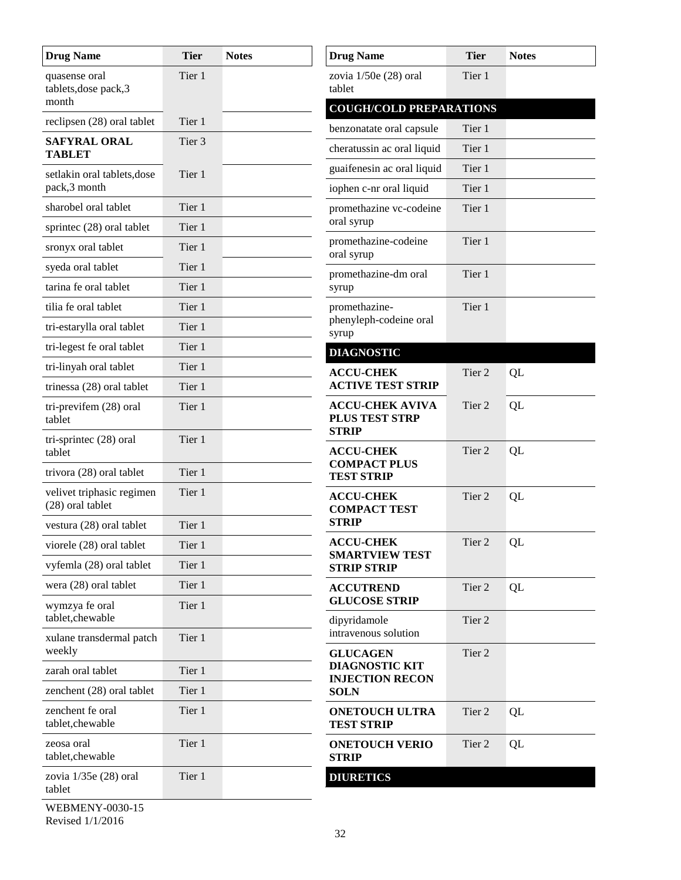| Drug Name | Tier | Notes |
|---|---|---|
| quasense oral tablets,dose pack,3 month | Tier 1 | |
| reclipsen (28) oral tablet | Tier 1 | |
| **SAFYRAL ORAL TABLET** | Tier 3 | |
| setlakin oral tablets,dose pack,3 month | Tier 1 | |
| sharobel oral tablet | Tier 1 | |
| sprintec (28) oral tablet | Tier 1 | |
| sronyx oral tablet | Tier 1 | |
| syeda oral tablet | Tier 1 | |
| tarina fe oral tablet | Tier 1 | |
| tilia fe oral tablet | Tier 1 | |
| tri-estarylla oral tablet | Tier 1 | |
| tri-legest fe oral tablet | Tier 1 | |
| tri-linyah oral tablet | Tier 1 | |
| trinessa (28) oral tablet | Tier 1 | |
| tri-previfem (28) oral tablet | Tier 1 | |
| tri-sprintec (28) oral tablet | Tier 1 | |
| trivora (28) oral tablet | Tier 1 | |
| velivet triphasic regimen (28) oral tablet | Tier 1 | |
| vestura (28) oral tablet | Tier 1 | |
| viorele (28) oral tablet | Tier 1 | |
| vyfemla (28) oral tablet | Tier 1 | |
| wera (28) oral tablet | Tier 1 | |
| wymzya fe oral tablet,chewable | Tier 1 | |
| xulane transdermal patch weekly | Tier 1 | |
| zarah oral tablet | Tier 1 | |
| zenchent (28) oral tablet | Tier 1 | |
| zenchent fe oral tablet,chewable | Tier 1 | |
| zeosa oral tablet,chewable | Tier 1 | |
| zovia 1/35e (28) oral tablet | Tier 1 | |
| zovia 1/50e (28) oral tablet | Tier 1 | |
| **COUGH/COLD PREPARATIONS** | | |
| benzonatate oral capsule | Tier 1 | |
| cheratussin ac oral liquid | Tier 1 | |
| guaifenesin ac oral liquid | Tier 1 | |
| iophen c-nr oral liquid | Tier 1 | |
| promethazine vc-codeine oral syrup | Tier 1 | |
| promethazine-codeine oral syrup | Tier 1 | |
| promethazine-dm oral syrup | Tier 1 | |
| promethazine-phenyleph-codeine oral syrup | Tier 1 | |
| **DIAGNOSTIC** | | |
| **ACCU-CHEK ACTIVE TEST STRIP** | Tier 2 | QL |
| **ACCU-CHEK AVIVA PLUS TEST STRP STRIP** | Tier 2 | QL |
| **ACCU-CHEK COMPACT PLUS TEST STRIP** | Tier 2 | QL |
| **ACCU-CHEK COMPACT TEST STRIP** | Tier 2 | QL |
| **ACCU-CHEK SMARTVIEW TEST STRIP STRIP** | Tier 2 | QL |
| **ACCUTREND GLUCOSE STRIP** | Tier 2 | QL |
| dipyridamole intravenous solution | Tier 2 | |
| **GLUCAGEN DIAGNOSTIC KIT INJECTION RECON SOLN** | Tier 2 | |
| **ONETOUCH ULTRA TEST STRIP** | Tier 2 | QL |
| **ONETOUCH VERIO STRIP** | Tier 2 | QL |
| **DIURETICS** | | |

WEBMENY-0030-15
Revised 1/1/2016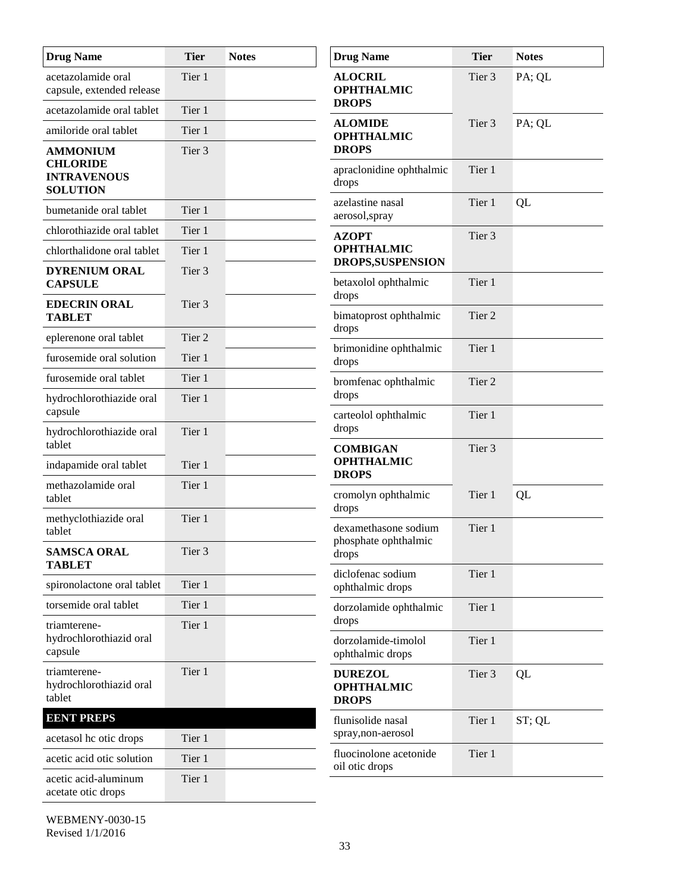| Drug Name | Tier | Notes |
|---|---|---|
| acetazolamide oral capsule, extended release | Tier 1 | |
| acetazolamide oral tablet | Tier 1 | |
| amiloride oral tablet | Tier 1 | |
| **AMMONIUM CHLORIDE INTRAVENOUS SOLUTION** | Tier 3 | |
| bumetanide oral tablet | Tier 1 | |
| chlorothiazide oral tablet | Tier 1 | |
| chlorthalidone oral tablet | Tier 1 | |
| **DYRENIUM ORAL CAPSULE** | Tier 3 | |
| **EDECRIN ORAL TABLET** | Tier 3 | |
| eplerenone oral tablet | Tier 2 | |
| furosemide oral solution | Tier 1 | |
| furosemide oral tablet | Tier 1 | |
| hydrochlorothiazide oral capsule | Tier 1 | |
| hydrochlorothiazide oral tablet | Tier 1 | |
| indapamide oral tablet | Tier 1 | |
| methazolamide oral tablet | Tier 1 | |
| methyclothiazide oral tablet | Tier 1 | |
| **SAMSCA ORAL TABLET** | Tier 3 | |
| spironolactone oral tablet | Tier 1 | |
| torsemide oral tablet | Tier 1 | |
| triamterene-hydrochlorothiazid oral capsule | Tier 1 | |
| triamterene-hydrochlorothiazid oral tablet | Tier 1 | |
| **EENT PREPS** | | |
| acetasol hc otic drops | Tier 1 | |
| acetic acid otic solution | Tier 1 | |
| acetic acid-aluminum acetate otic drops | Tier 1 | |
| **ALOCRIL OPHTHALMIC DROPS** | Tier 3 | PA; QL |
| **ALOMIDE OPHTHALMIC DROPS** | Tier 3 | PA; QL |
| apraclonidine ophthalmic drops | Tier 1 | |
| azelastine nasal aerosol,spray | Tier 1 | QL |
| **AZOPT OPHTHALMIC DROPS,SUSPENSION** | Tier 3 | |
| betaxolol ophthalmic drops | Tier 1 | |
| bimatoprost ophthalmic drops | Tier 2 | |
| brimonidine ophthalmic drops | Tier 1 | |
| bromfenac ophthalmic drops | Tier 2 | |
| carteolol ophthalmic drops | Tier 1 | |
| **COMBIGAN OPHTHALMIC DROPS** | Tier 3 | |
| cromolyn ophthalmic drops | Tier 1 | QL |
| dexamethasone sodium phosphate ophthalmic drops | Tier 1 | |
| diclofenac sodium ophthalmic drops | Tier 1 | |
| dorzolamide ophthalmic drops | Tier 1 | |
| dorzolamide-timolol ophthalmic drops | Tier 1 | |
| **DUREZOL OPHTHALMIC DROPS** | Tier 3 | QL |
| flunisolide nasal spray,non-aerosol | Tier 1 | ST; QL |
| fluocinolone acetonide oil otic drops | Tier 1 | |

WEBMENY-0030-15
Revised 1/1/2016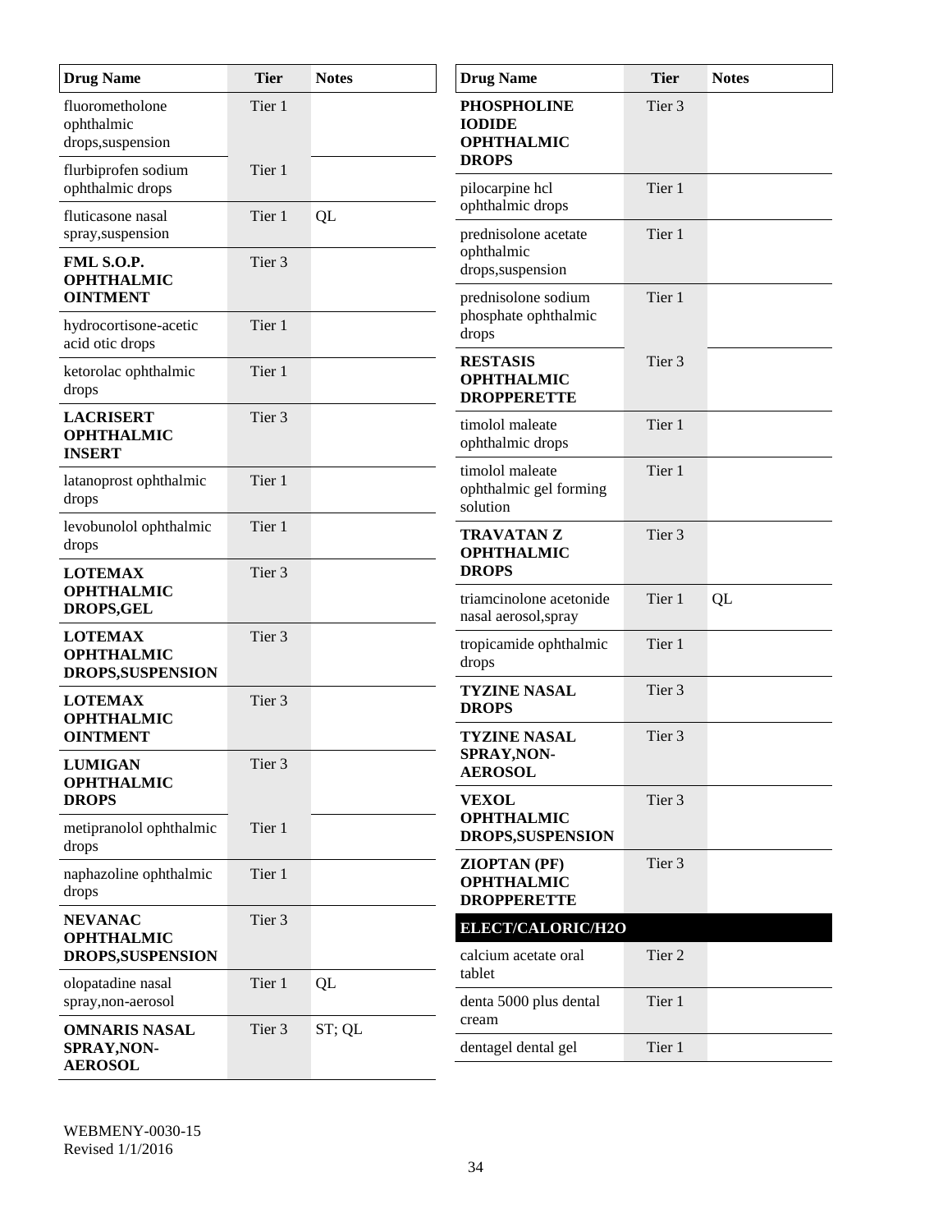| Drug Name | Tier | Notes |
|---|---|---|
| fluorometholone ophthalmic drops,suspension | Tier 1 | |
| flurbiprofen sodium ophthalmic drops | Tier 1 | |
| fluticasone nasal spray,suspension | Tier 1 | QL |
| **FML S.O.P. OPHTHALMIC OINTMENT** | Tier 3 | |
| hydrocortisone-acetic acid otic drops | Tier 1 | |
| ketorolac ophthalmic drops | Tier 1 | |
| **LACRISERT OPHTHALMIC INSERT** | Tier 3 | |
| latanoprost ophthalmic drops | Tier 1 | |
| levobunolol ophthalmic drops | Tier 1 | |
| **LOTEMAX OPHTHALMIC DROPS,GEL** | Tier 3 | |
| **LOTEMAX OPHTHALMIC DROPS,SUSPENSION** | Tier 3 | |
| **LOTEMAX OPHTHALMIC OINTMENT** | Tier 3 | |
| **LUMIGAN OPHTHALMIC DROPS** | Tier 3 | |
| metipranolol ophthalmic drops | Tier 1 | |
| naphazoline ophthalmic drops | Tier 1 | |
| **NEVANAC OPHTHALMIC DROPS,SUSPENSION** | Tier 3 | |
| olopatadine nasal spray,non-aerosol | Tier 1 | QL |
| **OMNARIS NASAL SPRAY,NON-AEROSOL** | Tier 3 | ST; QL |
| **PHOSPHOLINE IODIDE OPHTHALMIC DROPS** | Tier 3 | |
| pilocarpine hcl ophthalmic drops | Tier 1 | |
| prednisolone acetate ophthalmic drops,suspension | Tier 1 | |
| prednisolone sodium phosphate ophthalmic drops | Tier 1 | |
| **RESTASIS OPHTHALMIC DROPPERETTE** | Tier 3 | |
| timolol maleate ophthalmic drops | Tier 1 | |
| timolol maleate ophthalmic gel forming solution | Tier 1 | |
| **TRAVATAN Z OPHTHALMIC DROPS** | Tier 3 | |
| triamcinolone acetonide nasal aerosol,spray | Tier 1 | QL |
| tropicamide ophthalmic drops | Tier 1 | |
| **TYZINE NASAL DROPS** | Tier 3 | |
| **TYZINE NASAL SPRAY,NON-AEROSOL** | Tier 3 | |
| **VEXOL OPHTHALMIC DROPS,SUSPENSION** | Tier 3 | |
| **ZIOPTAN (PF) OPHTHALMIC DROPPERETTE** | Tier 3 | |
| **ELECT/CALORIC/H2O** | | |
| calcium acetate oral tablet | Tier 2 | |
| denta 5000 plus dental cream | Tier 1 | |
| dentagel dental gel | Tier 1 | |

WEBMENY-0030-15
Revised 1/1/2016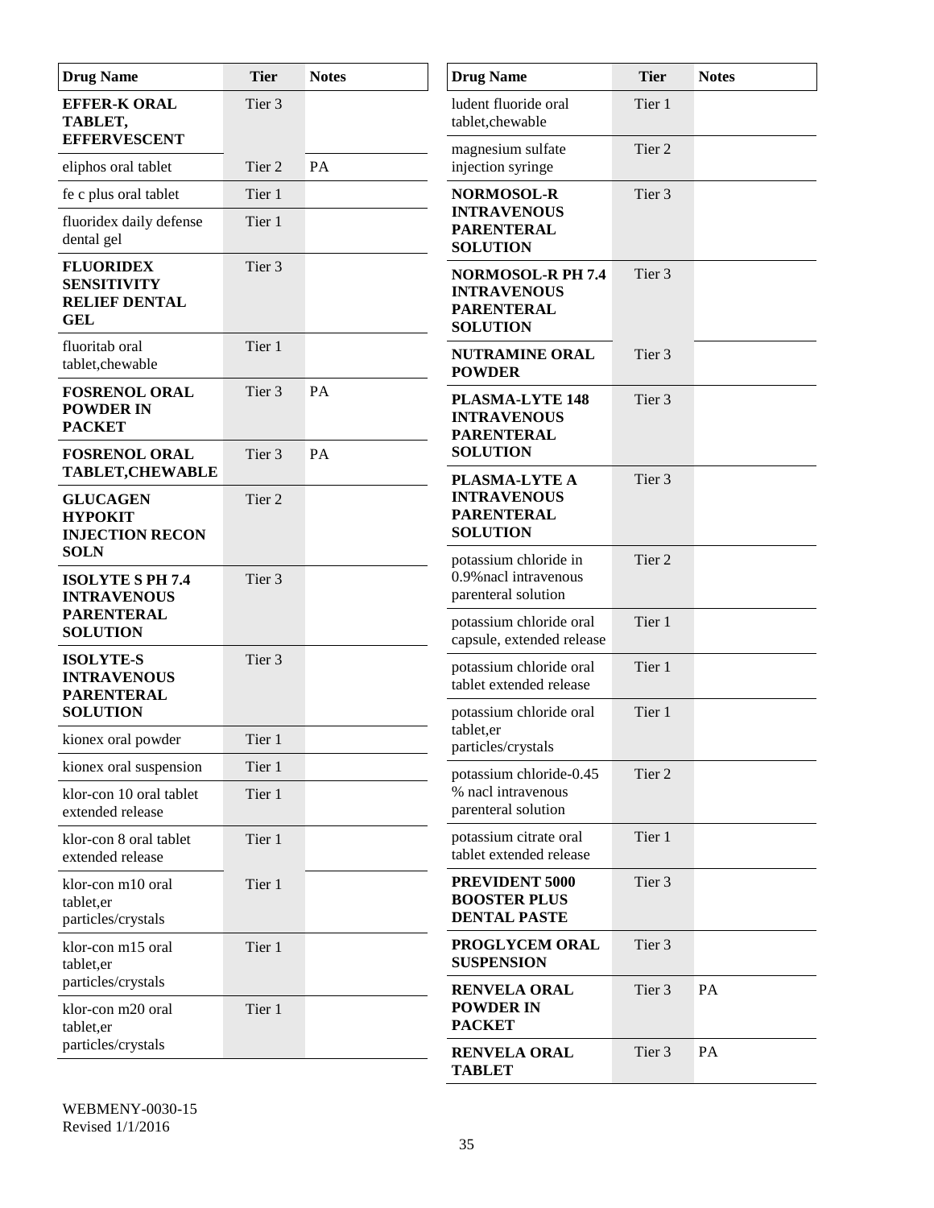| Drug Name | Tier | Notes |
|---|---|---|
| **EFFER-K ORAL TABLET, EFFERVESCENT** | Tier 3 | |
| eliphos oral tablet | Tier 2 | PA |
| fe c plus oral tablet | Tier 1 | |
| fluoridex daily defense dental gel | Tier 1 | |
| **FLUORIDEX SENSITIVITY RELIEF DENTAL GEL** | Tier 3 | |
| fluoritab oral tablet,chewable | Tier 1 | |
| **FOSRENOL ORAL POWDER IN PACKET** | Tier 3 | PA |
| **FOSRENOL ORAL TABLET,CHEWABLE** | Tier 3 | PA |
| **GLUCAGEN HYPOKIT INJECTION RECON SOLN** | Tier 2 | |
| **ISOLYTE S PH 7.4 INTRAVENOUS PARENTERAL SOLUTION** | Tier 3 | |
| **ISOLYTE-S INTRAVENOUS PARENTERAL SOLUTION** | Tier 3 | |
| kionex oral powder | Tier 1 | |
| kionex oral suspension | Tier 1 | |
| klor-con 10 oral tablet extended release | Tier 1 | |
| klor-con 8 oral tablet extended release | Tier 1 | |
| klor-con m10 oral tablet,er particles/crystals | Tier 1 | |
| klor-con m15 oral tablet,er particles/crystals | Tier 1 | |
| klor-con m20 oral tablet,er particles/crystals | Tier 1 | |
| ludent fluoride oral tablet,chewable | Tier 1 | |
| magnesium sulfate injection syringe | Tier 2 | |
| **NORMOSOL-R INTRAVENOUS PARENTERAL SOLUTION** | Tier 3 | |
| **NORMOSOL-R PH 7.4 INTRAVENOUS PARENTERAL SOLUTION** | Tier 3 | |
| **NUTRAMINE ORAL POWDER** | Tier 3 | |
| **PLASMA-LYTE 148 INTRAVENOUS PARENTERAL SOLUTION** | Tier 3 | |
| **PLASMA-LYTE A INTRAVENOUS PARENTERAL SOLUTION** | Tier 3 | |
| potassium chloride in 0.9%nacl intravenous parenteral solution | Tier 2 | |
| potassium chloride oral capsule, extended release | Tier 1 | |
| potassium chloride oral tablet extended release | Tier 1 | |
| potassium chloride oral tablet,er particles/crystals | Tier 1 | |
| potassium chloride-0.45 % nacl intravenous parenteral solution | Tier 2 | |
| potassium citrate oral tablet extended release | Tier 1 | |
| **PREVIDENT 5000 BOOSTER PLUS DENTAL PASTE** | Tier 3 | |
| **PROGLYCEM ORAL SUSPENSION** | Tier 3 | |
| **RENVELA ORAL POWDER IN PACKET** | Tier 3 | PA |
| **RENVELA ORAL TABLET** | Tier 3 | PA |

WEBMENY-0030-15
Revised 1/1/2016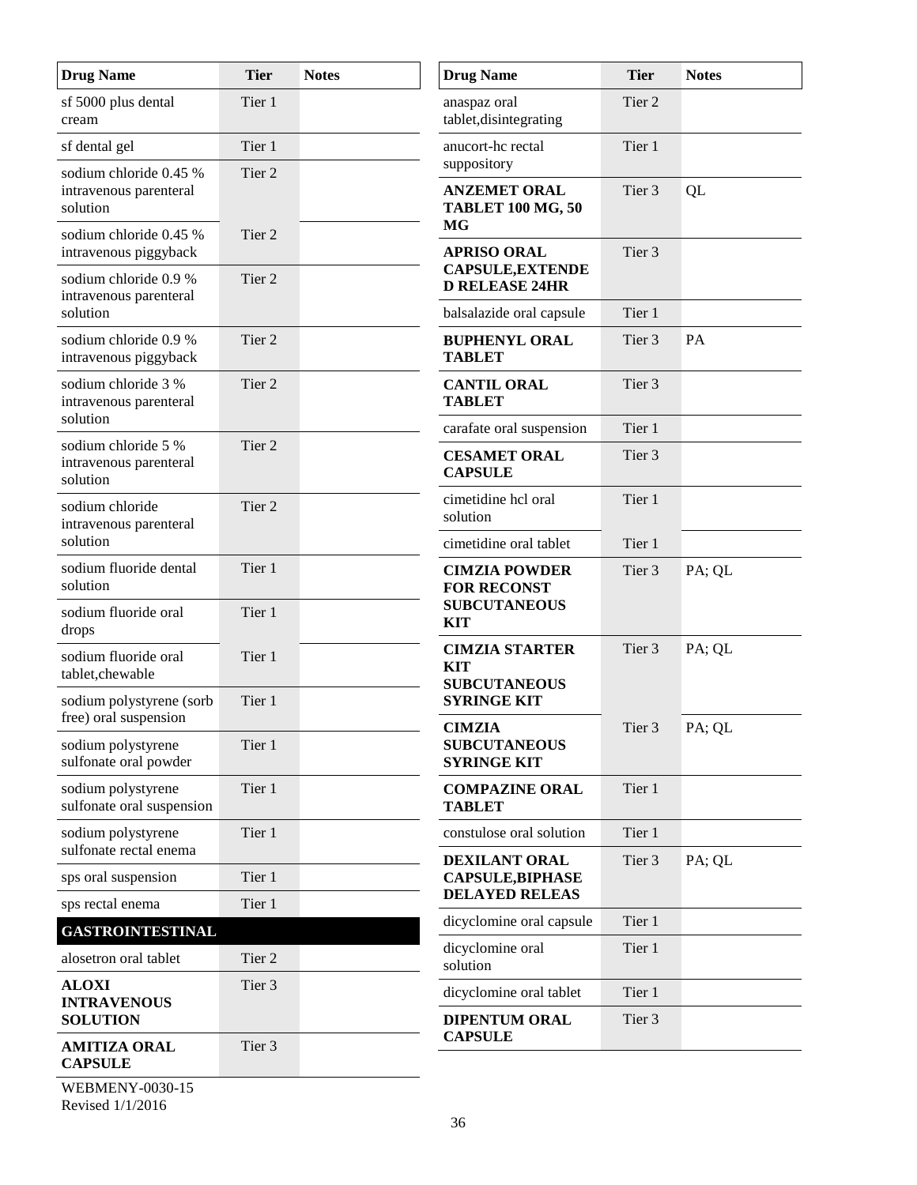| Drug Name | Tier | Notes |
|---|---|---|
| sf 5000 plus dental cream | Tier 1 | |
| sf dental gel | Tier 1 | |
| sodium chloride 0.45 % intravenous parenteral solution | Tier 2 | |
| sodium chloride 0.45 % intravenous piggyback | Tier 2 | |
| sodium chloride 0.9 % intravenous parenteral solution | Tier 2 | |
| sodium chloride 0.9 % intravenous piggyback | Tier 2 | |
| sodium chloride 3 % intravenous parenteral solution | Tier 2 | |
| sodium chloride 5 % intravenous parenteral solution | Tier 2 | |
| sodium chloride intravenous parenteral solution | Tier 2 | |
| sodium fluoride dental solution | Tier 1 | |
| sodium fluoride oral drops | Tier 1 | |
| sodium fluoride oral tablet,chewable | Tier 1 | |
| sodium polystyrene (sorb free) oral suspension | Tier 1 | |
| sodium polystyrene sulfonate oral powder | Tier 1 | |
| sodium polystyrene sulfonate oral suspension | Tier 1 | |
| sodium polystyrene sulfonate rectal enema | Tier 1 | |
| sps oral suspension | Tier 1 | |
| sps rectal enema | Tier 1 | |
| **GASTROINTESTINAL** | | |
| alosetron oral tablet | Tier 2 | |
| **ALOXI INTRAVENOUS SOLUTION** | Tier 3 | |
| **AMITIZA ORAL CAPSULE** | Tier 3 | |
| anaspaz oral tablet,disintegrating | Tier 2 | |
| anucort-hc rectal suppository | Tier 1 | |
| **ANZEMET ORAL TABLET 100 MG, 50 MG** | Tier 3 | QL |
| **APRISO ORAL CAPSULE,EXTENDED RELEASE 24HR** | Tier 3 | |
| balsalazide oral capsule | Tier 1 | |
| **BUPHENYL ORAL TABLET** | Tier 3 | PA |
| **CANTIL ORAL TABLET** | Tier 3 | |
| carafate oral suspension | Tier 1 | |
| **CESAMET ORAL CAPSULE** | Tier 3 | |
| cimetidine hcl oral solution | Tier 1 | |
| cimetidine oral tablet | Tier 1 | |
| **CIMZIA POWDER FOR RECONST SUBCUTANEOUS KIT** | Tier 3 | PA; QL |
| **CIMZIA STARTER KIT SUBCUTANEOUS SYRINGE KIT** | Tier 3 | PA; QL |
| **CIMZIA SUBCUTANEOUS SYRINGE KIT** | Tier 3 | PA; QL |
| **COMPAZINE ORAL TABLET** | Tier 1 | |
| constulose oral solution | Tier 1 | |
| **DEXILANT ORAL CAPSULE,BIPHASE DELAYED RELEAS** | Tier 3 | PA; QL |
| dicyclomine oral capsule | Tier 1 | |
| dicyclomine oral solution | Tier 1 | |
| dicyclomine oral tablet | Tier 1 | |
| **DIPENTUM ORAL CAPSULE** | Tier 3 | |

WEBMENY-0030-15
Revised 1/1/2016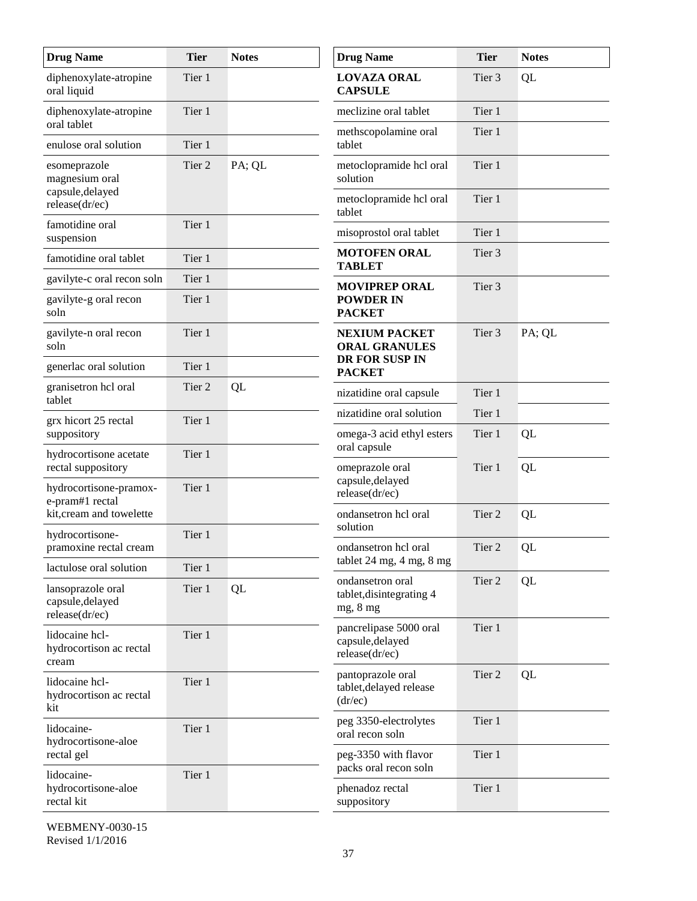| Drug Name | Tier | Notes |
|---|---|---|
| diphenoxylate-atropine oral liquid | Tier 1 | |
| diphenoxylate-atropine oral tablet | Tier 1 | |
| enulose oral solution | Tier 1 | |
| esomeprazole magnesium oral capsule,delayed release(dr/ec) | Tier 2 | PA; QL |
| famotidine oral suspension | Tier 1 | |
| famotidine oral tablet | Tier 1 | |
| gavilyte-c oral recon soln | Tier 1 | |
| gavilyte-g oral recon soln | Tier 1 | |
| gavilyte-n oral recon soln | Tier 1 | |
| generlac oral solution | Tier 1 | |
| granisetron hcl oral tablet | Tier 2 | QL |
| grx hicort 25 rectal suppository | Tier 1 | |
| hydrocortisone acetate rectal suppository | Tier 1 | |
| hydrocortisone-pramox-e-pram#1 rectal kit,cream and towelette | Tier 1 | |
| hydrocortisone-pramoxine rectal cream | Tier 1 | |
| lactulose oral solution | Tier 1 | |
| lansoprazole oral capsule,delayed release(dr/ec) | Tier 1 | QL |
| lidocaine hcl-hydrocortison ac rectal cream | Tier 1 | |
| lidocaine hcl-hydrocortison ac rectal kit | Tier 1 | |
| lidocaine-hydrocortisone-aloe rectal gel | Tier 1 | |
| lidocaine-hydrocortisone-aloe rectal kit | Tier 1 | |
| **LOVAZA ORAL CAPSULE** | Tier 3 | QL |
| meclizine oral tablet | Tier 1 | |
| methscopolamine oral tablet | Tier 1 | |
| metoclopramide hcl oral solution | Tier 1 | |
| metoclopramide hcl oral tablet | Tier 1 | |
| misoprostol oral tablet | Tier 1 | |
| **MOTOFEN ORAL TABLET** | Tier 3 | |
| **MOVIPREP ORAL POWDER IN PACKET** | Tier 3 | |
| **NEXIUM PACKET ORAL GRANULES DR FOR SUSP IN PACKET** | Tier 3 | PA; QL |
| nizatidine oral capsule | Tier 1 | |
| nizatidine oral solution | Tier 1 | |
| omega-3 acid ethyl esters oral capsule | Tier 1 | QL |
| omeprazole oral capsule,delayed release(dr/ec) | Tier 1 | QL |
| ondansetron hcl oral solution | Tier 2 | QL |
| ondansetron hcl oral tablet 24 mg, 4 mg, 8 mg | Tier 2 | QL |
| ondansetron oral tablet,disintegrating 4 mg, 8 mg | Tier 2 | QL |
| pancrelipase 5000 oral capsule,delayed release(dr/ec) | Tier 1 | |
| pantoprazole oral tablet,delayed release (dr/ec) | Tier 2 | QL |
| peg 3350-electrolytes oral recon soln | Tier 1 | |
| peg-3350 with flavor packs oral recon soln | Tier 1 | |
| phenadoz rectal suppository | Tier 1 | |

WEBMENY-0030-15
Revised 1/1/2016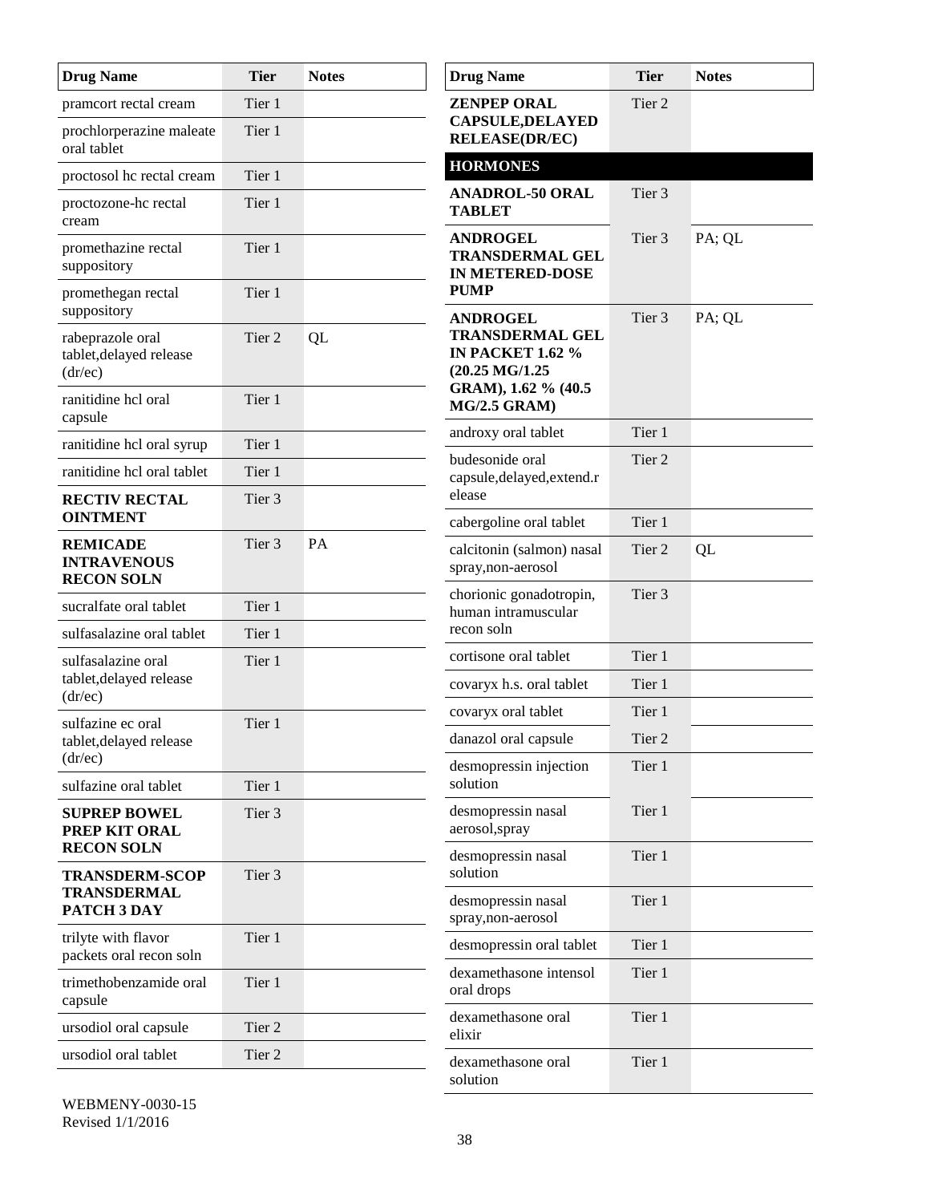| Drug Name | Tier | Notes |
|---|---|---|
| pramcort rectal cream | Tier 1 | |
| prochlorperazine maleate oral tablet | Tier 1 | |
| proctosol hc rectal cream | Tier 1 | |
| proctozone-hc rectal cream | Tier 1 | |
| promethazine rectal suppository | Tier 1 | |
| promethegan rectal suppository | Tier 1 | |
| rabeprazole oral tablet,delayed release (dr/ec) | Tier 2 | QL |
| ranitidine hcl oral capsule | Tier 1 | |
| ranitidine hcl oral syrup | Tier 1 | |
| ranitidine hcl oral tablet | Tier 1 | |
| **RECTIV RECTAL OINTMENT** | Tier 3 | |
| **REMICADE INTRAVENOUS RECON SOLN** | Tier 3 | PA |
| sucralfate oral tablet | Tier 1 | |
| sulfasalazine oral tablet | Tier 1 | |
| sulfasalazine oral tablet,delayed release (dr/ec) | Tier 1 | |
| sulfazine ec oral tablet,delayed release (dr/ec) | Tier 1 | |
| sulfazine oral tablet | Tier 1 | |
| **SUPREP BOWEL PREP KIT ORAL RECON SOLN** | Tier 3 | |
| **TRANSDERM-SCOP TRANSDERMAL PATCH 3 DAY** | Tier 3 | |
| trilyte with flavor packets oral recon soln | Tier 1 | |
| trimethobenzamide oral capsule | Tier 1 | |
| ursodiol oral capsule | Tier 2 | |
| ursodiol oral tablet | Tier 2 | |
| **ZENPEP ORAL CAPSULE,DELAYED RELEASE(DR/EC)** | Tier 2 | |
| **HORMONES** | | |
| **ANADROL-50 ORAL TABLET** | Tier 3 | |
| **ANDROGEL TRANSDERMAL GEL IN METERED-DOSE PUMP** | Tier 3 | PA; QL |
| **ANDROGEL TRANSDERMAL GEL IN PACKET 1.62 % (20.25 MG/1.25 GRAM), 1.62 % (40.5 MG/2.5 GRAM)** | Tier 3 | PA; QL |
| androxy oral tablet | Tier 1 | |
| budesonide oral capsule,delayed,extend.release | Tier 2 | |
| cabergoline oral tablet | Tier 1 | |
| calcitonin (salmon) nasal spray,non-aerosol | Tier 2 | QL |
| chorionic gonadotropin, human intramuscular recon soln | Tier 3 | |
| cortisone oral tablet | Tier 1 | |
| covaryx h.s. oral tablet | Tier 1 | |
| covaryx oral tablet | Tier 1 | |
| danazol oral capsule | Tier 2 | |
| desmopressin injection solution | Tier 1 | |
| desmopressin nasal aerosol,spray | Tier 1 | |
| desmopressin nasal solution | Tier 1 | |
| desmopressin nasal spray,non-aerosol | Tier 1 | |
| desmopressin oral tablet | Tier 1 | |
| dexamethasone intensol oral drops | Tier 1 | |
| dexamethasone oral elixir | Tier 1 | |
| dexamethasone oral solution | Tier 1 | |

WEBMENY-0030-15
Revised 1/1/2016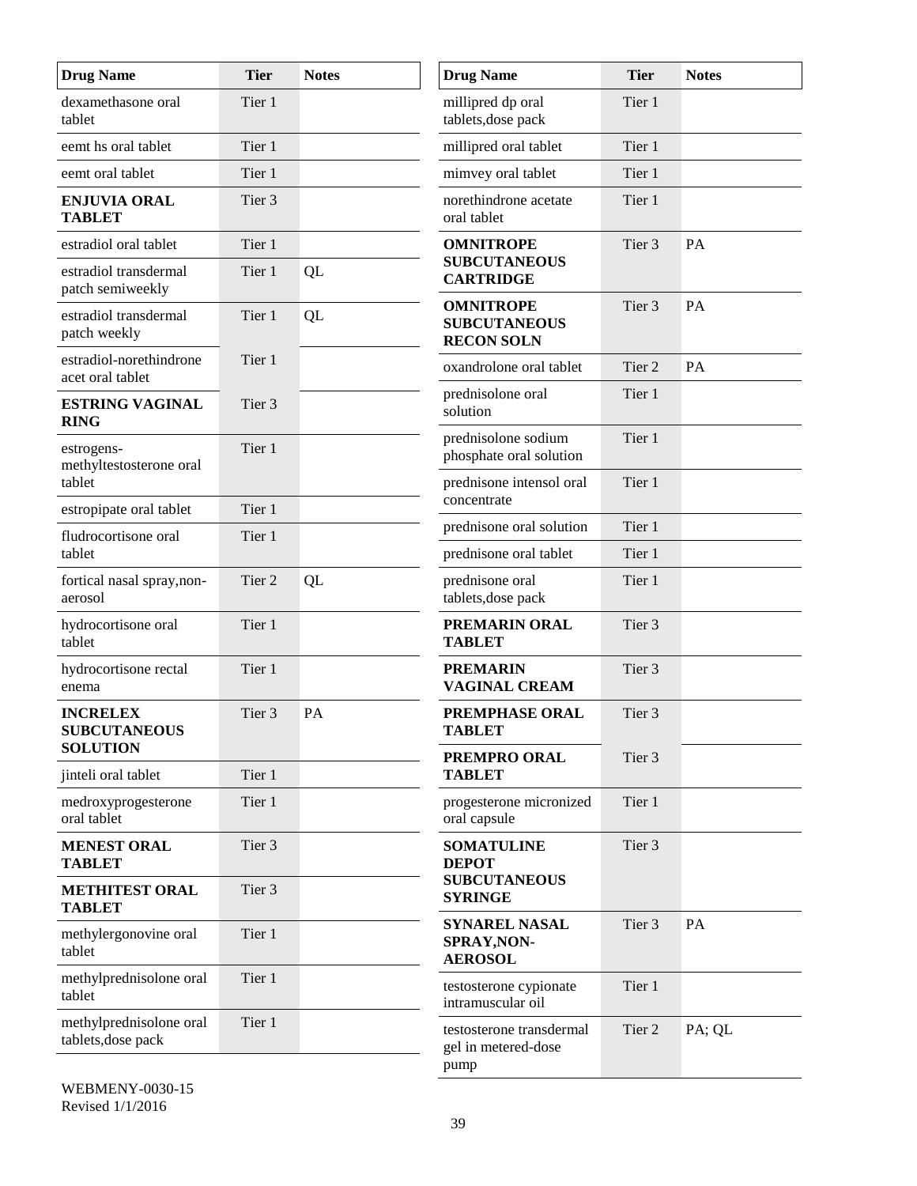| Drug Name | Tier | Notes |
|---|---|---|
| dexamethasone oral tablet | Tier 1 | |
| eemt hs oral tablet | Tier 1 | |
| eemt oral tablet | Tier 1 | |
| **ENJUVIA ORAL TABLET** | Tier 3 | |
| estradiol oral tablet | Tier 1 | |
| estradiol transdermal patch semiweekly | Tier 1 | QL |
| estradiol transdermal patch weekly | Tier 1 | QL |
| estradiol-norethindrone acet oral tablet | Tier 1 | |
| **ESTRING VAGINAL RING** | Tier 3 | |
| estrogens-methyltestosterone oral tablet | Tier 1 | |
| estropipate oral tablet | Tier 1 | |
| fludrocortisone oral tablet | Tier 1 | |
| fortical nasal spray,non-aerosol | Tier 2 | QL |
| hydrocortisone oral tablet | Tier 1 | |
| hydrocortisone rectal enema | Tier 1 | |
| **INCRELEX SUBCUTANEOUS SOLUTION** | Tier 3 | PA |
| jinteli oral tablet | Tier 1 | |
| medroxyprogesterone oral tablet | Tier 1 | |
| **MENEST ORAL TABLET** | Tier 3 | |
| **METHITEST ORAL TABLET** | Tier 3 | |
| methylergonovine oral tablet | Tier 1 | |
| methylprednisolone oral tablet | Tier 1 | |
| methylprednisolone oral tablets,dose pack | Tier 1 | |
| millipred dp oral tablets,dose pack | Tier 1 | |
| millipred oral tablet | Tier 1 | |
| mimvey oral tablet | Tier 1 | |
| norethindrone acetate oral tablet | Tier 1 | |
| **OMNITROPE SUBCUTANEOUS CARTRIDGE** | Tier 3 | PA |
| **OMNITROPE SUBCUTANEOUS RECON SOLN** | Tier 3 | PA |
| oxandrolone oral tablet | Tier 2 | PA |
| prednisolone oral solution | Tier 1 | |
| prednisolone sodium phosphate oral solution | Tier 1 | |
| prednisone intensol oral concentrate | Tier 1 | |
| prednisone oral solution | Tier 1 | |
| prednisone oral tablet | Tier 1 | |
| prednisone oral tablets,dose pack | Tier 1 | |
| **PREMARIN ORAL TABLET** | Tier 3 | |
| **PREMARIN VAGINAL CREAM** | Tier 3 | |
| **PREMPHASE ORAL TABLET** | Tier 3 | |
| **PREMPRO ORAL TABLET** | Tier 3 | |
| progesterone micronized oral capsule | Tier 1 | |
| **SOMATULINE DEPOT SUBCUTANEOUS SYRINGE** | Tier 3 | |
| **SYNAREL NASAL SPRAY,NON-AEROSOL** | Tier 3 | PA |
| testosterone cypionate intramuscular oil | Tier 1 | |
| testosterone transdermal gel in metered-dose pump | Tier 2 | PA; QL |

WEBMENY-0030-15
Revised 1/1/2016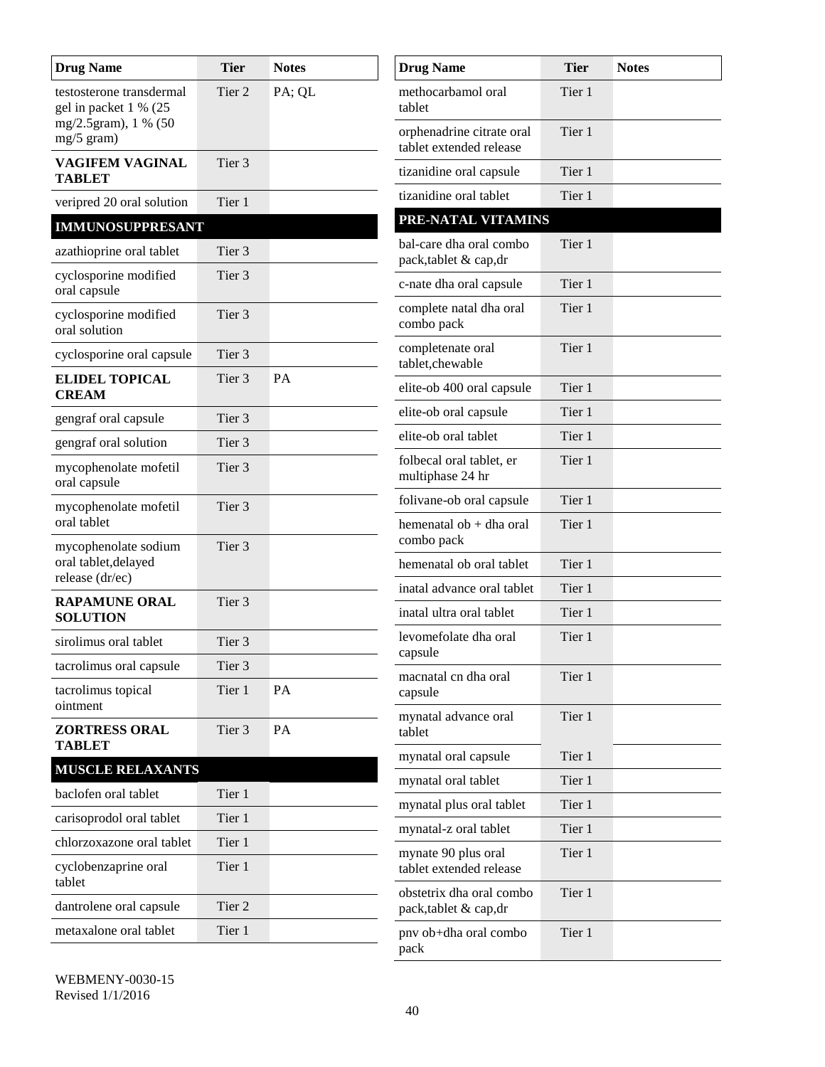| Drug Name | Tier | Notes |
|---|---|---|
| testosterone transdermal gel in packet 1 % (25 mg/2.5gram), 1 % (50 mg/5 gram) | Tier 2 | PA; QL |
| **VAGIFEM VAGINAL TABLET** | Tier 3 | |
| veripred 20 oral solution | Tier 1 | |
| **IMMUNOSUPPRESANT** | | |
| azathioprine oral tablet | Tier 3 | |
| cyclosporine modified oral capsule | Tier 3 | |
| cyclosporine modified oral solution | Tier 3 | |
| cyclosporine oral capsule | Tier 3 | |
| **ELIDEL TOPICAL CREAM** | Tier 3 | PA |
| gengraf oral capsule | Tier 3 | |
| gengraf oral solution | Tier 3 | |
| mycophenolate mofetil oral capsule | Tier 3 | |
| mycophenolate mofetil oral tablet | Tier 3 | |
| mycophenolate sodium oral tablet,delayed release (dr/ec) | Tier 3 | |
| **RAPAMUNE ORAL SOLUTION** | Tier 3 | |
| sirolimus oral tablet | Tier 3 | |
| tacrolimus oral capsule | Tier 3 | |
| tacrolimus topical ointment | Tier 1 | PA |
| **ZORTRESS ORAL TABLET** | Tier 3 | PA |
| **MUSCLE RELAXANTS** | | |
| baclofen oral tablet | Tier 1 | |
| carisoprodol oral tablet | Tier 1 | |
| chlorzoxazone oral tablet | Tier 1 | |
| cyclobenzaprine oral tablet | Tier 1 | |
| dantrolene oral capsule | Tier 2 | |
| metaxalone oral tablet | Tier 1 | |
| methocarbamol oral tablet | Tier 1 | |
| orphenadrine citrate oral tablet extended release | Tier 1 | |
| tizanidine oral capsule | Tier 1 | |
| tizanidine oral tablet | Tier 1 | |
| **PRE-NATAL VITAMINS** | | |
| bal-care dha oral combo pack,tablet & cap,dr | Tier 1 | |
| c-nate dha oral capsule | Tier 1 | |
| complete natal dha oral combo pack | Tier 1 | |
| completenate oral tablet,chewable | Tier 1 | |
| elite-ob 400 oral capsule | Tier 1 | |
| elite-ob oral capsule | Tier 1 | |
| elite-ob oral tablet | Tier 1 | |
| folbecal oral tablet, er multiphase 24 hr | Tier 1 | |
| folivane-ob oral capsule | Tier 1 | |
| hemenatal ob + dha oral combo pack | Tier 1 | |
| hemenatal ob oral tablet | Tier 1 | |
| inatal advance oral tablet | Tier 1 | |
| inatal ultra oral tablet | Tier 1 | |
| levomefolate dha oral capsule | Tier 1 | |
| macnatal cn dha oral capsule | Tier 1 | |
| mynatal advance oral tablet | Tier 1 | |
| mynatal oral capsule | Tier 1 | |
| mynatal oral tablet | Tier 1 | |
| mynatal plus oral tablet | Tier 1 | |
| mynatal-z oral tablet | Tier 1 | |
| mynate 90 plus oral tablet extended release | Tier 1 | |
| obstetrix dha oral combo pack,tablet & cap,dr | Tier 1 | |
| pnv ob+dha oral combo pack | Tier 1 | |

WEBMENY-0030-15
Revised 1/1/2016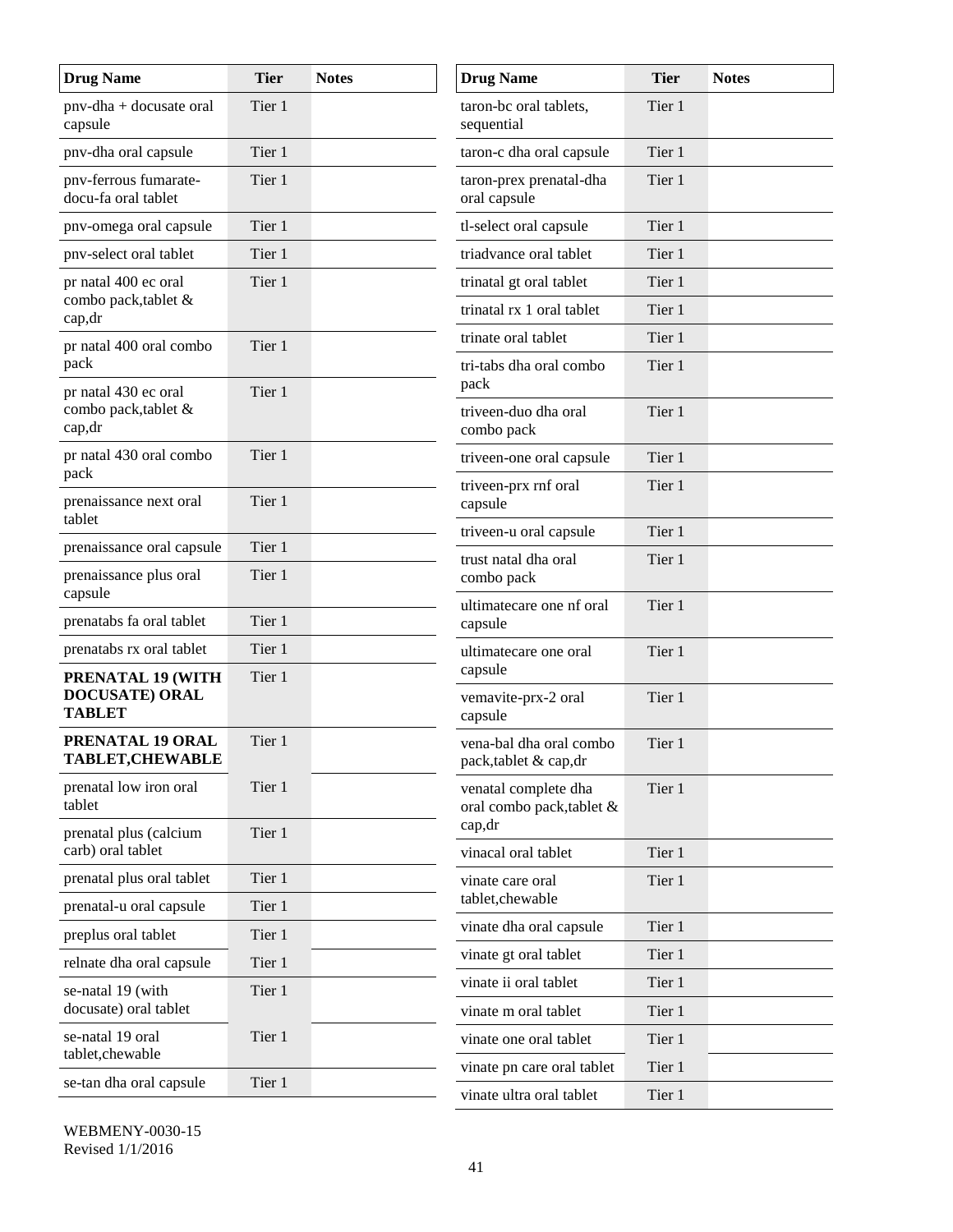| Drug Name | Tier | Notes |
|---|---|---|
| pnv-dha + docusate oral capsule | Tier 1 | |
| pnv-dha oral capsule | Tier 1 | |
| pnv-ferrous fumarate-docu-fa oral tablet | Tier 1 | |
| pnv-omega oral capsule | Tier 1 | |
| pnv-select oral tablet | Tier 1 | |
| pr natal 400 ec oral combo pack,tablet & cap,dr | Tier 1 | |
| pr natal 400 oral combo pack | Tier 1 | |
| pr natal 430 ec oral combo pack,tablet & cap,dr | Tier 1 | |
| pr natal 430 oral combo pack | Tier 1 | |
| prenaissance next oral tablet | Tier 1 | |
| prenaissance oral capsule | Tier 1 | |
| prenaissance plus oral capsule | Tier 1 | |
| prenatabs fa oral tablet | Tier 1 | |
| prenatabs rx oral tablet | Tier 1 | |
| **PRENATAL 19 (WITH DOCUSATE) ORAL TABLET** | Tier 1 | |
| **PRENATAL 19 ORAL TABLET,CHEWABLE** | Tier 1 | |
| prenatal low iron oral tablet | Tier 1 | |
| prenatal plus (calcium carb) oral tablet | Tier 1 | |
| prenatal plus oral tablet | Tier 1 | |
| prenatal-u oral capsule | Tier 1 | |
| preplus oral tablet | Tier 1 | |
| relnate dha oral capsule | Tier 1 | |
| se-natal 19 (with docusate) oral tablet | Tier 1 | |
| se-natal 19 oral tablet,chewable | Tier 1 | |
| se-tan dha oral capsule | Tier 1 | |
| taron-bc oral tablets, sequential | Tier 1 | |
| taron-c dha oral capsule | Tier 1 | |
| taron-prex prenatal-dha oral capsule | Tier 1 | |
| tl-select oral capsule | Tier 1 | |
| triadvance oral tablet | Tier 1 | |
| trinatal gt oral tablet | Tier 1 | |
| trinatal rx 1 oral tablet | Tier 1 | |
| trinate oral tablet | Tier 1 | |
| tri-tabs dha oral combo pack | Tier 1 | |
| triveen-duo dha oral combo pack | Tier 1 | |
| triveen-one oral capsule | Tier 1 | |
| triveen-prx rnf oral capsule | Tier 1 | |
| triveen-u oral capsule | Tier 1 | |
| trust natal dha oral combo pack | Tier 1 | |
| ultimatecare one nf oral capsule | Tier 1 | |
| ultimatecare one oral capsule | Tier 1 | |
| vemavite-prx-2 oral capsule | Tier 1 | |
| vena-bal dha oral combo pack,tablet & cap,dr | Tier 1 | |
| venatal complete dha oral combo pack,tablet & cap,dr | Tier 1 | |
| vinacal oral tablet | Tier 1 | |
| vinate care oral tablet,chewable | Tier 1 | |
| vinate dha oral capsule | Tier 1 | |
| vinate gt oral tablet | Tier 1 | |
| vinate ii oral tablet | Tier 1 | |
| vinate m oral tablet | Tier 1 | |
| vinate one oral tablet | Tier 1 | |
| vinate pn care oral tablet | Tier 1 | |
| vinate ultra oral tablet | Tier 1 | |

WEBMENY-0030-15
Revised 1/1/2016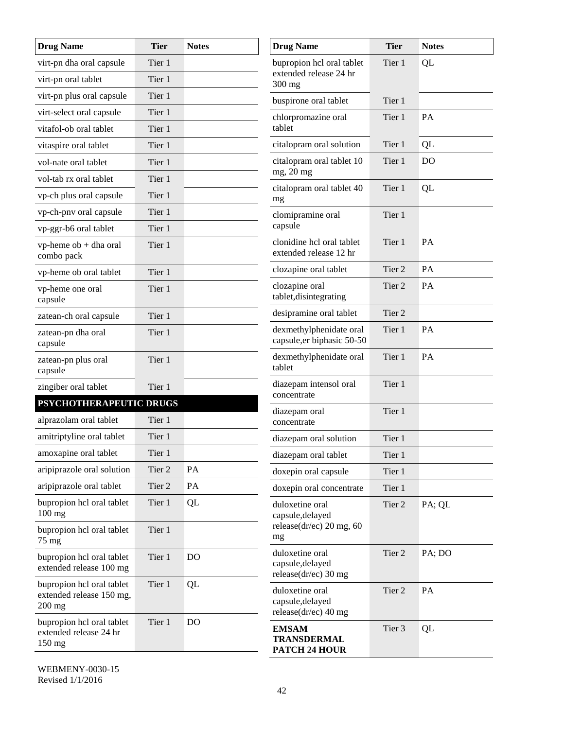| Drug Name | Tier | Notes |
|---|---|---|
| virt-pn dha oral capsule | Tier 1 | |
| virt-pn oral tablet | Tier 1 | |
| virt-pn plus oral capsule | Tier 1 | |
| virt-select oral capsule | Tier 1 | |
| vitafol-ob oral tablet | Tier 1 | |
| vitaspire oral tablet | Tier 1 | |
| vol-nate oral tablet | Tier 1 | |
| vol-tab rx oral tablet | Tier 1 | |
| vp-ch plus oral capsule | Tier 1 | |
| vp-ch-pnv oral capsule | Tier 1 | |
| vp-ggr-b6 oral tablet | Tier 1 | |
| vp-heme ob + dha oral combo pack | Tier 1 | |
| vp-heme ob oral tablet | Tier 1 | |
| vp-heme one oral capsule | Tier 1 | |
| zatean-ch oral capsule | Tier 1 | |
| zatean-pn dha oral capsule | Tier 1 | |
| zatean-pn plus oral capsule | Tier 1 | |
| zingiber oral tablet | Tier 1 | |
| **PSYCHOTHERAPEUTIC DRUGS** | | |
| alprazolam oral tablet | Tier 1 | |
| amitriptyline oral tablet | Tier 1 | |
| amoxapine oral tablet | Tier 1 | |
| aripiprazole oral solution | Tier 2 | PA |
| aripiprazole oral tablet | Tier 2 | PA |
| bupropion hcl oral tablet 100 mg | Tier 1 | QL |
| bupropion hcl oral tablet 75 mg | Tier 1 | |
| bupropion hcl oral tablet extended release 100 mg | Tier 1 | DO |
| bupropion hcl oral tablet extended release 150 mg, 200 mg | Tier 1 | QL |
| bupropion hcl oral tablet extended release 24 hr 150 mg | Tier 1 | DO |
| bupropion hcl oral tablet extended release 24 hr 300 mg | Tier 1 | QL |
| buspirone oral tablet | Tier 1 | |
| chlorpromazine oral tablet | Tier 1 | PA |
| citalopram oral solution | Tier 1 | QL |
| citalopram oral tablet 10 mg, 20 mg | Tier 1 | DO |
| citalopram oral tablet 40 mg | Tier 1 | QL |
| clomipramine oral capsule | Tier 1 | |
| clonidine hcl oral tablet extended release 12 hr | Tier 1 | PA |
| clozapine oral tablet | Tier 2 | PA |
| clozapine oral tablet,disintegrating | Tier 2 | PA |
| desipramine oral tablet | Tier 2 | |
| dexmethylphenidate oral capsule,er biphasic 50-50 | Tier 1 | PA |
| dexmethylphenidate oral tablet | Tier 1 | PA |
| diazepam intensol oral concentrate | Tier 1 | |
| diazepam oral concentrate | Tier 1 | |
| diazepam oral solution | Tier 1 | |
| diazepam oral tablet | Tier 1 | |
| doxepin oral capsule | Tier 1 | |
| doxepin oral concentrate | Tier 1 | |
| duloxetine oral capsule,delayed release(dr/ec) 20 mg, 60 mg | Tier 2 | PA; QL |
| duloxetine oral capsule,delayed release(dr/ec) 30 mg | Tier 2 | PA; DO |
| duloxetine oral capsule,delayed release(dr/ec) 40 mg | Tier 2 | PA |
| **EMSAM TRANSDERMAL PATCH 24 HOUR** | Tier 3 | QL |

WEBMENY-0030-15
Revised 1/1/2016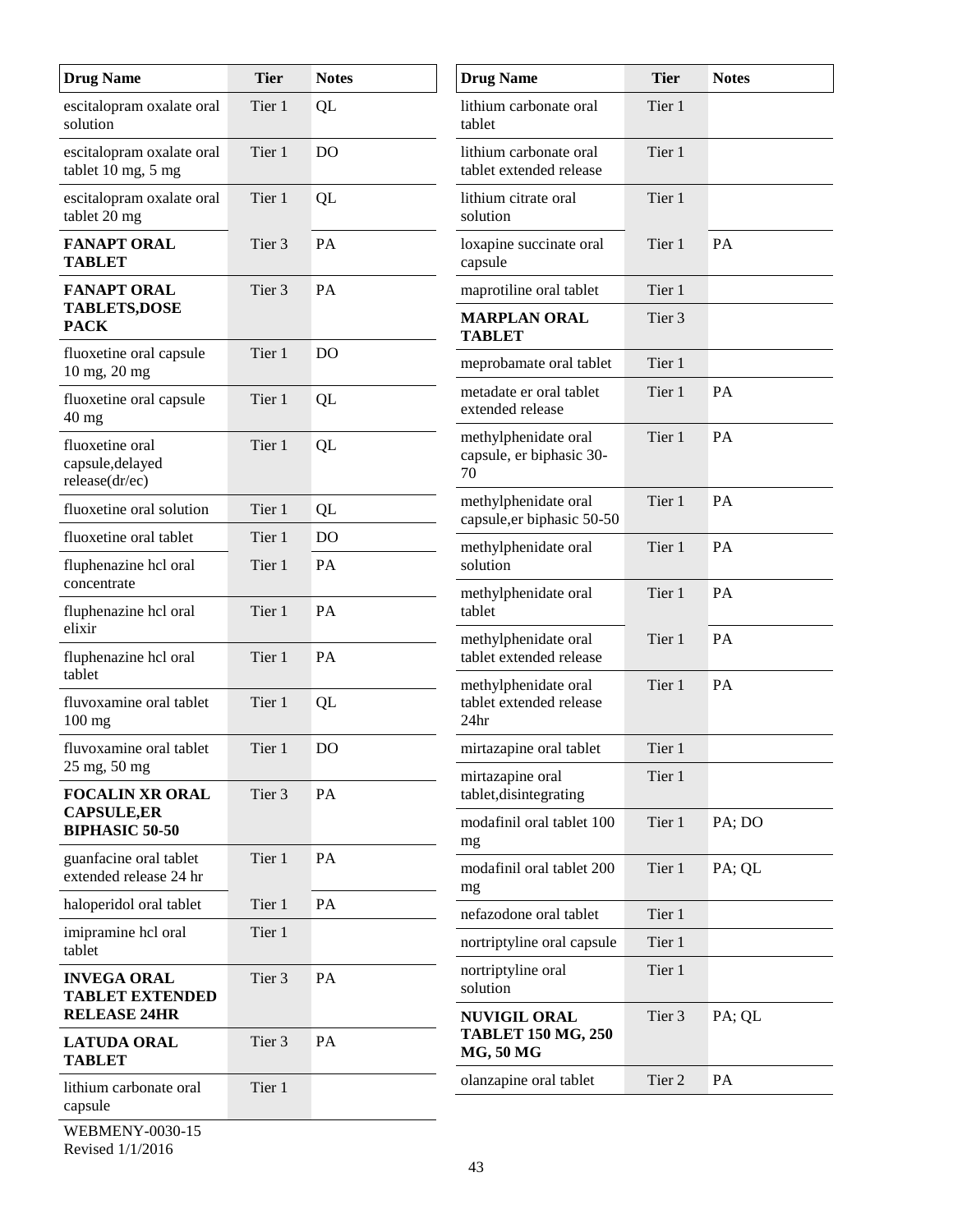| Drug Name | Tier | Notes |
|---|---|---|
| escitalopram oxalate oral solution | Tier 1 | QL |
| escitalopram oxalate oral tablet 10 mg, 5 mg | Tier 1 | DO |
| escitalopram oxalate oral tablet 20 mg | Tier 1 | QL |
| **FANAPT ORAL TABLET** | Tier 3 | PA |
| **FANAPT ORAL TABLETS,DOSE PACK** | Tier 3 | PA |
| fluoxetine oral capsule 10 mg, 20 mg | Tier 1 | DO |
| fluoxetine oral capsule 40 mg | Tier 1 | QL |
| fluoxetine oral capsule,delayed release(dr/ec) | Tier 1 | QL |
| fluoxetine oral solution | Tier 1 | QL |
| fluoxetine oral tablet | Tier 1 | DO |
| fluphenazine hcl oral concentrate | Tier 1 | PA |
| fluphenazine hcl oral elixir | Tier 1 | PA |
| fluphenazine hcl oral tablet | Tier 1 | PA |
| fluvoxamine oral tablet 100 mg | Tier 1 | QL |
| fluvoxamine oral tablet 25 mg, 50 mg | Tier 1 | DO |
| **FOCALIN XR ORAL CAPSULE,ER BIPHASIC 50-50** | Tier 3 | PA |
| guanfacine oral tablet extended release 24 hr | Tier 1 | PA |
| haloperidol oral tablet | Tier 1 | PA |
| imipramine hcl oral tablet | Tier 1 | |
| **INVEGA ORAL TABLET EXTENDED RELEASE 24HR** | Tier 3 | PA |
| **LATUDA ORAL TABLET** | Tier 3 | PA |
| lithium carbonate oral capsule | Tier 1 | |
| lithium carbonate oral tablet | Tier 1 | |
| lithium carbonate oral tablet extended release | Tier 1 | |
| lithium citrate oral solution | Tier 1 | |
| loxapine succinate oral capsule | Tier 1 | PA |
| maprotiline oral tablet | Tier 1 | |
| **MARPLAN ORAL TABLET** | Tier 3 | |
| meprobamate oral tablet | Tier 1 | |
| metadate er oral tablet extended release | Tier 1 | PA |
| methylphenidate oral capsule, er biphasic 30-70 | Tier 1 | PA |
| methylphenidate oral capsule,er biphasic 50-50 | Tier 1 | PA |
| methylphenidate oral solution | Tier 1 | PA |
| methylphenidate oral tablet | Tier 1 | PA |
| methylphenidate oral tablet extended release | Tier 1 | PA |
| methylphenidate oral tablet extended release 24hr | Tier 1 | PA |
| mirtazapine oral tablet | Tier 1 | |
| mirtazapine oral tablet,disintegrating | Tier 1 | |
| modafinil oral tablet 100 mg | Tier 1 | PA; DO |
| modafinil oral tablet 200 mg | Tier 1 | PA; QL |
| nefazodone oral tablet | Tier 1 | |
| nortriptyline oral capsule | Tier 1 | |
| nortriptyline oral solution | Tier 1 | |
| **NUVIGIL ORAL TABLET 150 MG, 250 MG, 50 MG** | Tier 3 | PA; QL |
| olanzapine oral tablet | Tier 2 | PA |

WEBMENY-0030-15
Revised 1/1/2016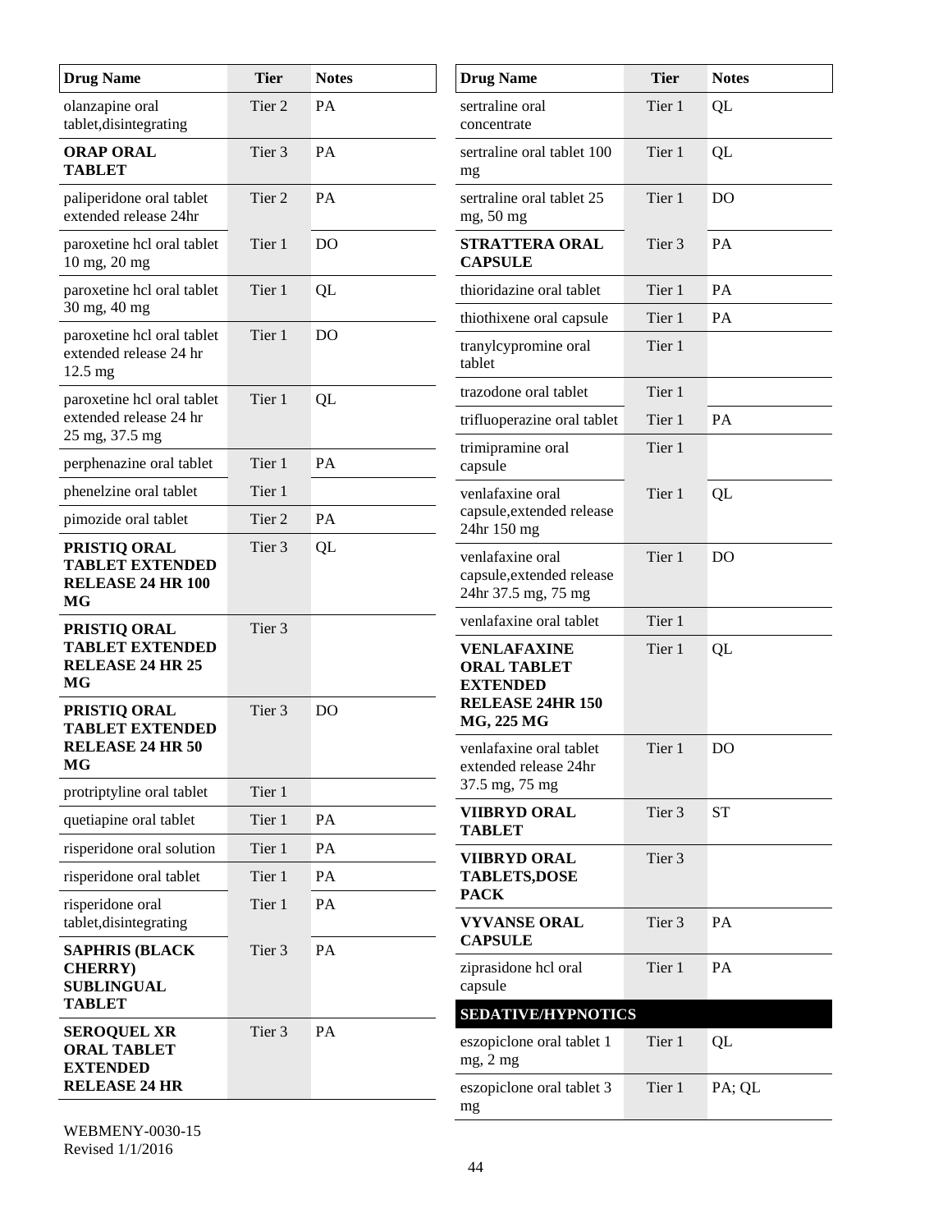| Drug Name | Tier | Notes |
|---|---|---|
| olanzapine oral tablet,disintegrating | Tier 2 | PA |
| **ORAP ORAL TABLET** | Tier 3 | PA |
| paliperidone oral tablet extended release 24hr | Tier 2 | PA |
| paroxetine hcl oral tablet 10 mg, 20 mg | Tier 1 | DO |
| paroxetine hcl oral tablet 30 mg, 40 mg | Tier 1 | QL |
| paroxetine hcl oral tablet extended release 24 hr 12.5 mg | Tier 1 | DO |
| paroxetine hcl oral tablet extended release 24 hr 25 mg, 37.5 mg | Tier 1 | QL |
| perphenazine oral tablet | Tier 1 | PA |
| phenelzine oral tablet | Tier 1 | |
| pimozide oral tablet | Tier 2 | PA |
| **PRISTIQ ORAL TABLET EXTENDED RELEASE 24 HR 100 MG** | Tier 3 | QL |
| **PRISTIQ ORAL TABLET EXTENDED RELEASE 24 HR 25 MG** | Tier 3 | |
| **PRISTIQ ORAL TABLET EXTENDED RELEASE 24 HR 50 MG** | Tier 3 | DO |
| protriptyline oral tablet | Tier 1 | |
| quetiapine oral tablet | Tier 1 | PA |
| risperidone oral solution | Tier 1 | PA |
| risperidone oral tablet | Tier 1 | PA |
| risperidone oral tablet,disintegrating | Tier 1 | PA |
| **SAPHRIS (BLACK CHERRY) SUBLINGUAL TABLET** | Tier 3 | PA |
| **SEROQUEL XR ORAL TABLET EXTENDED RELEASE 24 HR** | Tier 3 | PA |
| sertraline oral concentrate | Tier 1 | QL |
| sertraline oral tablet 100 mg | Tier 1 | QL |
| sertraline oral tablet 25 mg, 50 mg | Tier 1 | DO |
| **STRATTERA ORAL CAPSULE** | Tier 3 | PA |
| thioridazine oral tablet | Tier 1 | PA |
| thiothixene oral capsule | Tier 1 | PA |
| tranylcypromine oral tablet | Tier 1 | |
| trazodone oral tablet | Tier 1 | |
| trifluoperazine oral tablet | Tier 1 | PA |
| trimipramine oral capsule | Tier 1 | |
| venlafaxine oral capsule,extended release 24hr 150 mg | Tier 1 | QL |
| venlafaxine oral capsule,extended release 24hr 37.5 mg, 75 mg | Tier 1 | DO |
| venlafaxine oral tablet | Tier 1 | |
| **VENLAFAXINE ORAL TABLET EXTENDED RELEASE 24HR 150 MG, 225 MG** | Tier 1 | QL |
| venlafaxine oral tablet extended release 24hr 37.5 mg, 75 mg | Tier 1 | DO |
| **VIIBRYD ORAL TABLET** | Tier 3 | ST |
| **VIIBRYD ORAL TABLETS,DOSE PACK** | Tier 3 | |
| **VYVANSE ORAL CAPSULE** | Tier 3 | PA |
| ziprasidone hcl oral capsule | Tier 1 | PA |
| **SEDATIVE/HYPNOTICS** | | |
| eszopiclone oral tablet 1 mg, 2 mg | Tier 1 | QL |
| eszopiclone oral tablet 3 mg | Tier 1 | PA; QL |

WEBMENY-0030-15
Revised 1/1/2016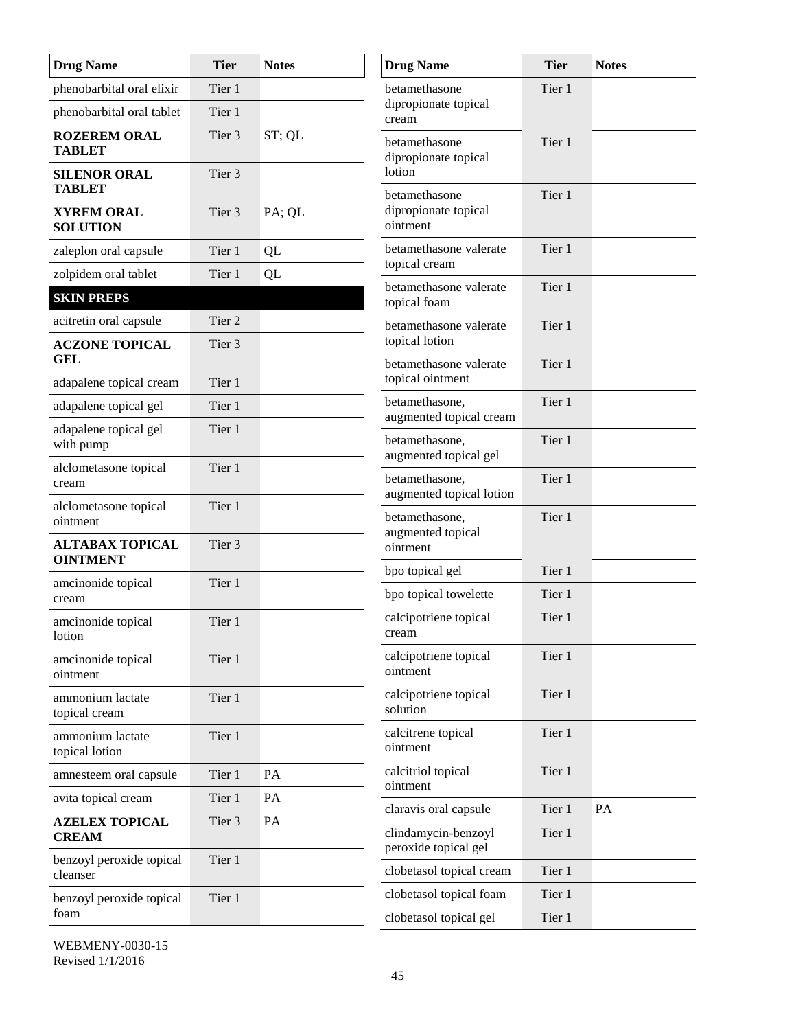| Drug Name | Tier | Notes |
|---|---|---|
| phenobarbital oral elixir | Tier 1 | |
| phenobarbital oral tablet | Tier 1 | |
| **ROZEREM ORAL TABLET** | Tier 3 | ST; QL |
| **SILENOR ORAL TABLET** | Tier 3 | |
| **XYREM ORAL SOLUTION** | Tier 3 | PA; QL |
| zaleplon oral capsule | Tier 1 | QL |
| zolpidem oral tablet | Tier 1 | QL |
| **SKIN PREPS** | | |
| acitretin oral capsule | Tier 2 | |
| **ACZONE TOPICAL GEL** | Tier 3 | |
| adapalene topical cream | Tier 1 | |
| adapalene topical gel | Tier 1 | |
| adapalene topical gel with pump | Tier 1 | |
| alclometasone topical cream | Tier 1 | |
| alclometasone topical ointment | Tier 1 | |
| **ALTABAX TOPICAL OINTMENT** | Tier 3 | |
| amcinonide topical cream | Tier 1 | |
| amcinonide topical lotion | Tier 1 | |
| amcinonide topical ointment | Tier 1 | |
| ammonium lactate topical cream | Tier 1 | |
| ammonium lactate topical lotion | Tier 1 | |
| amnesteem oral capsule | Tier 1 | PA |
| avita topical cream | Tier 1 | PA |
| **AZELEX TOPICAL CREAM** | Tier 3 | PA |
| benzoyl peroxide topical cleanser | Tier 1 | |
| benzoyl peroxide topical foam | Tier 1 | |
| betamethasone dipropionate topical cream | Tier 1 | |
| betamethasone dipropionate topical lotion | Tier 1 | |
| betamethasone dipropionate topical ointment | Tier 1 | |
| betamethasone valerate topical cream | Tier 1 | |
| betamethasone valerate topical foam | Tier 1 | |
| betamethasone valerate topical lotion | Tier 1 | |
| betamethasone valerate topical ointment | Tier 1 | |
| betamethasone, augmented topical cream | Tier 1 | |
| betamethasone, augmented topical gel | Tier 1 | |
| betamethasone, augmented topical lotion | Tier 1 | |
| betamethasone, augmented topical ointment | Tier 1 | |
| bpo topical gel | Tier 1 | |
| bpo topical towelette | Tier 1 | |
| calcipotriene topical cream | Tier 1 | |
| calcipotriene topical ointment | Tier 1 | |
| calcipotriene topical solution | Tier 1 | |
| calcitrene topical ointment | Tier 1 | |
| calcitriol topical ointment | Tier 1 | |
| claravis oral capsule | Tier 1 | PA |
| clindamycin-benzoyl peroxide topical gel | Tier 1 | |
| clobetasol topical cream | Tier 1 | |
| clobetasol topical foam | Tier 1 | |
| clobetasol topical gel | Tier 1 | |

WEBMENY-0030-15
Revised 1/1/2016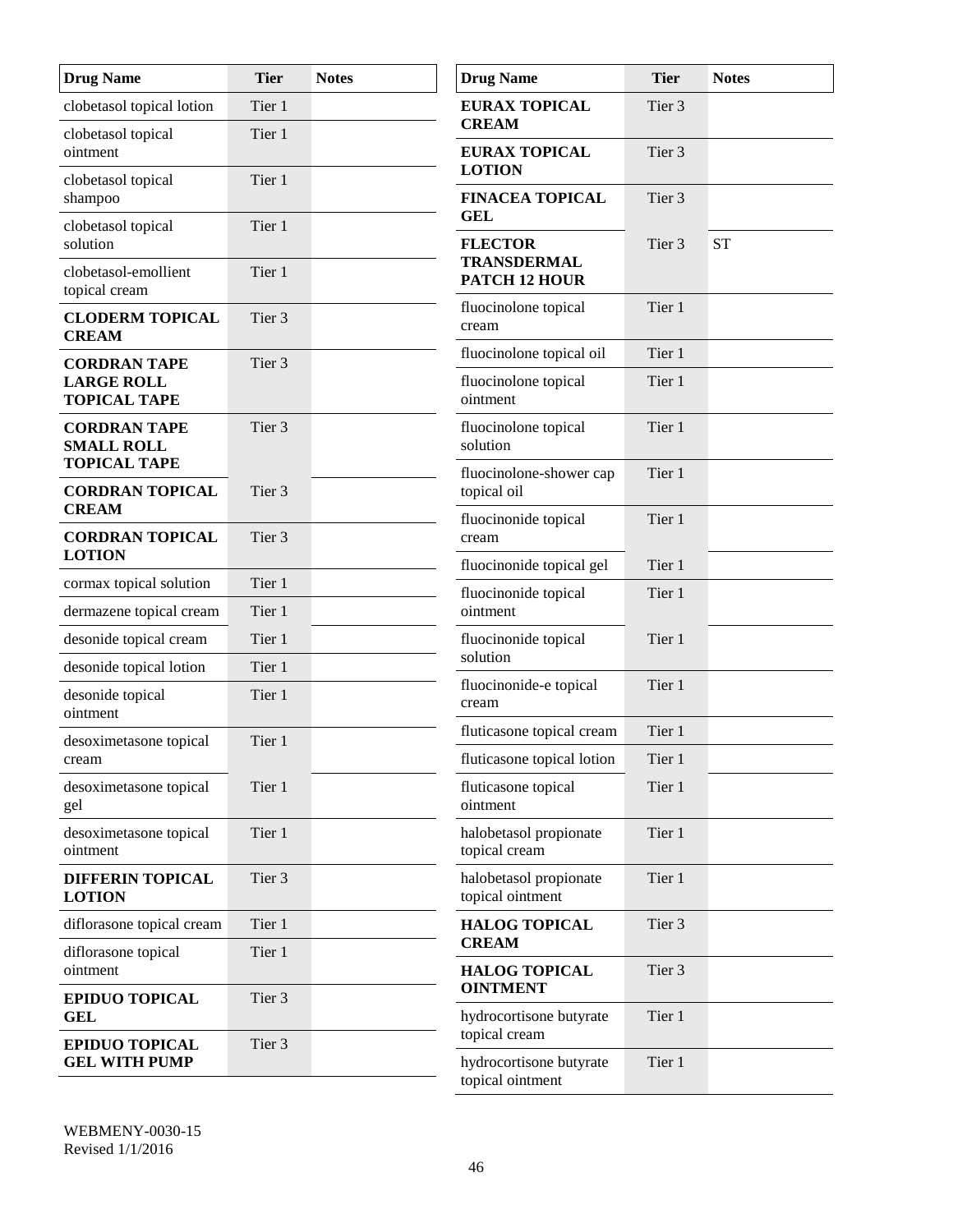| Drug Name | Tier | Notes |
|---|---|---|
| clobetasol topical lotion | Tier 1 | |
| clobetasol topical ointment | Tier 1 | |
| clobetasol topical shampoo | Tier 1 | |
| clobetasol topical solution | Tier 1 | |
| clobetasol-emollient topical cream | Tier 1 | |
| **CLODERM TOPICAL CREAM** | Tier 3 | |
| **CORDRAN TAPE LARGE ROLL TOPICAL TAPE** | Tier 3 | |
| **CORDRAN TAPE SMALL ROLL TOPICAL TAPE** | Tier 3 | |
| **CORDRAN TOPICAL CREAM** | Tier 3 | |
| **CORDRAN TOPICAL LOTION** | Tier 3 | |
| cormax topical solution | Tier 1 | |
| dermazene topical cream | Tier 1 | |
| desonide topical cream | Tier 1 | |
| desonide topical lotion | Tier 1 | |
| desonide topical ointment | Tier 1 | |
| desoximetasone topical cream | Tier 1 | |
| desoximetasone topical gel | Tier 1 | |
| desoximetasone topical ointment | Tier 1 | |
| **DIFFERIN TOPICAL LOTION** | Tier 3 | |
| diflorasone topical cream | Tier 1 | |
| diflorasone topical ointment | Tier 1 | |
| **EPIDUO TOPICAL GEL** | Tier 3 | |
| **EPIDUO TOPICAL GEL WITH PUMP** | Tier 3 | |
| **EURAX TOPICAL CREAM** | Tier 3 | |
| **EURAX TOPICAL LOTION** | Tier 3 | |
| **FINACEA TOPICAL GEL** | Tier 3 | |
| **FLECTOR TRANSDERMAL PATCH 12 HOUR** | Tier 3 | ST |
| fluocinolone topical cream | Tier 1 | |
| fluocinolone topical oil | Tier 1 | |
| fluocinolone topical ointment | Tier 1 | |
| fluocinolone topical solution | Tier 1 | |
| fluocinolone-shower cap topical oil | Tier 1 | |
| fluocinonide topical cream | Tier 1 | |
| fluocinonide topical gel | Tier 1 | |
| fluocinonide topical ointment | Tier 1 | |
| fluocinonide topical solution | Tier 1 | |
| fluocinonide-e topical cream | Tier 1 | |
| fluticasone topical cream | Tier 1 | |
| fluticasone topical lotion | Tier 1 | |
| fluticasone topical ointment | Tier 1 | |
| halobetasol propionate topical cream | Tier 1 | |
| halobetasol propionate topical ointment | Tier 1 | |
| **HALOG TOPICAL CREAM** | Tier 3 | |
| **HALOG TOPICAL OINTMENT** | Tier 3 | |
| hydrocortisone butyrate topical cream | Tier 1 | |
| hydrocortisone butyrate topical ointment | Tier 1 | |

WEBMENY-0030-15
Revised 1/1/2016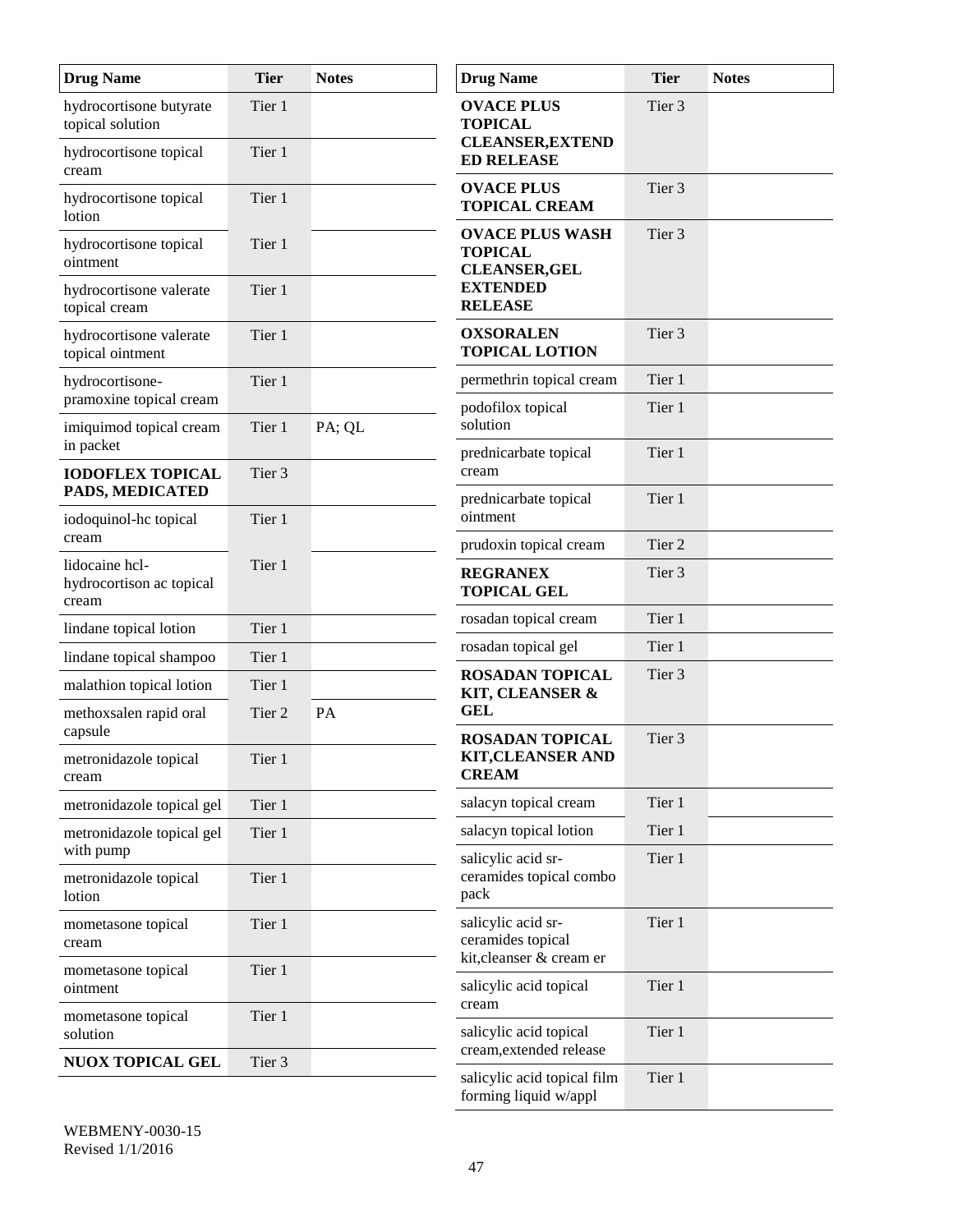| Drug Name | Tier | Notes |
|---|---|---|
| hydrocortisone butyrate topical solution | Tier 1 | |
| hydrocortisone topical cream | Tier 1 | |
| hydrocortisone topical lotion | Tier 1 | |
| hydrocortisone topical ointment | Tier 1 | |
| hydrocortisone valerate topical cream | Tier 1 | |
| hydrocortisone valerate topical ointment | Tier 1 | |
| hydrocortisone-pramoxine topical cream | Tier 1 | |
| imiquimod topical cream in packet | Tier 1 | PA; QL |
| **IODOFLEX TOPICAL PADS, MEDICATED** | Tier 3 | |
| iodoquinol-hc topical cream | Tier 1 | |
| lidocaine hcl-hydrocortison ac topical cream | Tier 1 | |
| lindane topical lotion | Tier 1 | |
| lindane topical shampoo | Tier 1 | |
| malathion topical lotion | Tier 1 | |
| methoxsalen rapid oral capsule | Tier 2 | PA |
| metronidazole topical cream | Tier 1 | |
| metronidazole topical gel | Tier 1 | |
| metronidazole topical gel with pump | Tier 1 | |
| metronidazole topical lotion | Tier 1 | |
| mometasone topical cream | Tier 1 | |
| mometasone topical ointment | Tier 1 | |
| mometasone topical solution | Tier 1 | |
| **NUOX TOPICAL GEL** | Tier 3 | |
| **OVACE PLUS TOPICAL CLEANSER,EXTENDED RELEASE** | Tier 3 | |
| **OVACE PLUS TOPICAL CREAM** | Tier 3 | |
| **OVACE PLUS WASH TOPICAL CLEANSER,GEL EXTENDED RELEASE** | Tier 3 | |
| **OXSORALEN TOPICAL LOTION** | Tier 3 | |
| permethrin topical cream | Tier 1 | |
| podofilox topical solution | Tier 1 | |
| prednicarbate topical cream | Tier 1 | |
| prednicarbate topical ointment | Tier 1 | |
| prudoxin topical cream | Tier 2 | |
| **REGRANEX TOPICAL GEL** | Tier 3 | |
| rosadan topical cream | Tier 1 | |
| rosadan topical gel | Tier 1 | |
| **ROSADAN TOPICAL KIT, CLEANSER & GEL** | Tier 3 | |
| **ROSADAN TOPICAL KIT,CLEANSER AND CREAM** | Tier 3 | |
| salacyn topical cream | Tier 1 | |
| salacyn topical lotion | Tier 1 | |
| salicylic acid sr-ceramides topical combo pack | Tier 1 | |
| salicylic acid sr-ceramides topical kit,cleanser & cream er | Tier 1 | |
| salicylic acid topical cream | Tier 1 | |
| salicylic acid topical cream,extended release | Tier 1 | |
| salicylic acid topical film forming liquid w/appl | Tier 1 | |

WEBMENY-0030-15
Revised 1/1/2016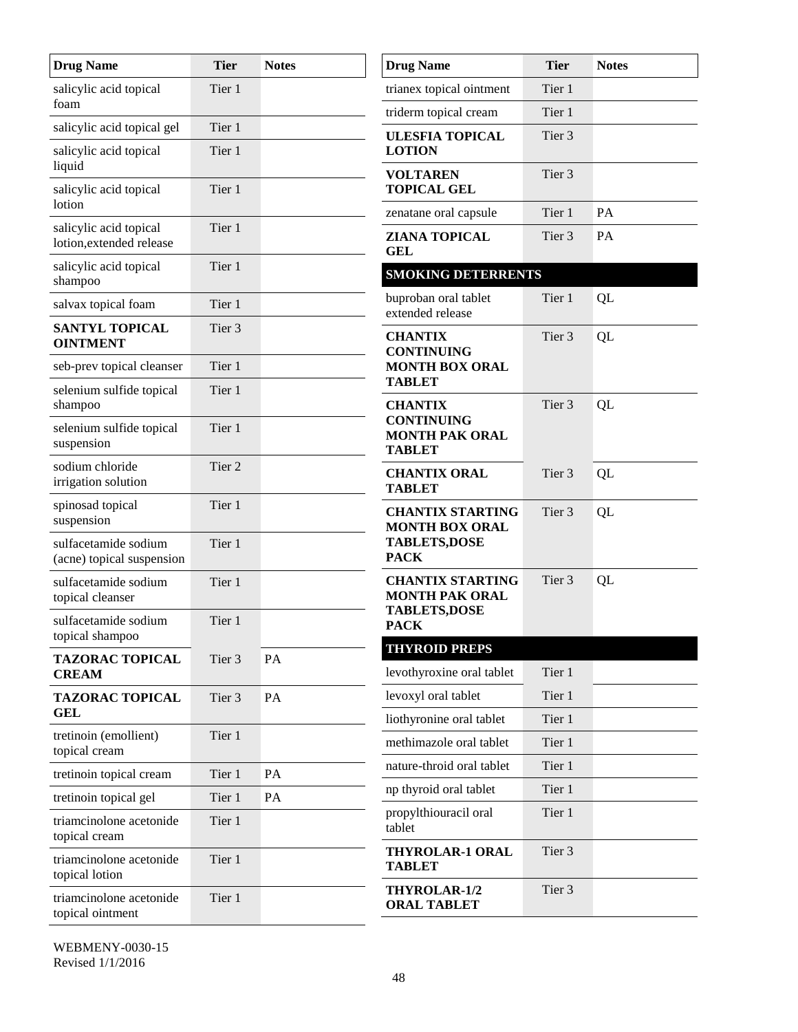| Drug Name | Tier | Notes |
|---|---|---|
| salicylic acid topical foam | Tier 1 | |
| salicylic acid topical gel | Tier 1 | |
| salicylic acid topical liquid | Tier 1 | |
| salicylic acid topical lotion | Tier 1 | |
| salicylic acid topical lotion,extended release | Tier 1 | |
| salicylic acid topical shampoo | Tier 1 | |
| salvax topical foam | Tier 1 | |
| **SANTYL TOPICAL OINTMENT** | Tier 3 | |
| seb-prev topical cleanser | Tier 1 | |
| selenium sulfide topical shampoo | Tier 1 | |
| selenium sulfide topical suspension | Tier 1 | |
| sodium chloride irrigation solution | Tier 2 | |
| spinosad topical suspension | Tier 1 | |
| sulfacetamide sodium (acne) topical suspension | Tier 1 | |
| sulfacetamide sodium topical cleanser | Tier 1 | |
| sulfacetamide sodium topical shampoo | Tier 1 | |
| **TAZORAC TOPICAL CREAM** | Tier 3 | PA |
| **TAZORAC TOPICAL GEL** | Tier 3 | PA |
| tretinoin (emollient) topical cream | Tier 1 | |
| tretinoin topical cream | Tier 1 | PA |
| tretinoin topical gel | Tier 1 | PA |
| triamcinolone acetonide topical cream | Tier 1 | |
| triamcinolone acetonide topical lotion | Tier 1 | |
| triamcinolone acetonide topical ointment | Tier 1 | |
| trianex topical ointment | Tier 1 | |
| triderm topical cream | Tier 1 | |
| **ULESFIA TOPICAL LOTION** | Tier 3 | |
| **VOLTAREN TOPICAL GEL** | Tier 3 | |
| zenatane oral capsule | Tier 1 | PA |
| **ZIANA TOPICAL GEL** | Tier 3 | PA |
| **SMOKING DETERRENTS** | | |
| buproban oral tablet extended release | Tier 1 | QL |
| **CHANTIX CONTINUING MONTH BOX ORAL TABLET** | Tier 3 | QL |
| **CHANTIX CONTINUING MONTH PAK ORAL TABLET** | Tier 3 | QL |
| **CHANTIX ORAL TABLET** | Tier 3 | QL |
| **CHANTIX STARTING MONTH BOX ORAL TABLETS,DOSE PACK** | Tier 3 | QL |
| **CHANTIX STARTING MONTH PAK ORAL TABLETS,DOSE PACK** | Tier 3 | QL |
| **THYROID PREPS** | | |
| levothyroxine oral tablet | Tier 1 | |
| levoxyl oral tablet | Tier 1 | |
| liothyronine oral tablet | Tier 1 | |
| methimazole oral tablet | Tier 1 | |
| nature-throid oral tablet | Tier 1 | |
| np thyroid oral tablet | Tier 1 | |
| propylthiouracil oral tablet | Tier 1 | |
| **THYROLAR-1 ORAL TABLET** | Tier 3 | |
| **THYROLAR-1/2 ORAL TABLET** | Tier 3 | |

WEBMENY-0030-15
Revised 1/1/2016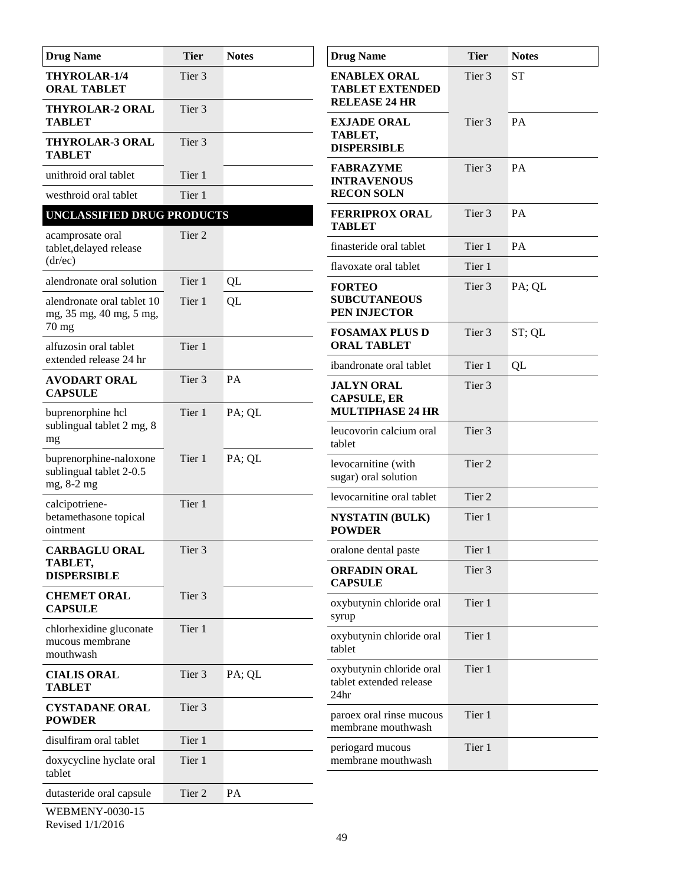| Drug Name | Tier | Notes |
|---|---|---|
| **THYROLAR-1/4 ORAL TABLET** | Tier 3 | |
| **THYROLAR-2 ORAL TABLET** | Tier 3 | |
| **THYROLAR-3 ORAL TABLET** | Tier 3 | |
| unithroid oral tablet | Tier 1 | |
| westhroid oral tablet | Tier 1 | |
| **UNCLASSIFIED DRUG PRODUCTS** | | |
| acamprosate oral tablet,delayed release (dr/ec) | Tier 2 | |
| alendronate oral solution | Tier 1 | QL |
| alendronate oral tablet 10 mg, 35 mg, 40 mg, 5 mg, 70 mg | Tier 1 | QL |
| alfuzosin oral tablet extended release 24 hr | Tier 1 | |
| **AVODART ORAL CAPSULE** | Tier 3 | PA |
| buprenorphine hcl sublingual tablet 2 mg, 8 mg | Tier 1 | PA; QL |
| buprenorphine-naloxone sublingual tablet 2-0.5 mg, 8-2 mg | Tier 1 | PA; QL |
| calcipotriene-betamethasone topical ointment | Tier 1 | |
| **CARBAGLU ORAL TABLET, DISPERSIBLE** | Tier 3 | |
| **CHEMET ORAL CAPSULE** | Tier 3 | |
| chlorhexidine gluconate mucous membrane mouthwash | Tier 1 | |
| **CIALIS ORAL TABLET** | Tier 3 | PA; QL |
| **CYSTADANE ORAL POWDER** | Tier 3 | |
| disulfiram oral tablet | Tier 1 | |
| doxycycline hyclate oral tablet | Tier 1 | |
| dutasteride oral capsule | Tier 2 | PA |
| **ENABLEX ORAL TABLET EXTENDED RELEASE 24 HR** | Tier 3 | ST |
| **EXJADE ORAL TABLET, DISPERSIBLE** | Tier 3 | PA |
| **FABRAZYME INTRAVENOUS RECON SOLN** | Tier 3 | PA |
| **FERRIPROX ORAL TABLET** | Tier 3 | PA |
| finasteride oral tablet | Tier 1 | PA |
| flavoxate oral tablet | Tier 1 | |
| **FORTEO SUBCUTANEOUS PEN INJECTOR** | Tier 3 | PA; QL |
| **FOSAMAX PLUS D ORAL TABLET** | Tier 3 | ST; QL |
| ibandronate oral tablet | Tier 1 | QL |
| **JALYN ORAL CAPSULE, ER MULTIPHASE 24 HR** | Tier 3 | |
| leucovorin calcium oral tablet | Tier 3 | |
| levocarnitine (with sugar) oral solution | Tier 2 | |
| levocarnitine oral tablet | Tier 2 | |
| **NYSTATIN (BULK) POWDER** | Tier 1 | |
| oralone dental paste | Tier 1 | |
| **ORFADIN ORAL CAPSULE** | Tier 3 | |
| oxybutynin chloride oral syrup | Tier 1 | |
| oxybutynin chloride oral tablet | Tier 1 | |
| oxybutynin chloride oral tablet extended release 24hr | Tier 1 | |
| paroex oral rinse mucous membrane mouthwash | Tier 1 | |
| periogard mucous membrane mouthwash | Tier 1 | |

WEBMENY-0030-15
Revised 1/1/2016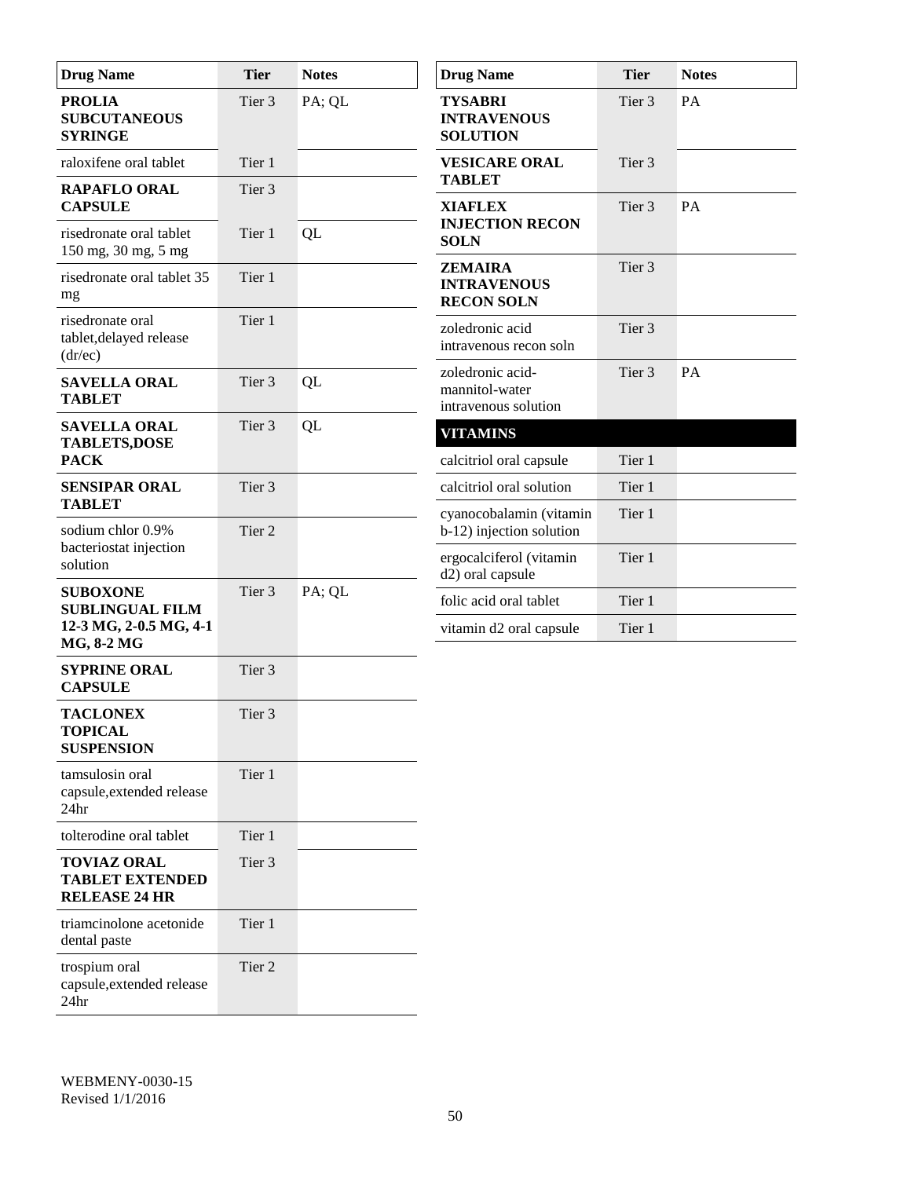| Drug Name | Tier | Notes |
|---|---|---|
| **PROLIA SUBCUTANEOUS SYRINGE** | Tier 3 | PA; QL |
| raloxifene oral tablet | Tier 1 | |
| **RAPAFLO ORAL CAPSULE** | Tier 3 | |
| risedronate oral tablet 150 mg, 30 mg, 5 mg | Tier 1 | QL |
| risedronate oral tablet 35 mg | Tier 1 | |
| risedronate oral tablet,delayed release (dr/ec) | Tier 1 | |
| **SAVELLA ORAL TABLET** | Tier 3 | QL |
| **SAVELLA ORAL TABLETS,DOSE PACK** | Tier 3 | QL |
| **SENSIPAR ORAL TABLET** | Tier 3 | |
| sodium chlor 0.9% bacteriostat injection solution | Tier 2 | |
| **SUBOXONE SUBLINGUAL FILM 12-3 MG, 2-0.5 MG, 4-1 MG, 8-2 MG** | Tier 3 | PA; QL |
| **SYPRINE ORAL CAPSULE** | Tier 3 | |
| **TACLONEX TOPICAL SUSPENSION** | Tier 3 | |
| tamsulosin oral capsule,extended release 24hr | Tier 1 | |
| tolterodine oral tablet | Tier 1 | |
| **TOVIAZ ORAL TABLET EXTENDED RELEASE 24 HR** | Tier 3 | |
| triamcinolone acetonide dental paste | Tier 1 | |
| trospium oral capsule,extended release 24hr | Tier 2 | |
| **TYSABRI INTRAVENOUS SOLUTION** | Tier 3 | PA |
| **VESICARE ORAL TABLET** | Tier 3 | |
| **XIAFLEX INJECTION RECON SOLN** | Tier 3 | PA |
| **ZEMAIRA INTRAVENOUS RECON SOLN** | Tier 3 | |
| zoledronic acid intravenous recon soln | Tier 3 | |
| zoledronic acid-mannitol-water intravenous solution | Tier 3 | PA |
| **VITAMINS** | | |
| calcitriol oral capsule | Tier 1 | |
| calcitriol oral solution | Tier 1 | |
| cyanocobalamin (vitamin b-12) injection solution | Tier 1 | |
| ergocalciferol (vitamin d2) oral capsule | Tier 1 | |
| folic acid oral tablet | Tier 1 | |
| vitamin d2 oral capsule | Tier 1 | |

WEBMENY-0030-15
Revised 1/1/2016